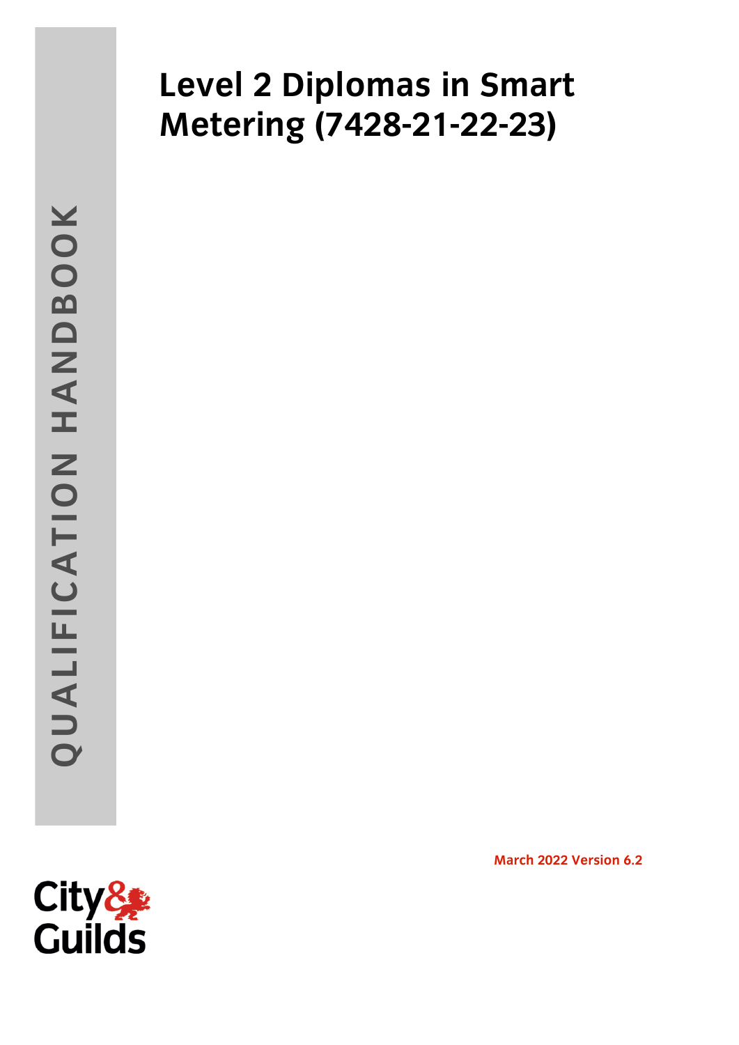QUALIFICATION HANDBOOK

# Level 2 Diplomas in Smart Metering (7428-21-22-23)

**March 2022 Version 6.2**

City & Guilds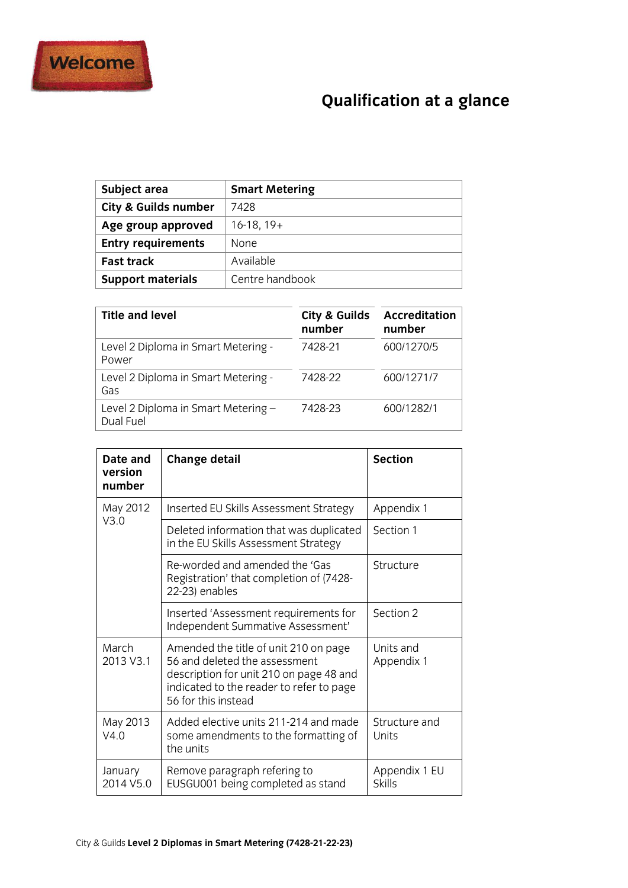Welcome

# Qualification at a glance

| Subject area | Smart Metering |
|---|---|
| City & Guilds number | 7428 |
| Age group approved | 16-18, 19+ |
| Entry requirements | None |
| Fast track | Available |
| Support materials | Centre handbook |

| Title and level | City & Guilds number | Accreditation number |
|---|---|---|
| Level 2 Diploma in Smart Metering - Power | 7428-21 | 600/1270/5 |
| Level 2 Diploma in Smart Metering - Gas | 7428-22 | 600/1271/7 |
| Level 2 Diploma in Smart Metering – Dual Fuel | 7428-23 | 600/1282/1 |

| Date and version number | Change detail | Section |
|---|---|---|
| May 2012 V3.0 | Inserted EU Skills Assessment Strategy | Appendix 1 |
| | Deleted information that was duplicated in the EU Skills Assessment Strategy | Section 1 |
| | Re-worded and amended the 'Gas Registration' that completion of (7428-22-23) enables | Structure |
| | Inserted 'Assessment requirements for Independent Summative Assessment' | Section 2 |
| March 2013 V3.1 | Amended the title of unit 210 on page 56 and deleted the assessment description for unit 210 on page 48 and indicated to the reader to refer to page 56 for this instead | Units and Appendix 1 |
| May 2013 V4.0 | Added elective units 211-214 and made some amendments to the formatting of the units | Structure and Units |
| January 2014 V5.0 | Remove paragraph refering to EUSGU001 being completed as stand | Appendix 1 EU Skills |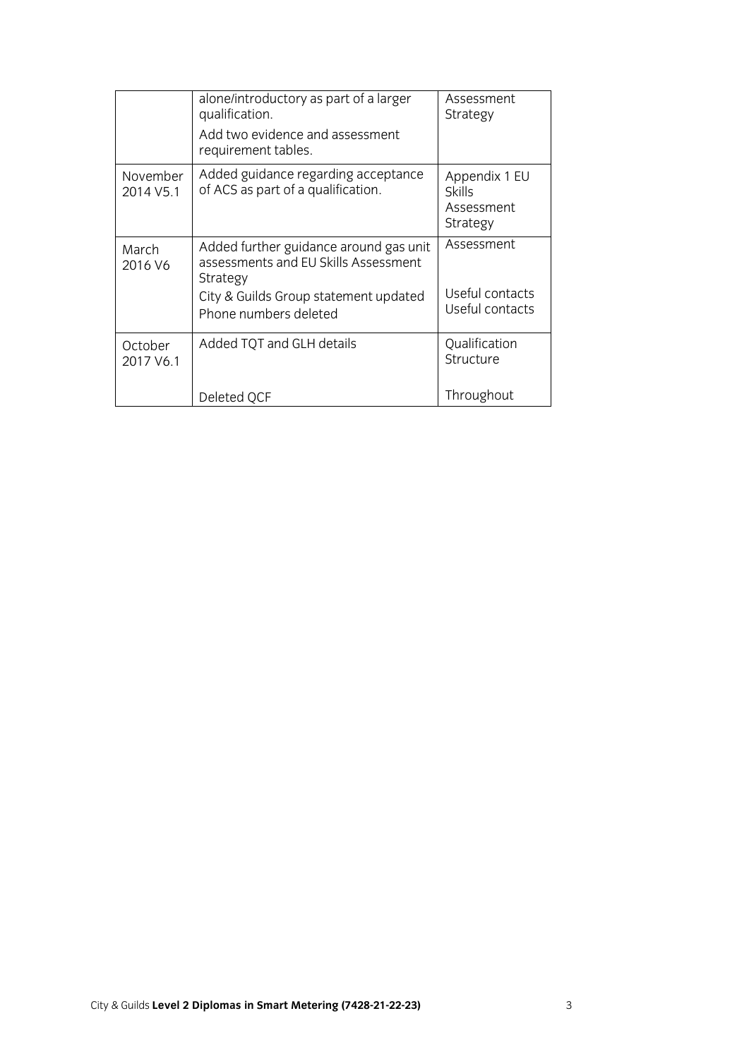| | | |
|---|---|---|
| | alone/introductory as part of a larger qualification.<br>Add two evidence and assessment requirement tables. | Assessment Strategy |
| November 2014 V5.1 | Added guidance regarding acceptance of ACS as part of a qualification. | Appendix 1 EU Skills Assessment Strategy |
| March 2016 V6 | Added further guidance around gas unit assessments and EU Skills Assessment Strategy<br>City & Guilds Group statement updated<br>Phone numbers deleted | Assessment<br><br>Useful contacts<br>Useful contacts |
| October 2017 V6.1 | Added TQT and GLH details<br><br>Deleted QCF | Qualification Structure<br><br>Throughout |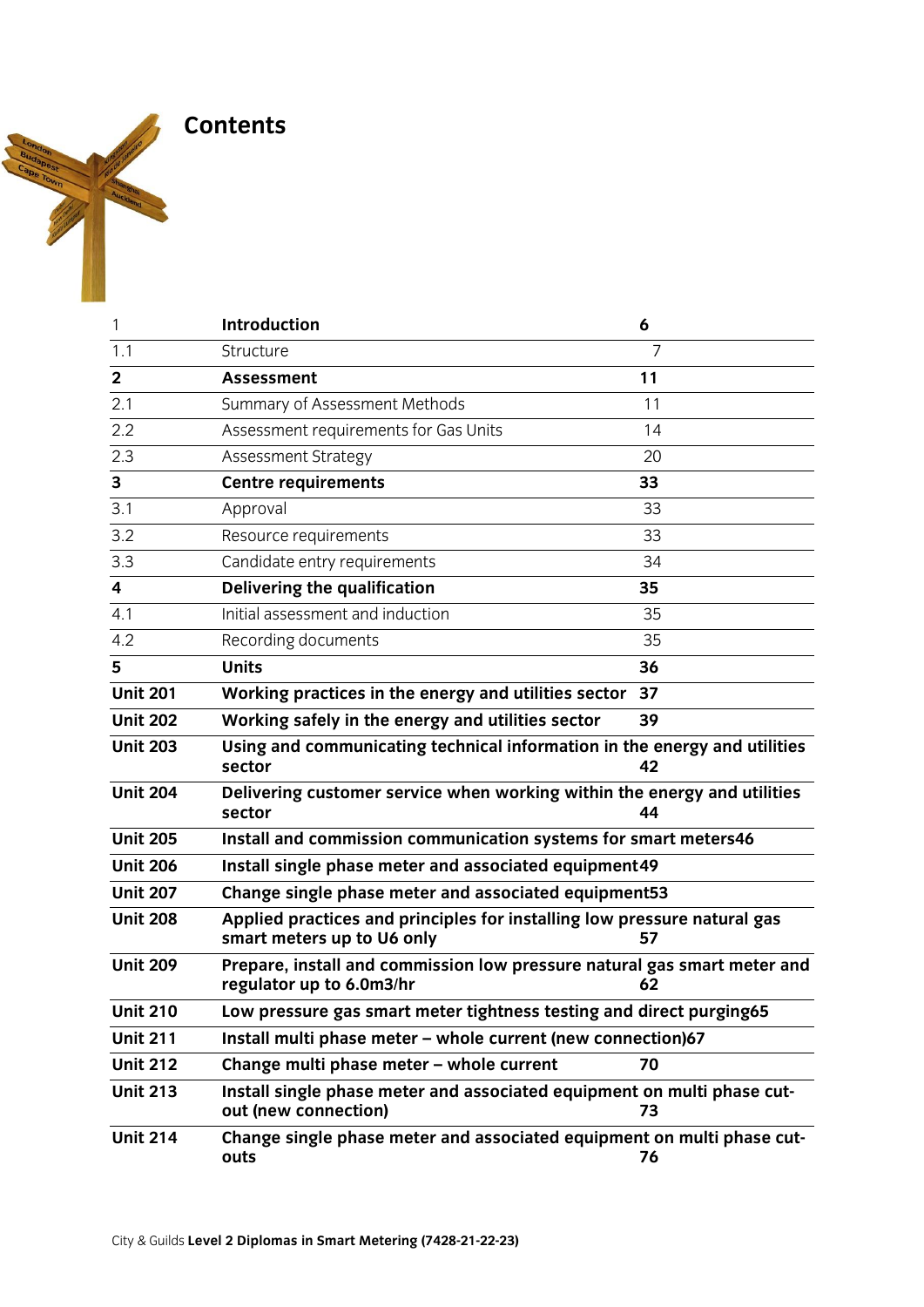# Contents

| | | |
|---|---|---|
| 1 | **Introduction** | **6** |
| 1.1 | Structure | 7 |
| **2** | **Assessment** | **11** |
| 2.1 | Summary of Assessment Methods | 11 |
| 2.2 | Assessment requirements for Gas Units | 14 |
| 2.3 | Assessment Strategy | 20 |
| **3** | **Centre requirements** | **33** |
| 3.1 | Approval | 33 |
| 3.2 | Resource requirements | 33 |
| 3.3 | Candidate entry requirements | 34 |
| **4** | **Delivering the qualification** | **35** |
| 4.1 | Initial assessment and induction | 35 |
| 4.2 | Recording documents | 35 |
| **5** | **Units** | **36** |
| **Unit 201** | **Working practices in the energy and utilities sector** | **37** |
| **Unit 202** | **Working safely in the energy and utilities sector** | **39** |
| **Unit 203** | **Using and communicating technical information in the energy and utilities sector** | **42** |
| **Unit 204** | **Delivering customer service when working within the energy and utilities sector** | **44** |
| **Unit 205** | **Install and commission communication systems for smart meters** | **46** |
| **Unit 206** | **Install single phase meter and associated equipment** | **49** |
| **Unit 207** | **Change single phase meter and associated equipment** | **53** |
| **Unit 208** | **Applied practices and principles for installing low pressure natural gas smart meters up to U6 only** | **57** |
| **Unit 209** | **Prepare, install and commission low pressure natural gas smart meter and regulator up to 6.0m3/hr** | **62** |
| **Unit 210** | **Low pressure gas smart meter tightness testing and direct purging** | **65** |
| **Unit 211** | **Install multi phase meter – whole current (new connection)** | **67** |
| **Unit 212** | **Change multi phase meter – whole current** | **70** |
| **Unit 213** | **Install single phase meter and associated equipment on multi phase cut-out (new connection)** | **73** |
| **Unit 214** | **Change single phase meter and associated equipment on multi phase cut-outs** | **76** |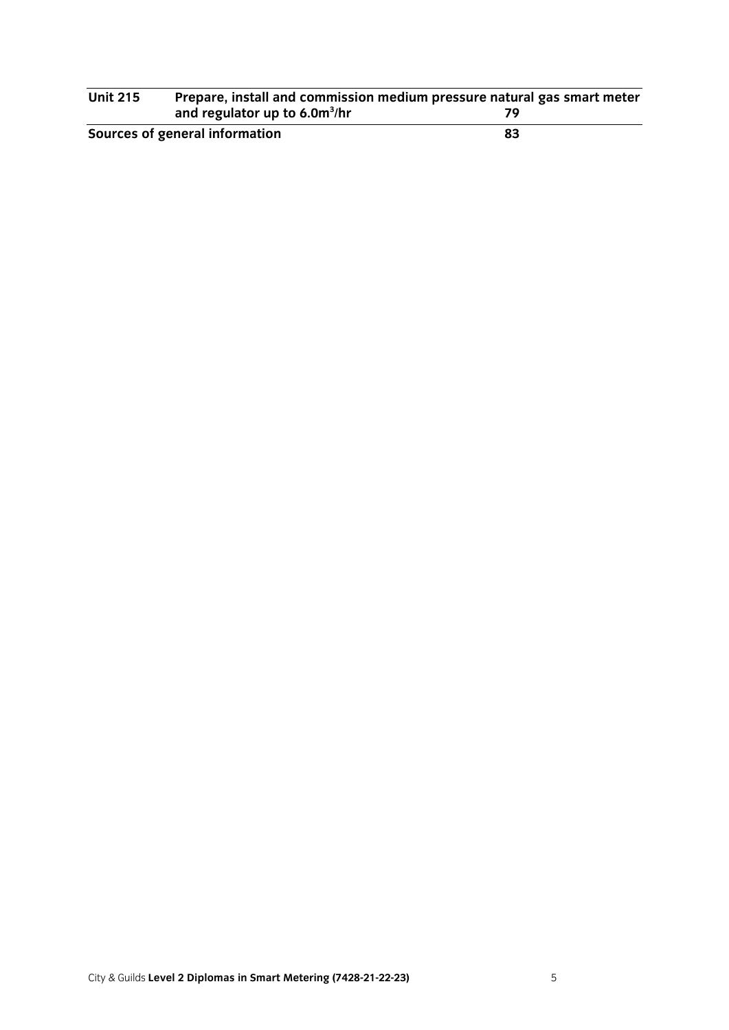| | | |
|---|---|---|
| **Unit 215** | **Prepare, install and commission medium pressure natural gas smart meter and regulator up to 6.0m$^3$/hr** | **79** |
| **Sources of general information** | | **83** |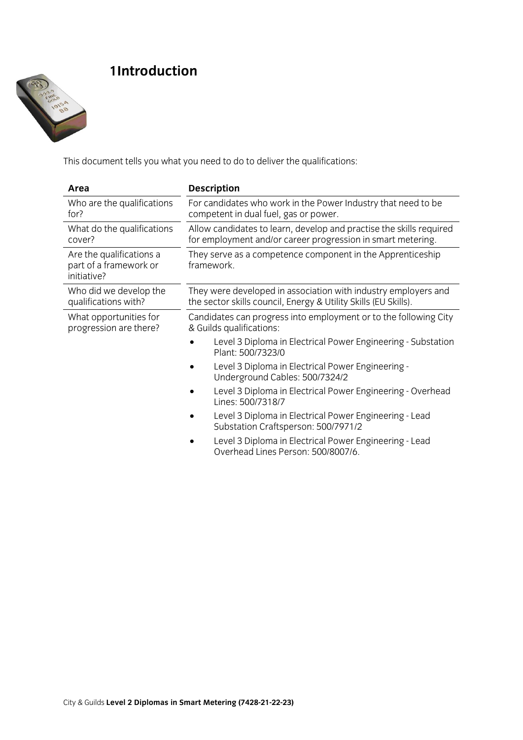# 1 Introduction

This document tells you what you need to do to deliver the qualifications:

| Area | Description |
|---|---|
| Who are the qualifications for? | For candidates who work in the Power Industry that need to be competent in dual fuel, gas or power. |
| What do the qualifications cover? | Allow candidates to learn, develop and practise the skills required for employment and/or career progression in smart metering. |
| Are the qualifications a part of a framework or initiative? | They serve as a competence component in the Apprenticeship framework. |
| Who did we develop the qualifications with? | They were developed in association with industry employers and the sector skills council, Energy & Utility Skills (EU Skills). |
| What opportunities for progression are there? | Candidates can progress into employment or to the following City & Guilds qualifications:<br>• Level 3 Diploma in Electrical Power Engineering - Substation Plant: 500/7323/0<br>• Level 3 Diploma in Electrical Power Engineering - Underground Cables: 500/7324/2<br>• Level 3 Diploma in Electrical Power Engineering - Overhead Lines: 500/7318/7<br>• Level 3 Diploma in Electrical Power Engineering - Lead Substation Craftsperson: 500/7971/2<br>• Level 3 Diploma in Electrical Power Engineering - Lead Overhead Lines Person: 500/8007/6. |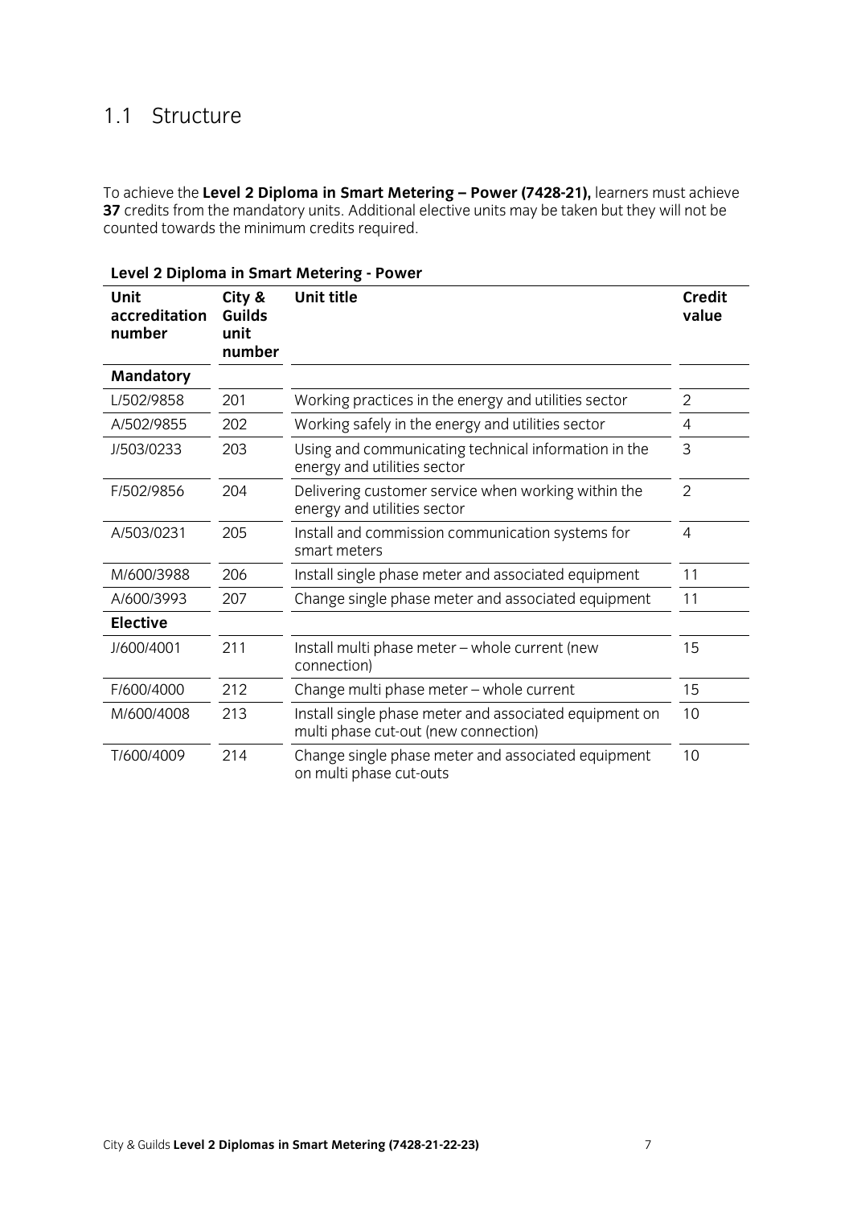## 1.1 Structure

To achieve the **Level 2 Diploma in Smart Metering – Power (7428-21),** learners must achieve **37** credits from the mandatory units. Additional elective units may be taken but they will not be counted towards the minimum credits required.

**Level 2 Diploma in Smart Metering - Power**

| Unit accreditation number | City & Guilds unit number | Unit title | Credit value |
|---|---|---|---|
| **Mandatory** | | | |
| L/502/9858 | 201 | Working practices in the energy and utilities sector | 2 |
| A/502/9855 | 202 | Working safely in the energy and utilities sector | 4 |
| J/503/0233 | 203 | Using and communicating technical information in the energy and utilities sector | 3 |
| F/502/9856 | 204 | Delivering customer service when working within the energy and utilities sector | 2 |
| A/503/0231 | 205 | Install and commission communication systems for smart meters | 4 |
| M/600/3988 | 206 | Install single phase meter and associated equipment | 11 |
| A/600/3993 | 207 | Change single phase meter and associated equipment | 11 |
| **Elective** | | | |
| J/600/4001 | 211 | Install multi phase meter – whole current (new connection) | 15 |
| F/600/4000 | 212 | Change multi phase meter – whole current | 15 |
| M/600/4008 | 213 | Install single phase meter and associated equipment on multi phase cut-out (new connection) | 10 |
| T/600/4009 | 214 | Change single phase meter and associated equipment on multi phase cut-outs | 10 |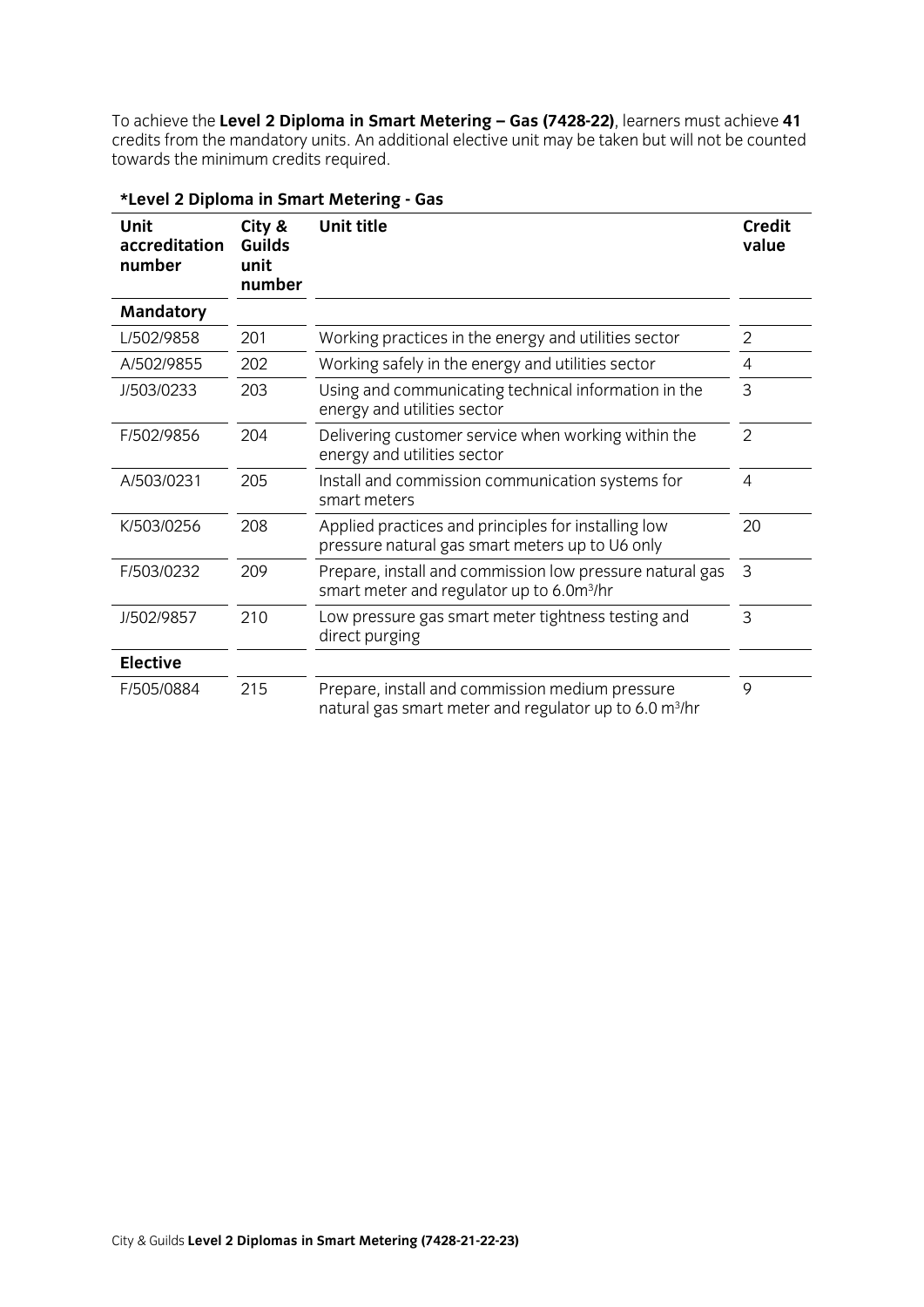To achieve the **Level 2 Diploma in Smart Metering – Gas (7428-22)**, learners must achieve **41** credits from the mandatory units. An additional elective unit may be taken but will not be counted towards the minimum credits required.

**\*Level 2 Diploma in Smart Metering - Gas**

| Unit accreditation number | City & Guilds unit number | Unit title | Credit value |
|---|---|---|---|
| **Mandatory** | | | |
| L/502/9858 | 201 | Working practices in the energy and utilities sector | 2 |
| A/502/9855 | 202 | Working safely in the energy and utilities sector | 4 |
| J/503/0233 | 203 | Using and communicating technical information in the energy and utilities sector | 3 |
| F/502/9856 | 204 | Delivering customer service when working within the energy and utilities sector | 2 |
| A/503/0231 | 205 | Install and commission communication systems for smart meters | 4 |
| K/503/0256 | 208 | Applied practices and principles for installing low pressure natural gas smart meters up to U6 only | 20 |
| F/503/0232 | 209 | Prepare, install and commission low pressure natural gas smart meter and regulator up to 6.0$m^3$/hr | 3 |
| J/502/9857 | 210 | Low pressure gas smart meter tightness testing and direct purging | 3 |
| **Elective** | | | |
| F/505/0884 | 215 | Prepare, install and commission medium pressure natural gas smart meter and regulator up to 6.0 $m^3$/hr | 9 |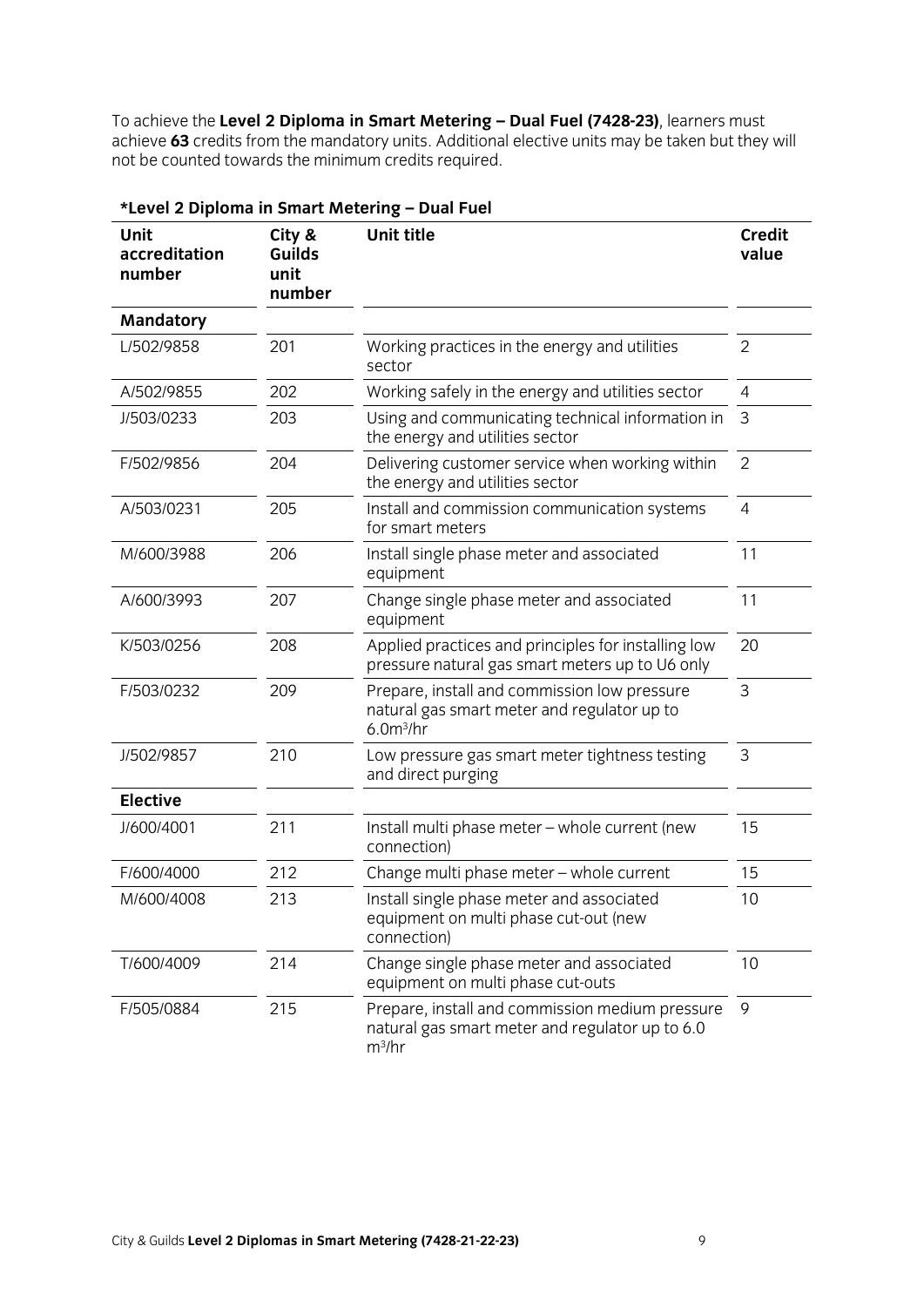To achieve the **Level 2 Diploma in Smart Metering – Dual Fuel (7428-23)**, learners must achieve **63** credits from the mandatory units. Additional elective units may be taken but they will not be counted towards the minimum credits required.

**\*Level 2 Diploma in Smart Metering – Dual Fuel**

| Unit accreditation number | City & Guilds unit number | Unit title | Credit value |
|---|---|---|---|
| **Mandatory** | | | |
| L/502/9858 | 201 | Working practices in the energy and utilities sector | 2 |
| A/502/9855 | 202 | Working safely in the energy and utilities sector | 4 |
| J/503/0233 | 203 | Using and communicating technical information in the energy and utilities sector | 3 |
| F/502/9856 | 204 | Delivering customer service when working within the energy and utilities sector | 2 |
| A/503/0231 | 205 | Install and commission communication systems for smart meters | 4 |
| M/600/3988 | 206 | Install single phase meter and associated equipment | 11 |
| A/600/3993 | 207 | Change single phase meter and associated equipment | 11 |
| K/503/0256 | 208 | Applied practices and principles for installing low pressure natural gas smart meters up to U6 only | 20 |
| F/503/0232 | 209 | Prepare, install and commission low pressure natural gas smart meter and regulator up to $6.0m^3/hr$ | 3 |
| J/502/9857 | 210 | Low pressure gas smart meter tightness testing and direct purging | 3 |
| **Elective** | | | |
| J/600/4001 | 211 | Install multi phase meter – whole current (new connection) | 15 |
| F/600/4000 | 212 | Change multi phase meter – whole current | 15 |
| M/600/4008 | 213 | Install single phase meter and associated equipment on multi phase cut-out (new connection) | 10 |
| T/600/4009 | 214 | Change single phase meter and associated equipment on multi phase cut-outs | 10 |
| F/505/0884 | 215 | Prepare, install and commission medium pressure natural gas smart meter and regulator up to 6.0 $m^3/hr$ | 9 |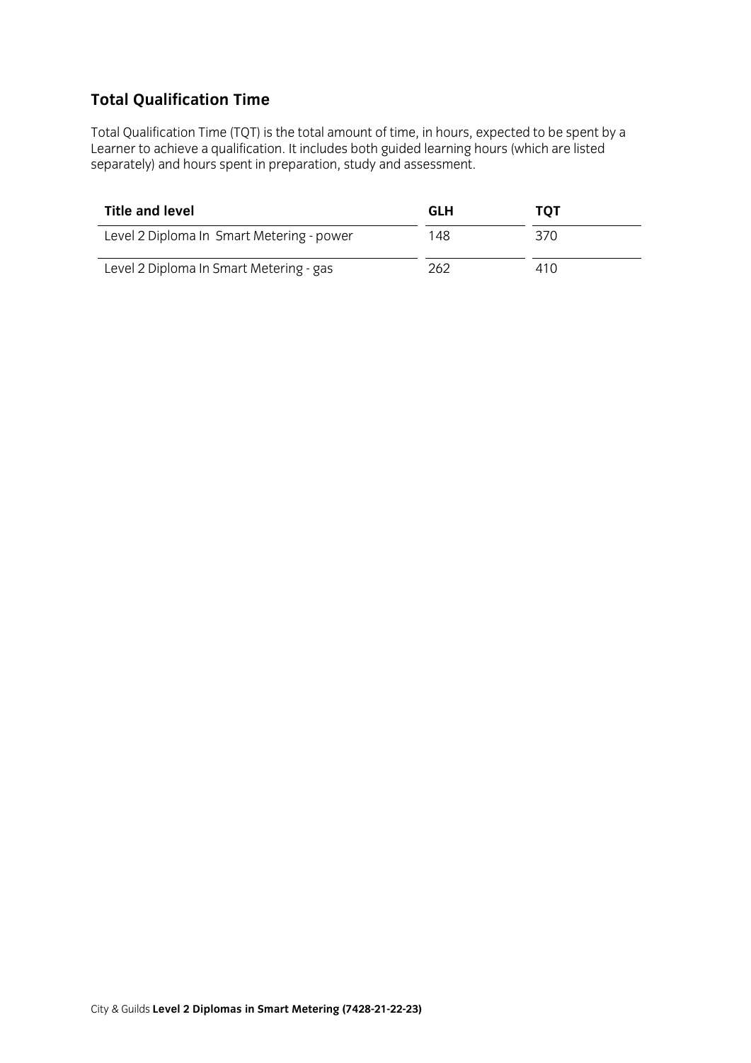## Total Qualification Time

Total Qualification Time (TQT) is the total amount of time, in hours, expected to be spent by a Learner to achieve a qualification. It includes both guided learning hours (which are listed separately) and hours spent in preparation, study and assessment.

| Title and level | GLH | TQT |
|---|---|---|
| Level 2 Diploma In Smart Metering - power | 148 | 370 |
| Level 2 Diploma In Smart Metering - gas | 262 | 410 |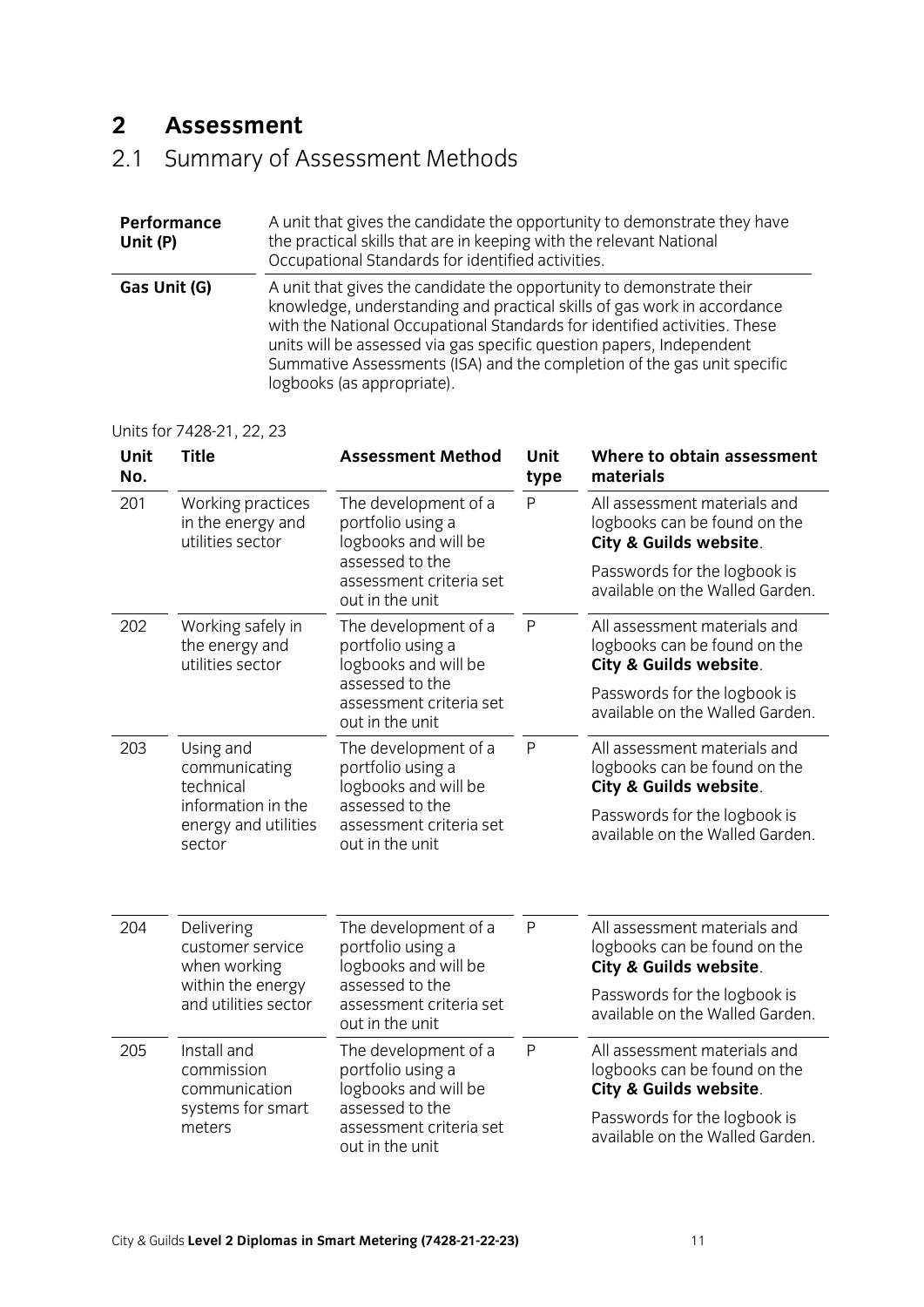# 2 Assessment

## 2.1 Summary of Assessment Methods

| | |
|---|---|
| **Performance Unit (P)** | A unit that gives the candidate the opportunity to demonstrate they have the practical skills that are in keeping with the relevant National Occupational Standards for identified activities. |
| **Gas Unit (G)** | A unit that gives the candidate the opportunity to demonstrate their knowledge, understanding and practical skills of gas work in accordance with the National Occupational Standards for identified activities. These units will be assessed via gas specific question papers, Independent Summative Assessments (ISA) and the completion of the gas unit specific logbooks (as appropriate). |

Units for 7428-21, 22, 23

| Unit No. | Title | Assessment Method | Unit type | Where to obtain assessment materials |
|---|---|---|---|---|
| 201 | Working practices in the energy and utilities sector | The development of a portfolio using a logbooks and will be assessed to the assessment criteria set out in the unit | P | All assessment materials and logbooks can be found on the **City & Guilds website**.<br><br>Passwords for the logbook is available on the Walled Garden. |
| 202 | Working safely in the energy and utilities sector | The development of a portfolio using a logbooks and will be assessed to the assessment criteria set out in the unit | P | All assessment materials and logbooks can be found on the **City & Guilds website**.<br><br>Passwords for the logbook is available on the Walled Garden. |
| 203 | Using and communicating technical information in the energy and utilities sector | The development of a portfolio using a logbooks and will be assessed to the assessment criteria set out in the unit | P | All assessment materials and logbooks can be found on the **City & Guilds website**.<br><br>Passwords for the logbook is available on the Walled Garden. |
| 204 | Delivering customer service when working within the energy and utilities sector | The development of a portfolio using a logbooks and will be assessed to the assessment criteria set out in the unit | P | All assessment materials and logbooks can be found on the **City & Guilds website**.<br><br>Passwords for the logbook is available on the Walled Garden. |
| 205 | Install and commission communication systems for smart meters | The development of a portfolio using a logbooks and will be assessed to the assessment criteria set out in the unit | P | All assessment materials and logbooks can be found on the **City & Guilds website**.<br><br>Passwords for the logbook is available on the Walled Garden. |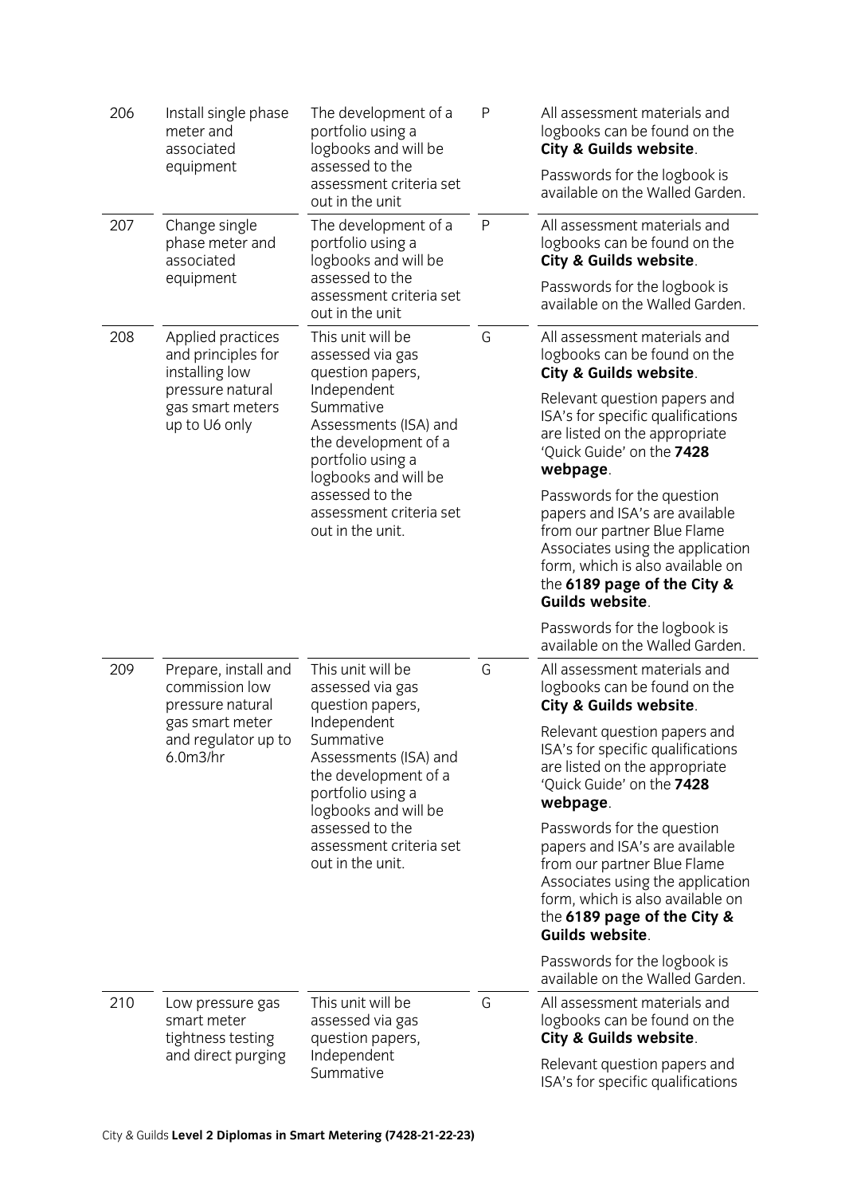| 206 | Install single phase meter and associated equipment | The development of a portfolio using a logbooks and will be assessed to the assessment criteria set out in the unit | P | All assessment materials and logbooks can be found on the **City & Guilds website**.<br><br>Passwords for the logbook is available on the Walled Garden. |
|---|---|---|---|---|
| 207 | Change single phase meter and associated equipment | The development of a portfolio using a logbooks and will be assessed to the assessment criteria set out in the unit | P | All assessment materials and logbooks can be found on the **City & Guilds website**.<br><br>Passwords for the logbook is available on the Walled Garden. |
| 208 | Applied practices and principles for installing low pressure natural gas smart meters up to U6 only | This unit will be assessed via gas question papers, Independent Summative Assessments (ISA) and the development of a portfolio using a logbooks and will be assessed to the assessment criteria set out in the unit. | G | All assessment materials and logbooks can be found on the **City & Guilds website**.<br><br>Relevant question papers and ISA's for specific qualifications are listed on the appropriate 'Quick Guide' on the **7428 webpage**.<br><br>Passwords for the question papers and ISA's are available from our partner Blue Flame Associates using the application form, which is also available on the **6189 page of the City & Guilds website**.<br><br>Passwords for the logbook is available on the Walled Garden. |
| 209 | Prepare, install and commission low pressure natural gas smart meter and regulator up to 6.0m3/hr | This unit will be assessed via gas question papers, Independent Summative Assessments (ISA) and the development of a portfolio using a logbooks and will be assessed to the assessment criteria set out in the unit. | G | All assessment materials and logbooks can be found on the **City & Guilds website**.<br><br>Relevant question papers and ISA's for specific qualifications are listed on the appropriate 'Quick Guide' on the **7428 webpage**.<br><br>Passwords for the question papers and ISA's are available from our partner Blue Flame Associates using the application form, which is also available on the **6189 page of the City & Guilds website**.<br><br>Passwords for the logbook is available on the Walled Garden. |
| 210 | Low pressure gas smart meter tightness testing and direct purging | This unit will be assessed via gas question papers, Independent Summative | G | All assessment materials and logbooks can be found on the **City & Guilds website**.<br><br>Relevant question papers and ISA's for specific qualifications |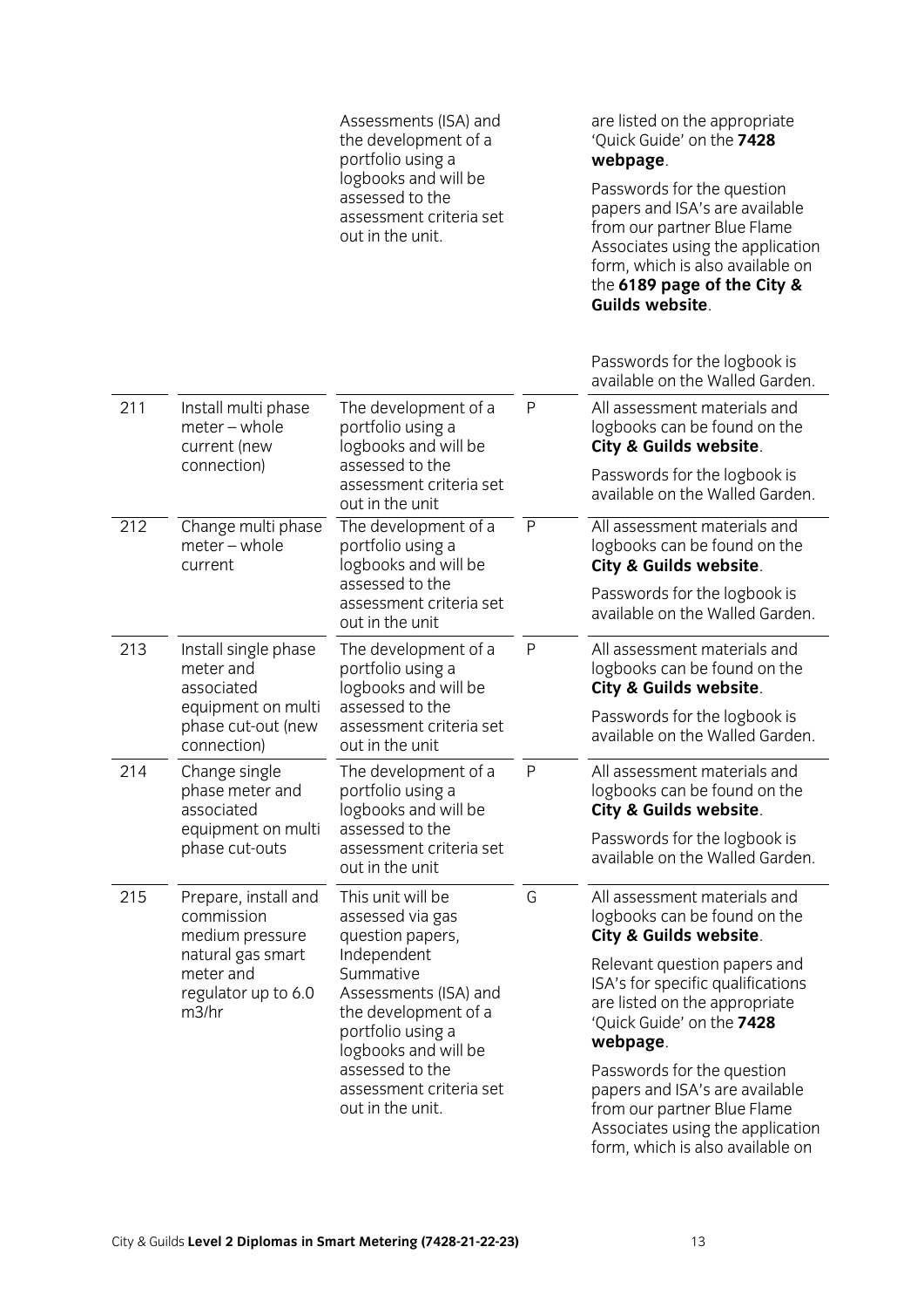| | | | | |
|---|---|---|---|---|
| | | Assessments (ISA) and the development of a portfolio using a logbooks and will be assessed to the assessment criteria set out in the unit. | | are listed on the appropriate 'Quick Guide' on the **7428 webpage**.<br><br>Passwords for the question papers and ISA's are available from our partner Blue Flame Associates using the application form, which is also available on the **6189 page of the City & Guilds website**.<br><br>Passwords for the logbook is available on the Walled Garden. |
| 211 | Install multi phase meter – whole current (new connection) | The development of a portfolio using a logbooks and will be assessed to the assessment criteria set out in the unit | P | All assessment materials and logbooks can be found on the **City & Guilds website**.<br><br>Passwords for the logbook is available on the Walled Garden. |
| 212 | Change multi phase meter – whole current | The development of a portfolio using a logbooks and will be assessed to the assessment criteria set out in the unit | P | All assessment materials and logbooks can be found on the **City & Guilds website**.<br><br>Passwords for the logbook is available on the Walled Garden. |
| 213 | Install single phase meter and associated equipment on multi phase cut-out (new connection) | The development of a portfolio using a logbooks and will be assessed to the assessment criteria set out in the unit | P | All assessment materials and logbooks can be found on the **City & Guilds website**.<br><br>Passwords for the logbook is available on the Walled Garden. |
| 214 | Change single phase meter and associated equipment on multi phase cut-outs | The development of a portfolio using a logbooks and will be assessed to the assessment criteria set out in the unit | P | All assessment materials and logbooks can be found on the **City & Guilds website**.<br><br>Passwords for the logbook is available on the Walled Garden. |
| 215 | Prepare, install and commission medium pressure natural gas smart meter and regulator up to 6.0 m3/hr | This unit will be assessed via gas question papers, Independent Summative Assessments (ISA) and the development of a portfolio using a logbooks and will be assessed to the assessment criteria set out in the unit. | G | All assessment materials and logbooks can be found on the **City & Guilds website**.<br><br>Relevant question papers and ISA's for specific qualifications are listed on the appropriate 'Quick Guide' on the **7428 webpage**.<br><br>Passwords for the question papers and ISA's are available from our partner Blue Flame Associates using the application form, which is also available on |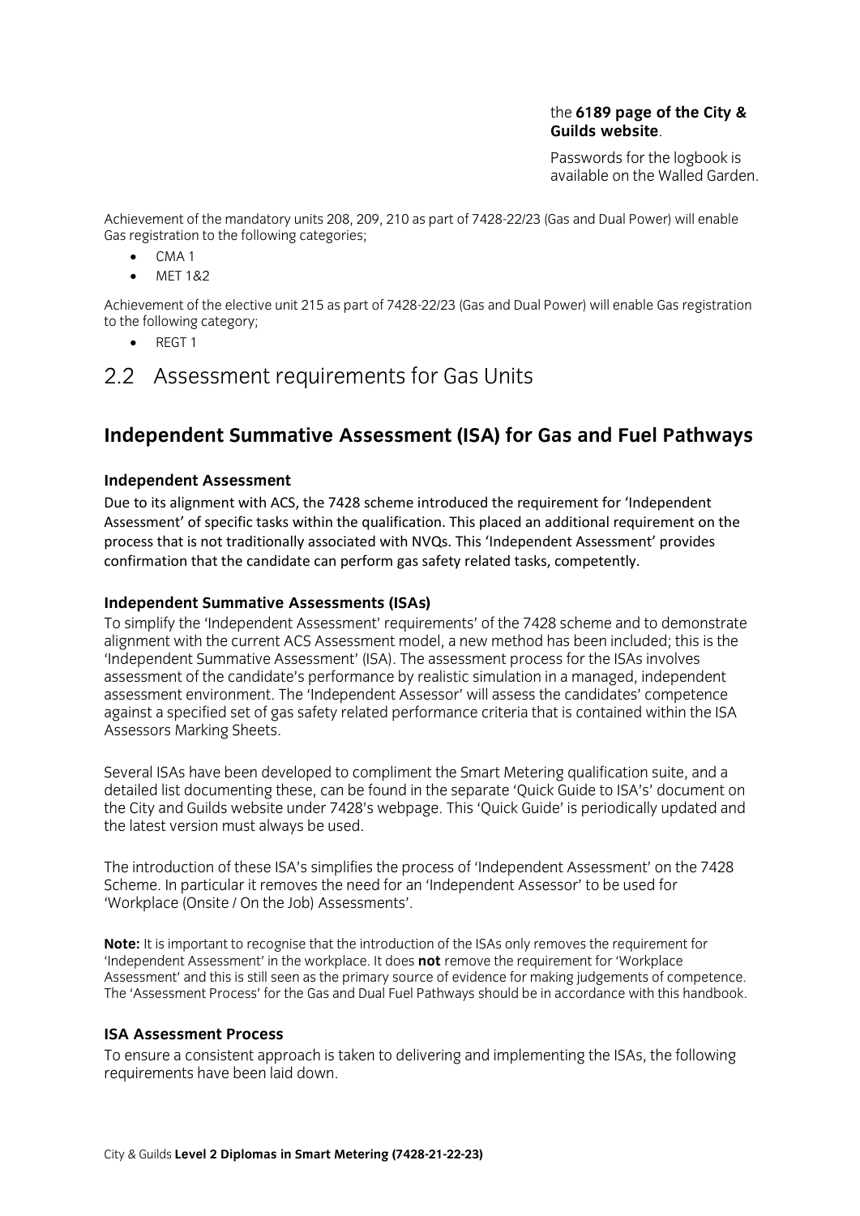the **6189 page of the City & Guilds website**.

Passwords for the logbook is available on the Walled Garden.

Achievement of the mandatory units 208, 209, 210 as part of 7428-22/23 (Gas and Dual Power) will enable Gas registration to the following categories;

- CMA 1
- MET 1&2

Achievement of the elective unit 215 as part of 7428-22/23 (Gas and Dual Power) will enable Gas registration to the following category;

- REGT 1

## 2.2 Assessment requirements for Gas Units

### Independent Summative Assessment (ISA) for Gas and Fuel Pathways

#### Independent Assessment

Due to its alignment with ACS, the 7428 scheme introduced the requirement for 'Independent Assessment' of specific tasks within the qualification. This placed an additional requirement on the process that is not traditionally associated with NVQs. This 'Independent Assessment' provides confirmation that the candidate can perform gas safety related tasks, competently.

#### Independent Summative Assessments (ISAs)

To simplify the 'Independent Assessment' requirements' of the 7428 scheme and to demonstrate alignment with the current ACS Assessment model, a new method has been included; this is the 'Independent Summative Assessment' (ISA). The assessment process for the ISAs involves assessment of the candidate's performance by realistic simulation in a managed, independent assessment environment. The 'Independent Assessor' will assess the candidates' competence against a specified set of gas safety related performance criteria that is contained within the ISA Assessors Marking Sheets.

Several ISAs have been developed to compliment the Smart Metering qualification suite, and a detailed list documenting these, can be found in the separate 'Quick Guide to ISA's' document on the City and Guilds website under 7428's webpage. This 'Quick Guide' is periodically updated and the latest version must always be used.

The introduction of these ISA's simplifies the process of 'Independent Assessment' on the 7428 Scheme. In particular it removes the need for an 'Independent Assessor' to be used for 'Workplace (Onsite / On the Job) Assessments'.

**Note:** It is important to recognise that the introduction of the ISAs only removes the requirement for 'Independent Assessment' in the workplace. It does **not** remove the requirement for 'Workplace Assessment' and this is still seen as the primary source of evidence for making judgements of competence. The 'Assessment Process' for the Gas and Dual Fuel Pathways should be in accordance with this handbook.

#### ISA Assessment Process

To ensure a consistent approach is taken to delivering and implementing the ISAs, the following requirements have been laid down.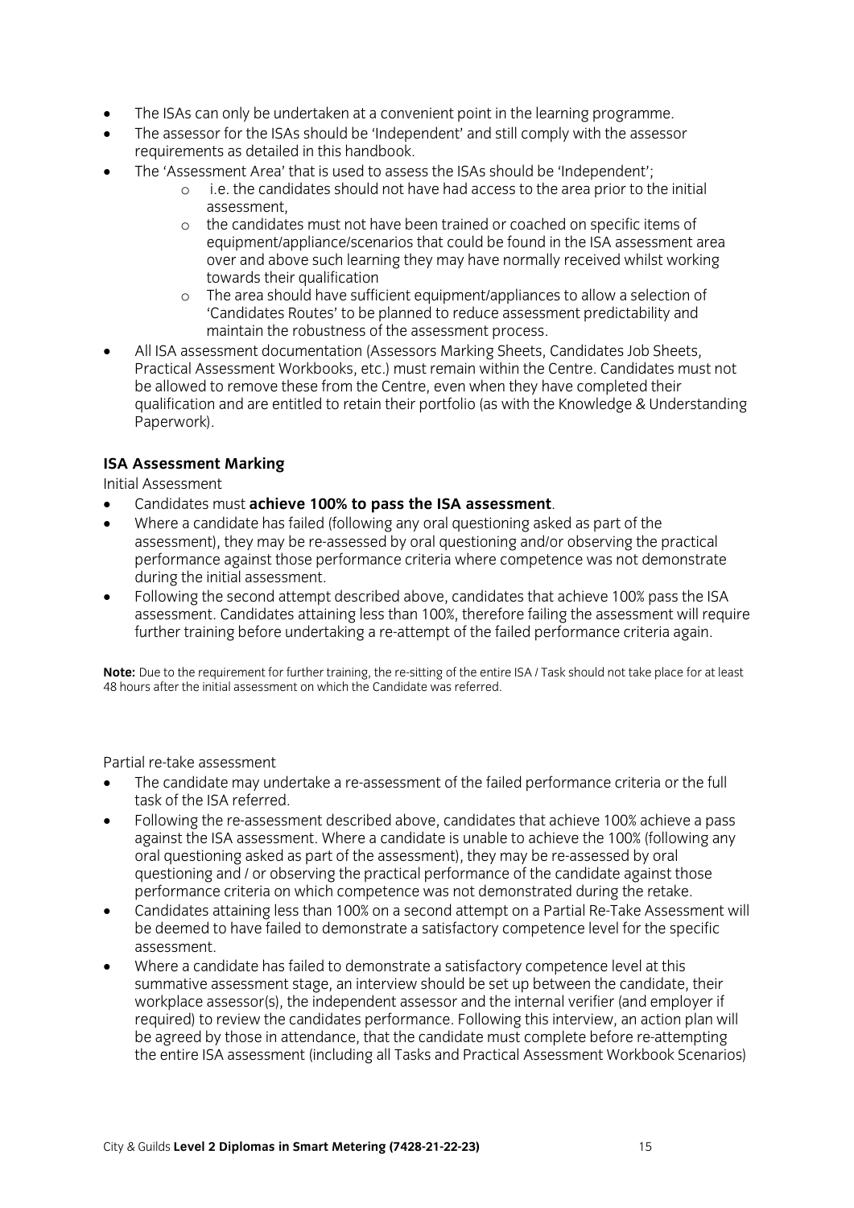- The ISAs can only be undertaken at a convenient point in the learning programme.
- The assessor for the ISAs should be 'Independent' and still comply with the assessor requirements as detailed in this handbook.
- The 'Assessment Area' that is used to assess the ISAs should be 'Independent';
    - i.e. the candidates should not have had access to the area prior to the initial assessment,
    - the candidates must not have been trained or coached on specific items of equipment/appliance/scenarios that could be found in the ISA assessment area over and above such learning they may have normally received whilst working towards their qualification
    - The area should have sufficient equipment/appliances to allow a selection of 'Candidates Routes' to be planned to reduce assessment predictability and maintain the robustness of the assessment process.
- All ISA assessment documentation (Assessors Marking Sheets, Candidates Job Sheets, Practical Assessment Workbooks, etc.) must remain within the Centre. Candidates must not be allowed to remove these from the Centre, even when they have completed their qualification and are entitled to retain their portfolio (as with the Knowledge & Understanding Paperwork).

**ISA Assessment Marking**

Initial Assessment

- Candidates must **achieve 100% to pass the ISA assessment**.
- Where a candidate has failed (following any oral questioning asked as part of the assessment), they may be re-assessed by oral questioning and/or observing the practical performance against those performance criteria where competence was not demonstrate during the initial assessment.
- Following the second attempt described above, candidates that achieve 100% pass the ISA assessment. Candidates attaining less than 100%, therefore failing the assessment will require further training before undertaking a re-attempt of the failed performance criteria again.

**Note:** Due to the requirement for further training, the re-sitting of the entire ISA / Task should not take place for at least 48 hours after the initial assessment on which the Candidate was referred.

Partial re-take assessment

- The candidate may undertake a re-assessment of the failed performance criteria or the full task of the ISA referred.
- Following the re-assessment described above, candidates that achieve 100% achieve a pass against the ISA assessment. Where a candidate is unable to achieve the 100% (following any oral questioning asked as part of the assessment), they may be re-assessed by oral questioning and / or observing the practical performance of the candidate against those performance criteria on which competence was not demonstrated during the retake.
- Candidates attaining less than 100% on a second attempt on a Partial Re-Take Assessment will be deemed to have failed to demonstrate a satisfactory competence level for the specific assessment.
- Where a candidate has failed to demonstrate a satisfactory competence level at this summative assessment stage, an interview should be set up between the candidate, their workplace assessor(s), the independent assessor and the internal verifier (and employer if required) to review the candidates performance. Following this interview, an action plan will be agreed by those in attendance, that the candidate must complete before re-attempting the entire ISA assessment (including all Tasks and Practical Assessment Workbook Scenarios)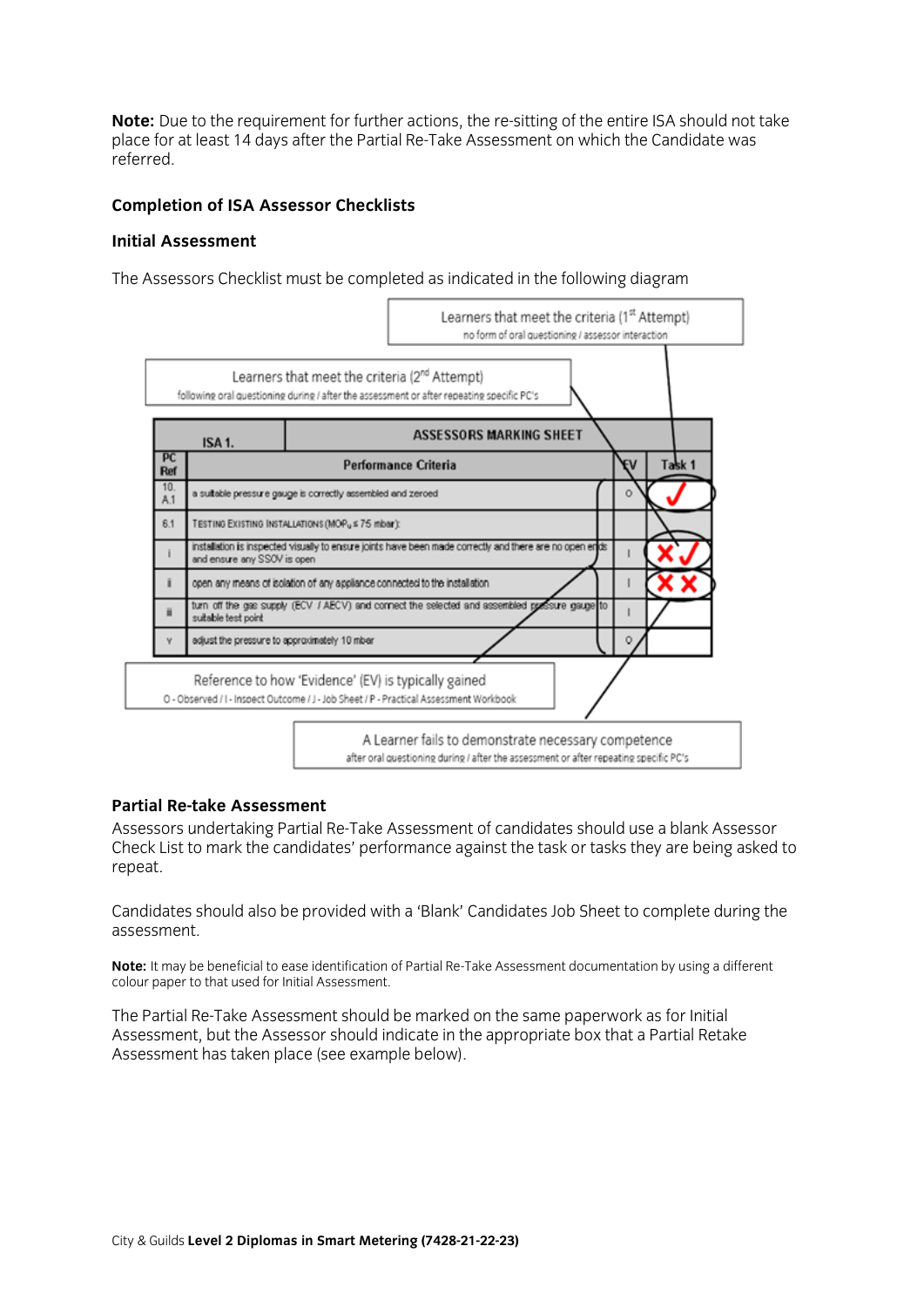**Note:** Due to the requirement for further actions, the re-sitting of the entire ISA should not take place for at least 14 days after the Partial Re-Take Assessment on which the Candidate was referred.

### Completion of ISA Assessor Checklists

### Initial Assessment

The Assessors Checklist must be completed as indicated in the following diagram

Learners that meet the criteria (1st Attempt)
no form of oral questioning / assessor interaction

Learners that meet the criteria (2nd Attempt)
following oral questioning during / after the assessment or after repeating specific PC's

| ISA 1. | ASSESSORS MARKING SHEET | | |
|---|---|---|---|
| PC Ref | Performance Criteria | EV | Task 1 |
| 10. A.1 | a suitable pressure gauge is correctly assembled and zeroed | O | ✓ |
| 6.1 | TESTING EXISTING INSTALLATIONS (MOP$_u$ ≤ 75 mbar): | | |
| i | installation is inspected visually to ensure joints have been made correctly and there are no open ends and ensure any SSOV is open | I | ✗ ✓ |
| ii | open any means of isolation of any appliance connected to the installation | I | ✗ ✗ |
| iii | turn off the gas supply (ECV / AECV) and connect the selected and assembled pressure gauge to suitable test point | I | |
| v | adjust the pressure to approximately 10 mbar | O | |

Reference to how 'Evidence' (EV) is typically gained
O - Observed / I - Inspect Outcome / J - Job Sheet / P - Practical Assessment Workbook

A Learner fails to demonstrate necessary competence
after oral questioning during / after the assessment or after repeating specific PC's

### Partial Re-take Assessment

Assessors undertaking Partial Re-Take Assessment of candidates should use a blank Assessor Check List to mark the candidates' performance against the task or tasks they are being asked to repeat.

Candidates should also be provided with a 'Blank' Candidates Job Sheet to complete during the assessment.

**Note:** It may be beneficial to ease identification of Partial Re-Take Assessment documentation by using a different colour paper to that used for Initial Assessment.

The Partial Re-Take Assessment should be marked on the same paperwork as for Initial Assessment, but the Assessor should indicate in the appropriate box that a Partial Retake Assessment has taken place (see example below).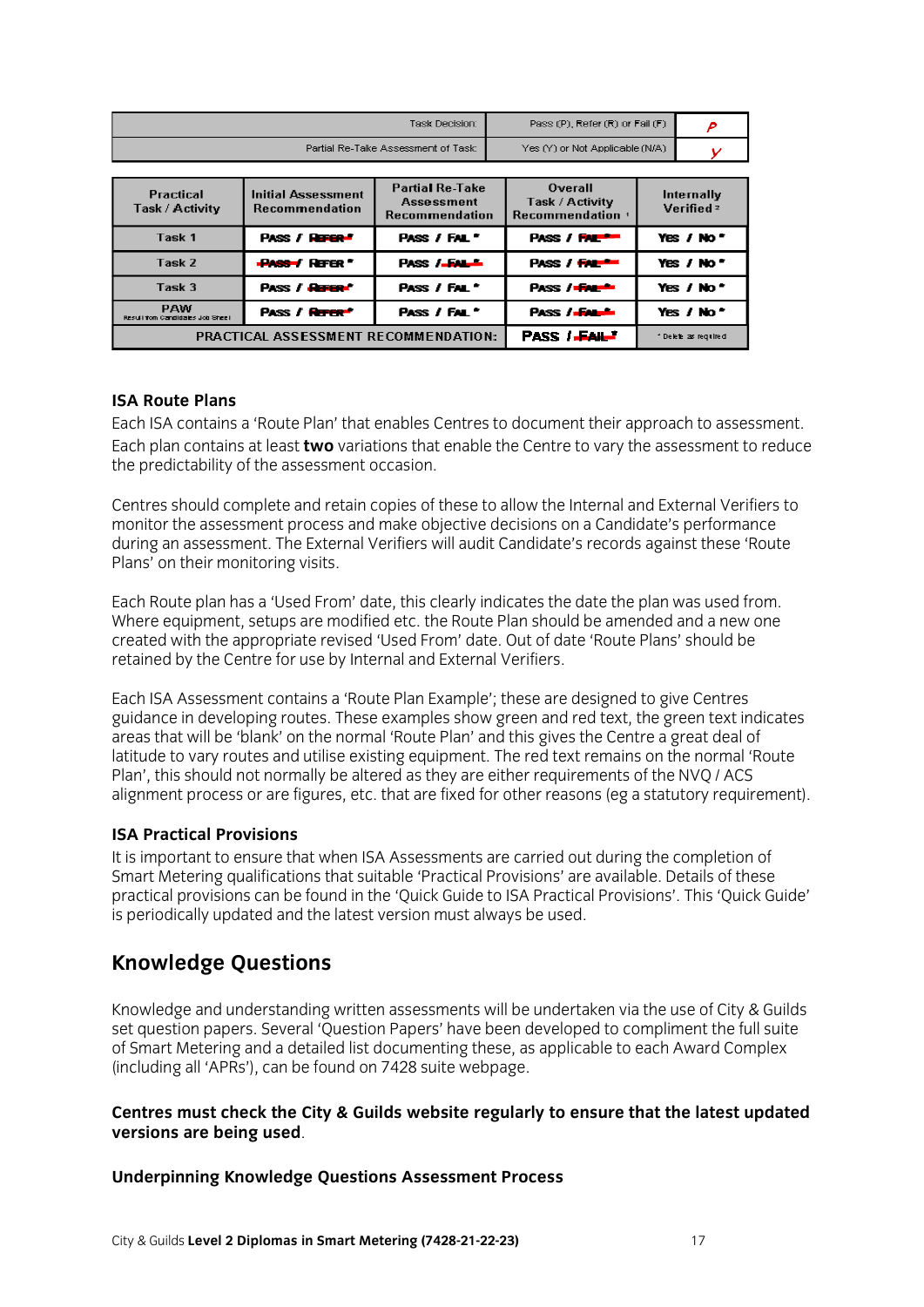| | Task Decision: | Pass (P), Refer (R) or Fail (F) | P |
|---|---|---|---|
| | Partial Re-Take Assessment of Task: | Yes (Y) or Not Applicable (N/A) | Y |

| Practical Task / Activity | Initial Assessment Recommendation | Partial Re-Take Assessment Recommendation | Overall Task / Activity Recommendation [1] | Internally Verified [2] |
|---|---|---|---|---|
| Task 1 | Pass / ~~Refer~~ * | Pass / Fail * | Pass / ~~Fail~~ * | Yes / No * |
| Task 2 | ~~Pass~~ / Refer * | Pass / ~~Fail~~ * | Pass / ~~Fail~~ * | Yes / No * |
| Task 3 | Pass / ~~Refer~~ * | Pass / Fail * | Pass / ~~Fail~~ * | Yes / No * |
| PAW Result from Candidates Job Sheet | Pass / ~~Refer~~ * | Pass / Fail * | Pass / ~~Fail~~ * | Yes / No * |
| PRACTICAL ASSESSMENT RECOMMENDATION: | | | Pass / ~~Fail~~ * | * Delete as required |

### ISA Route Plans

Each ISA contains a 'Route Plan' that enables Centres to document their approach to assessment. Each plan contains at least **two** variations that enable the Centre to vary the assessment to reduce the predictability of the assessment occasion.

Centres should complete and retain copies of these to allow the Internal and External Verifiers to monitor the assessment process and make objective decisions on a Candidate's performance during an assessment. The External Verifiers will audit Candidate's records against these 'Route Plans' on their monitoring visits.

Each Route plan has a 'Used From' date, this clearly indicates the date the plan was used from. Where equipment, setups are modified etc. the Route Plan should be amended and a new one created with the appropriate revised 'Used From' date. Out of date 'Route Plans' should be retained by the Centre for use by Internal and External Verifiers.

Each ISA Assessment contains a 'Route Plan Example'; these are designed to give Centres guidance in developing routes. These examples show green and red text, the green text indicates areas that will be 'blank' on the normal 'Route Plan' and this gives the Centre a great deal of latitude to vary routes and utilise existing equipment. The red text remains on the normal 'Route Plan', this should not normally be altered as they are either requirements of the NVQ / ACS alignment process or are figures, etc. that are fixed for other reasons (eg a statutory requirement).

### ISA Practical Provisions

It is important to ensure that when ISA Assessments are carried out during the completion of Smart Metering qualifications that suitable 'Practical Provisions' are available. Details of these practical provisions can be found in the 'Quick Guide to ISA Practical Provisions'. This 'Quick Guide' is periodically updated and the latest version must always be used.

## Knowledge Questions

Knowledge and understanding written assessments will be undertaken via the use of City & Guilds set question papers. Several 'Question Papers' have been developed to compliment the full suite of Smart Metering and a detailed list documenting these, as applicable to each Award Complex (including all 'APRs'), can be found on 7428 suite webpage.

**Centres must check the City & Guilds website regularly to ensure that the latest updated versions are being used**.

### Underpinning Knowledge Questions Assessment Process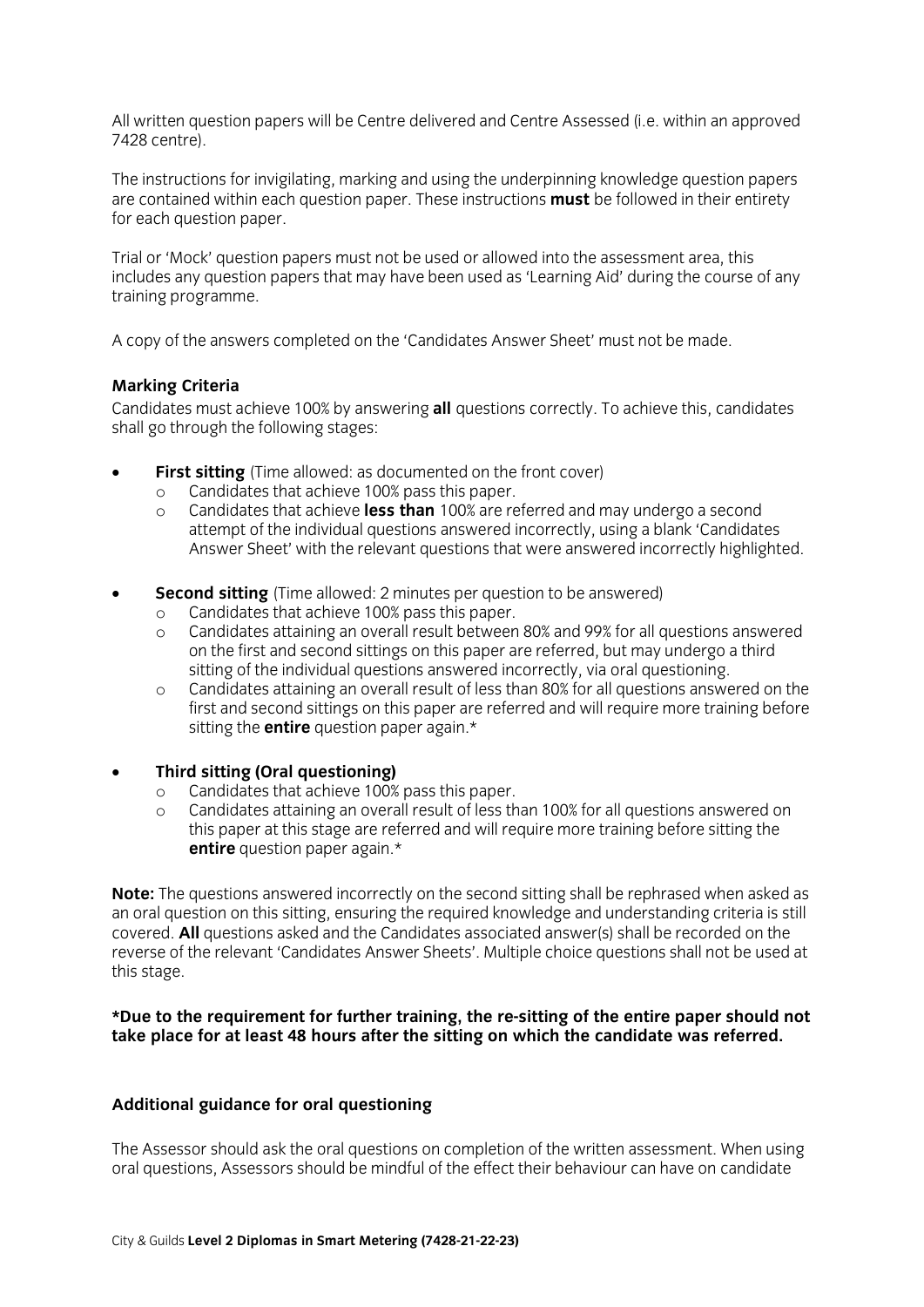All written question papers will be Centre delivered and Centre Assessed (i.e. within an approved 7428 centre).

The instructions for invigilating, marking and using the underpinning knowledge question papers are contained within each question paper. These instructions **must** be followed in their entirety for each question paper.

Trial or 'Mock' question papers must not be used or allowed into the assessment area, this includes any question papers that may have been used as 'Learning Aid' during the course of any training programme.

A copy of the answers completed on the 'Candidates Answer Sheet' must not be made.

### Marking Criteria

Candidates must achieve 100% by answering **all** questions correctly. To achieve this, candidates shall go through the following stages:

- **First sitting** (Time allowed: as documented on the front cover)
  - Candidates that achieve 100% pass this paper.
  - Candidates that achieve **less than** 100% are referred and may undergo a second attempt of the individual questions answered incorrectly, using a blank 'Candidates Answer Sheet' with the relevant questions that were answered incorrectly highlighted.

- **Second sitting** (Time allowed: 2 minutes per question to be answered)
  - Candidates that achieve 100% pass this paper.
  - Candidates attaining an overall result between 80% and 99% for all questions answered on the first and second sittings on this paper are referred, but may undergo a third sitting of the individual questions answered incorrectly, via oral questioning.
  - Candidates attaining an overall result of less than 80% for all questions answered on the first and second sittings on this paper are referred and will require more training before sitting the **entire** question paper again.*

- **Third sitting (Oral questioning)**
  - Candidates that achieve 100% pass this paper.
  - Candidates attaining an overall result of less than 100% for all questions answered on this paper at this stage are referred and will require more training before sitting the **entire** question paper again.*

**Note:** The questions answered incorrectly on the second sitting shall be rephrased when asked as an oral question on this sitting, ensuring the required knowledge and understanding criteria is still covered. **All** questions asked and the Candidates associated answer(s) shall be recorded on the reverse of the relevant 'Candidates Answer Sheets'. Multiple choice questions shall not be used at this stage.

**\*Due to the requirement for further training, the re-sitting of the entire paper should not take place for at least 48 hours after the sitting on which the candidate was referred.**

### Additional guidance for oral questioning

The Assessor should ask the oral questions on completion of the written assessment. When using oral questions, Assessors should be mindful of the effect their behaviour can have on candidate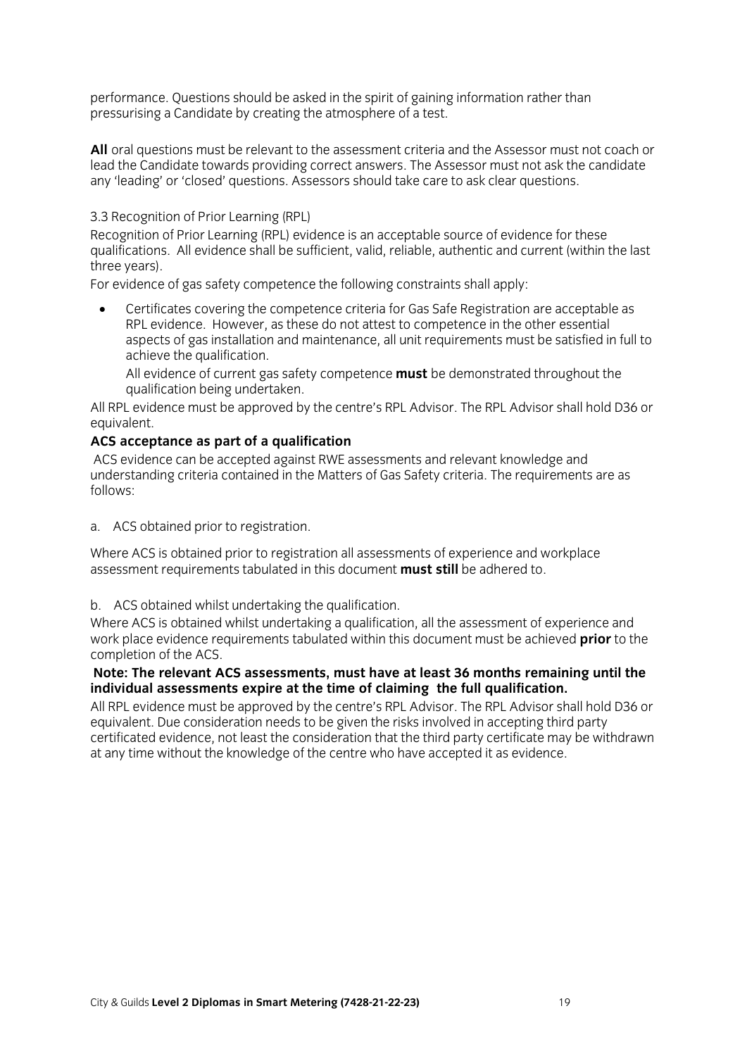performance. Questions should be asked in the spirit of gaining information rather than pressurising a Candidate by creating the atmosphere of a test.

**All** oral questions must be relevant to the assessment criteria and the Assessor must not coach or lead the Candidate towards providing correct answers. The Assessor must not ask the candidate any 'leading' or 'closed' questions. Assessors should take care to ask clear questions.

### 3.3 Recognition of Prior Learning (RPL)

Recognition of Prior Learning (RPL) evidence is an acceptable source of evidence for these qualifications. All evidence shall be sufficient, valid, reliable, authentic and current (within the last three years).

For evidence of gas safety competence the following constraints shall apply:

- Certificates covering the competence criteria for Gas Safe Registration are acceptable as RPL evidence. However, as these do not attest to competence in the other essential aspects of gas installation and maintenance, all unit requirements must be satisfied in full to achieve the qualification.

  All evidence of current gas safety competence **must** be demonstrated throughout the qualification being undertaken.

All RPL evidence must be approved by the centre's RPL Advisor. The RPL Advisor shall hold D36 or equivalent.

**ACS acceptance as part of a qualification**

ACS evidence can be accepted against RWE assessments and relevant knowledge and understanding criteria contained in the Matters of Gas Safety criteria. The requirements are as follows:

a. ACS obtained prior to registration.

Where ACS is obtained prior to registration all assessments of experience and workplace assessment requirements tabulated in this document **must still** be adhered to.

b. ACS obtained whilst undertaking the qualification.

Where ACS is obtained whilst undertaking a qualification, all the assessment of experience and work place evidence requirements tabulated within this document must be achieved **prior** to the completion of the ACS.

**Note: The relevant ACS assessments, must have at least 36 months remaining until the individual assessments expire at the time of claiming the full qualification.**

All RPL evidence must be approved by the centre's RPL Advisor. The RPL Advisor shall hold D36 or equivalent. Due consideration needs to be given the risks involved in accepting third party certificated evidence, not least the consideration that the third party certificate may be withdrawn at any time without the knowledge of the centre who have accepted it as evidence.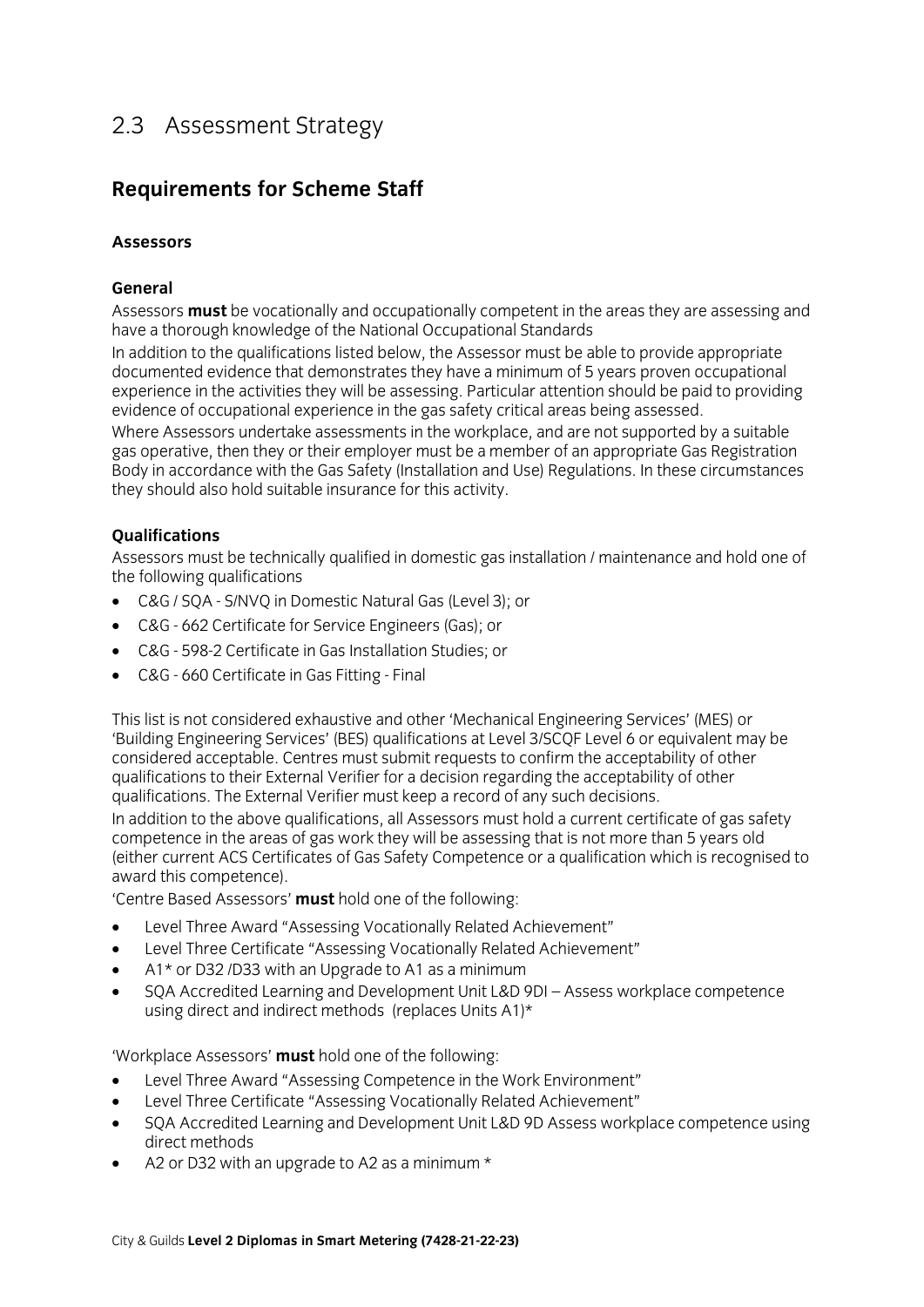## 2.3 Assessment Strategy

### Requirements for Scheme Staff

#### Assessors

**General**

Assessors **must** be vocationally and occupationally competent in the areas they are assessing and have a thorough knowledge of the National Occupational Standards

In addition to the qualifications listed below, the Assessor must be able to provide appropriate documented evidence that demonstrates they have a minimum of 5 years proven occupational experience in the activities they will be assessing. Particular attention should be paid to providing evidence of occupational experience in the gas safety critical areas being assessed.

Where Assessors undertake assessments in the workplace, and are not supported by a suitable gas operative, then they or their employer must be a member of an appropriate Gas Registration Body in accordance with the Gas Safety (Installation and Use) Regulations. In these circumstances they should also hold suitable insurance for this activity.

**Qualifications**

Assessors must be technically qualified in domestic gas installation / maintenance and hold one of the following qualifications

- C&G / SQA - S/NVQ in Domestic Natural Gas (Level 3); or
- C&G - 662 Certificate for Service Engineers (Gas); or
- C&G - 598-2 Certificate in Gas Installation Studies; or
- C&G - 660 Certificate in Gas Fitting - Final

This list is not considered exhaustive and other 'Mechanical Engineering Services' (MES) or 'Building Engineering Services' (BES) qualifications at Level 3/SCQF Level 6 or equivalent may be considered acceptable. Centres must submit requests to confirm the acceptability of other qualifications to their External Verifier for a decision regarding the acceptability of other qualifications. The External Verifier must keep a record of any such decisions.

In addition to the above qualifications, all Assessors must hold a current certificate of gas safety competence in the areas of gas work they will be assessing that is not more than 5 years old (either current ACS Certificates of Gas Safety Competence or a qualification which is recognised to award this competence).

'Centre Based Assessors' **must** hold one of the following:

- Level Three Award "Assessing Vocationally Related Achievement"
- Level Three Certificate "Assessing Vocationally Related Achievement"
- A1* or D32 /D33 with an Upgrade to A1 as a minimum
- SQA Accredited Learning and Development Unit L&D 9DI – Assess workplace competence using direct and indirect methods (replaces Units A1)*

'Workplace Assessors' **must** hold one of the following:

- Level Three Award "Assessing Competence in the Work Environment"
- Level Three Certificate "Assessing Vocationally Related Achievement"
- SQA Accredited Learning and Development Unit L&D 9D Assess workplace competence using direct methods
- A2 or D32 with an upgrade to A2 as a minimum *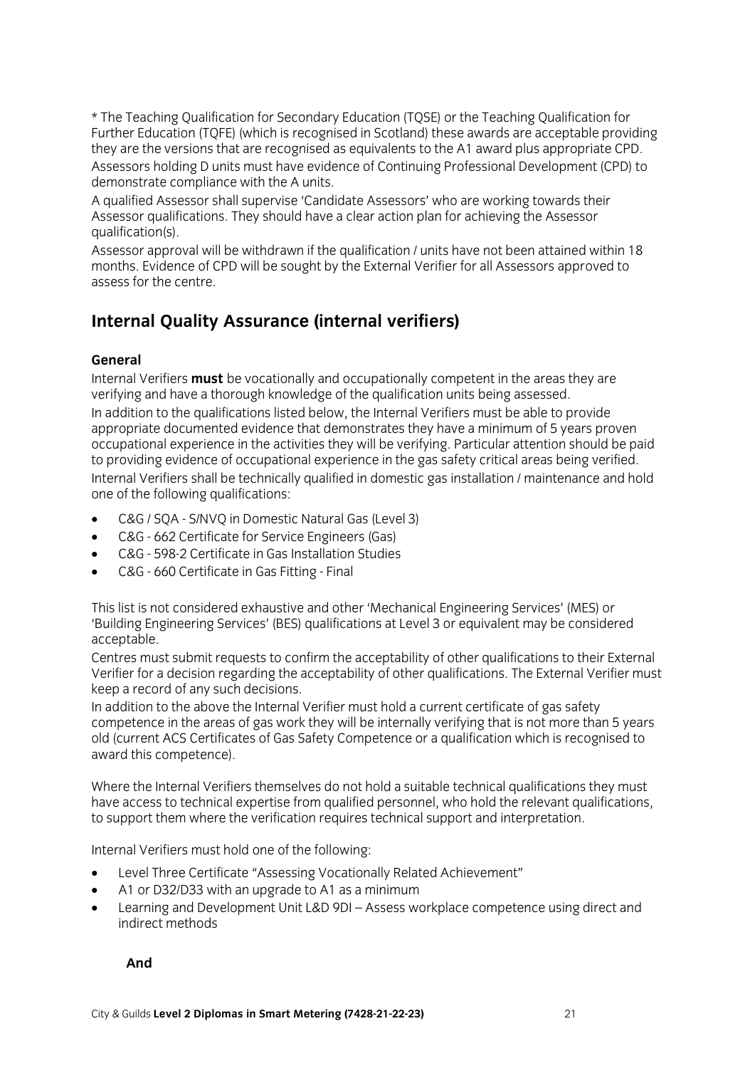* The Teaching Qualification for Secondary Education (TQSE) or the Teaching Qualification for Further Education (TQFE) (which is recognised in Scotland) these awards are acceptable providing they are the versions that are recognised as equivalents to the A1 award plus appropriate CPD.

Assessors holding D units must have evidence of Continuing Professional Development (CPD) to demonstrate compliance with the A units.

A qualified Assessor shall supervise 'Candidate Assessors' who are working towards their Assessor qualifications. They should have a clear action plan for achieving the Assessor qualification(s).

Assessor approval will be withdrawn if the qualification / units have not been attained within 18 months. Evidence of CPD will be sought by the External Verifier for all Assessors approved to assess for the centre.

## Internal Quality Assurance (internal verifiers)

### General

Internal Verifiers **must** be vocationally and occupationally competent in the areas they are verifying and have a thorough knowledge of the qualification units being assessed.

In addition to the qualifications listed below, the Internal Verifiers must be able to provide appropriate documented evidence that demonstrates they have a minimum of 5 years proven occupational experience in the activities they will be verifying. Particular attention should be paid to providing evidence of occupational experience in the gas safety critical areas being verified.

Internal Verifiers shall be technically qualified in domestic gas installation / maintenance and hold one of the following qualifications:

- C&G / SQA - S/NVQ in Domestic Natural Gas (Level 3)
- C&G - 662 Certificate for Service Engineers (Gas)
- C&G - 598-2 Certificate in Gas Installation Studies
- C&G - 660 Certificate in Gas Fitting - Final

This list is not considered exhaustive and other 'Mechanical Engineering Services' (MES) or 'Building Engineering Services' (BES) qualifications at Level 3 or equivalent may be considered acceptable.

Centres must submit requests to confirm the acceptability of other qualifications to their External Verifier for a decision regarding the acceptability of other qualifications. The External Verifier must keep a record of any such decisions.

In addition to the above the Internal Verifier must hold a current certificate of gas safety competence in the areas of gas work they will be internally verifying that is not more than 5 years old (current ACS Certificates of Gas Safety Competence or a qualification which is recognised to award this competence).

Where the Internal Verifiers themselves do not hold a suitable technical qualifications they must have access to technical expertise from qualified personnel, who hold the relevant qualifications, to support them where the verification requires technical support and interpretation.

Internal Verifiers must hold one of the following:

- Level Three Certificate "Assessing Vocationally Related Achievement"
- A1 or D32/D33 with an upgrade to A1 as a minimum
- Learning and Development Unit L&D 9DI – Assess workplace competence using direct and indirect methods

**And**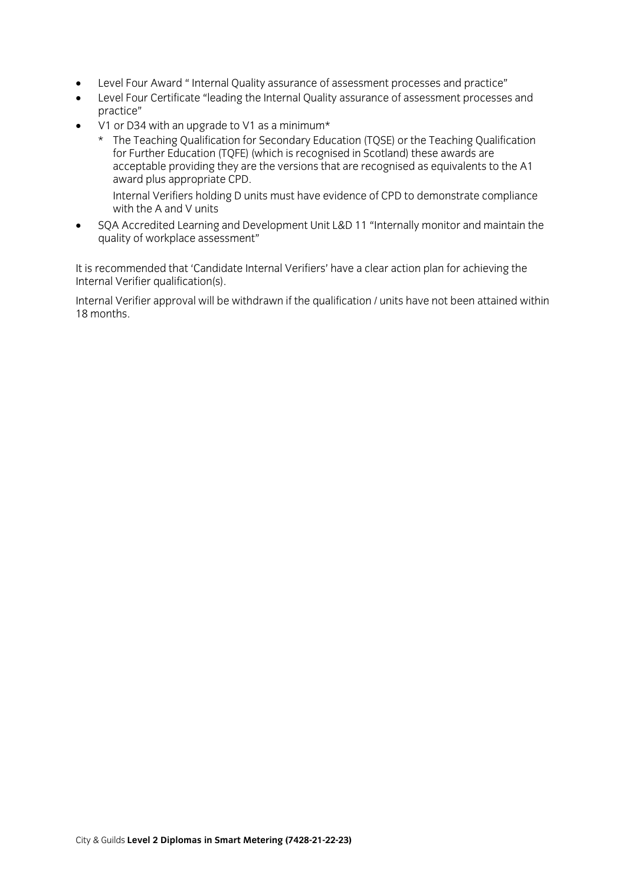- Level Four Award " Internal Quality assurance of assessment processes and practice"
- Level Four Certificate "leading the Internal Quality assurance of assessment processes and practice"
- V1 or D34 with an upgrade to V1 as a minimum*
  - \* The Teaching Qualification for Secondary Education (TQSE) or the Teaching Qualification for Further Education (TQFE) (which is recognised in Scotland) these awards are acceptable providing they are the versions that are recognised as equivalents to the A1 award plus appropriate CPD.

    Internal Verifiers holding D units must have evidence of CPD to demonstrate compliance with the A and V units
- SQA Accredited Learning and Development Unit L&D 11 "Internally monitor and maintain the quality of workplace assessment"

It is recommended that 'Candidate Internal Verifiers' have a clear action plan for achieving the Internal Verifier qualification(s).

Internal Verifier approval will be withdrawn if the qualification / units have not been attained within 18 months.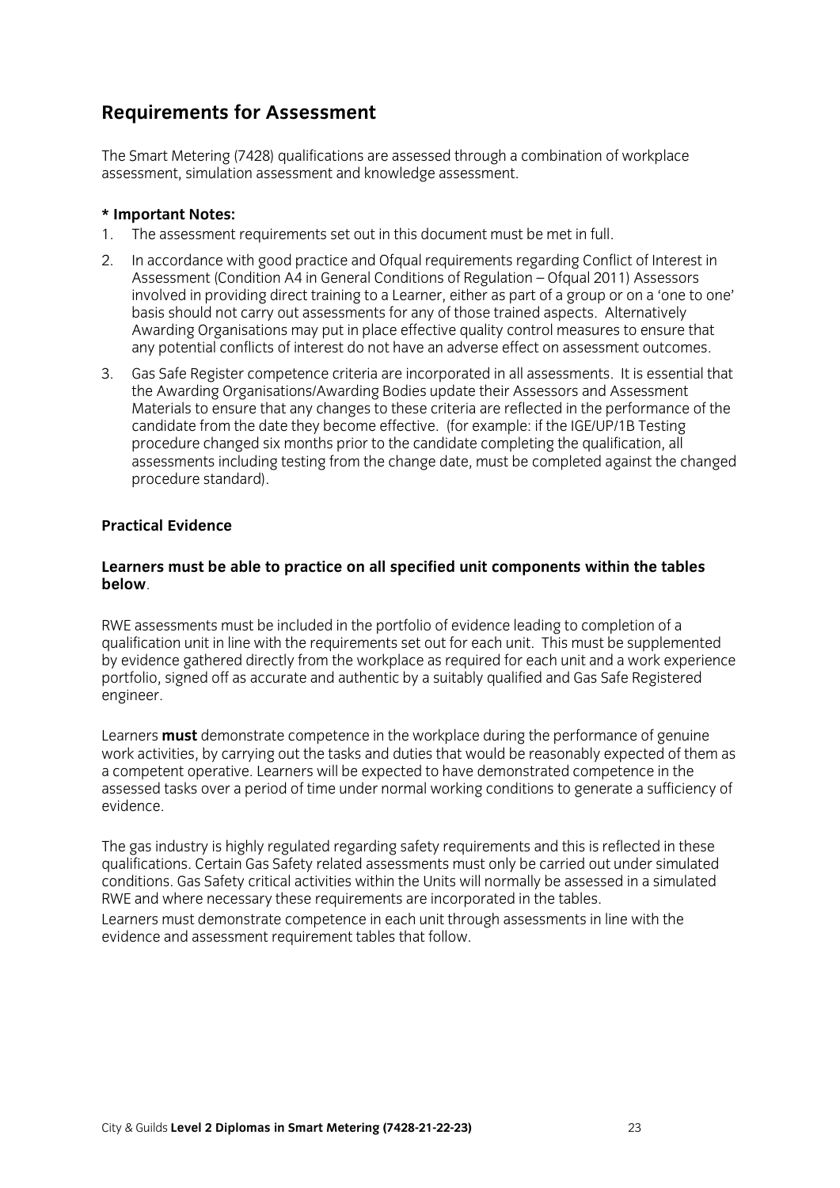## Requirements for Assessment

The Smart Metering (7428) qualifications are assessed through a combination of workplace assessment, simulation assessment and knowledge assessment.

**\* Important Notes:**

1. The assessment requirements set out in this document must be met in full.
2. In accordance with good practice and Ofqual requirements regarding Conflict of Interest in Assessment (Condition A4 in General Conditions of Regulation – Ofqual 2011) Assessors involved in providing direct training to a Learner, either as part of a group or on a 'one to one' basis should not carry out assessments for any of those trained aspects. Alternatively Awarding Organisations may put in place effective quality control measures to ensure that any potential conflicts of interest do not have an adverse effect on assessment outcomes.
3. Gas Safe Register competence criteria are incorporated in all assessments. It is essential that the Awarding Organisations/Awarding Bodies update their Assessors and Assessment Materials to ensure that any changes to these criteria are reflected in the performance of the candidate from the date they become effective. (for example: if the IGE/UP/1B Testing procedure changed six months prior to the candidate completing the qualification, all assessments including testing from the change date, must be completed against the changed procedure standard).

### Practical Evidence

**Learners must be able to practice on all specified unit components within the tables below**.

RWE assessments must be included in the portfolio of evidence leading to completion of a qualification unit in line with the requirements set out for each unit. This must be supplemented by evidence gathered directly from the workplace as required for each unit and a work experience portfolio, signed off as accurate and authentic by a suitably qualified and Gas Safe Registered engineer.

Learners **must** demonstrate competence in the workplace during the performance of genuine work activities, by carrying out the tasks and duties that would be reasonably expected of them as a competent operative. Learners will be expected to have demonstrated competence in the assessed tasks over a period of time under normal working conditions to generate a sufficiency of evidence.

The gas industry is highly regulated regarding safety requirements and this is reflected in these qualifications. Certain Gas Safety related assessments must only be carried out under simulated conditions. Gas Safety critical activities within the Units will normally be assessed in a simulated RWE and where necessary these requirements are incorporated in the tables.

Learners must demonstrate competence in each unit through assessments in line with the evidence and assessment requirement tables that follow.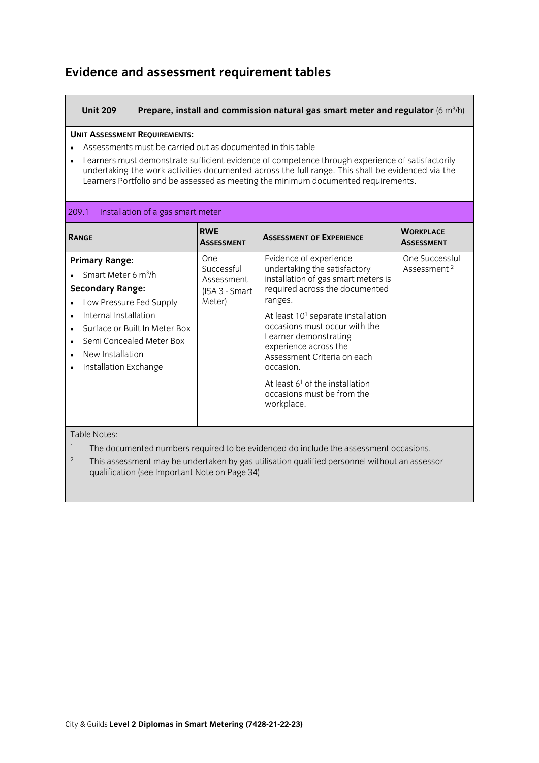# Evidence and assessment requirement tables

| **Unit 209** | **Prepare, install and commission natural gas smart meter and regulator** (6 $m^3$/h) |
|---|---|

**UNIT ASSESSMENT REQUIREMENTS:**

- Assessments must be carried out as documented in this table
- Learners must demonstrate sufficient evidence of competence through experience of satisfactorily undertaking the work activities documented across the full range. This shall be evidenced via the Learners Portfolio and be assessed as meeting the minimum documented requirements.

**209.1 Installation of a gas smart meter**

| **RANGE** | **RWE ASSESSMENT** | **ASSESSMENT OF EXPERIENCE** | **WORKPLACE ASSESSMENT** |
|---|---|---|---|
| **Primary Range:**<br>• Smart Meter 6 $m^3$/h<br>**Secondary Range:**<br>• Low Pressure Fed Supply<br>• Internal Installation<br>• Surface or Built In Meter Box<br>• Semi Concealed Meter Box<br>• New Installation<br>• Installation Exchange | One Successful Assessment (ISA 3 - Smart Meter) | Evidence of experience undertaking the satisfactory installation of gas smart meters is required across the documented ranges.<br><br>At least 10[1] separate installation occasions must occur with the Learner demonstrating experience across the Assessment Criteria on each occasion.<br><br>At least 6[1] of the installation occasions must be from the workplace. | One Successful Assessment [2] |

Table Notes:

[1] The documented numbers required to be evidenced do include the assessment occasions.

[2] This assessment may be undertaken by gas utilisation qualified personnel without an assessor qualification (see Important Note on Page 34)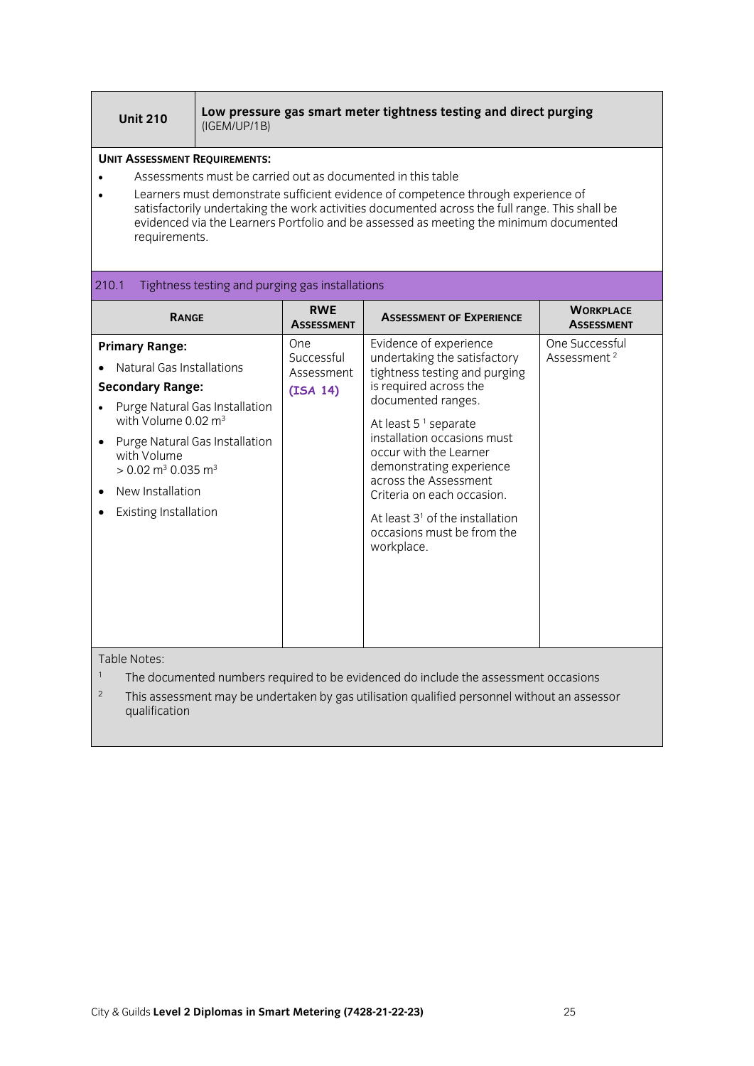| Unit 210 | Low pressure gas smart meter tightness testing and direct purging (IGEM/UP/1B) |
|---|---|

**Unit Assessment Requirements:**

- Assessments must be carried out as documented in this table
- Learners must demonstrate sufficient evidence of competence through experience of satisfactorily undertaking the work activities documented across the full range. This shall be evidenced via the Learners Portfolio and be assessed as meeting the minimum documented requirements.

**210.1 Tightness testing and purging gas installations**

| Range | RWE Assessment | Assessment of Experience | Workplace Assessment |
|---|---|---|---|
| **Primary Range:**<br>• Natural Gas Installations<br>**Secondary Range:**<br>• Purge Natural Gas Installation with Volume 0.02 $m^3$<br>• Purge Natural Gas Installation with Volume > 0.02 $m^3$ 0.035 $m^3$<br>• New Installation<br>• Existing Installation | One Successful Assessment **(ISA 14)** | Evidence of experience undertaking the satisfactory tightness testing and purging is required across the documented ranges.<br><br>At least 5 [1] separate installation occasions must occur with the Learner demonstrating experience across the Assessment Criteria on each occasion.<br><br>At least 3[1] of the installation occasions must be from the workplace. | One Successful Assessment [2] |

Table Notes:

[1] The documented numbers required to be evidenced do include the assessment occasions

[2] This assessment may be undertaken by gas utilisation qualified personnel without an assessor qualification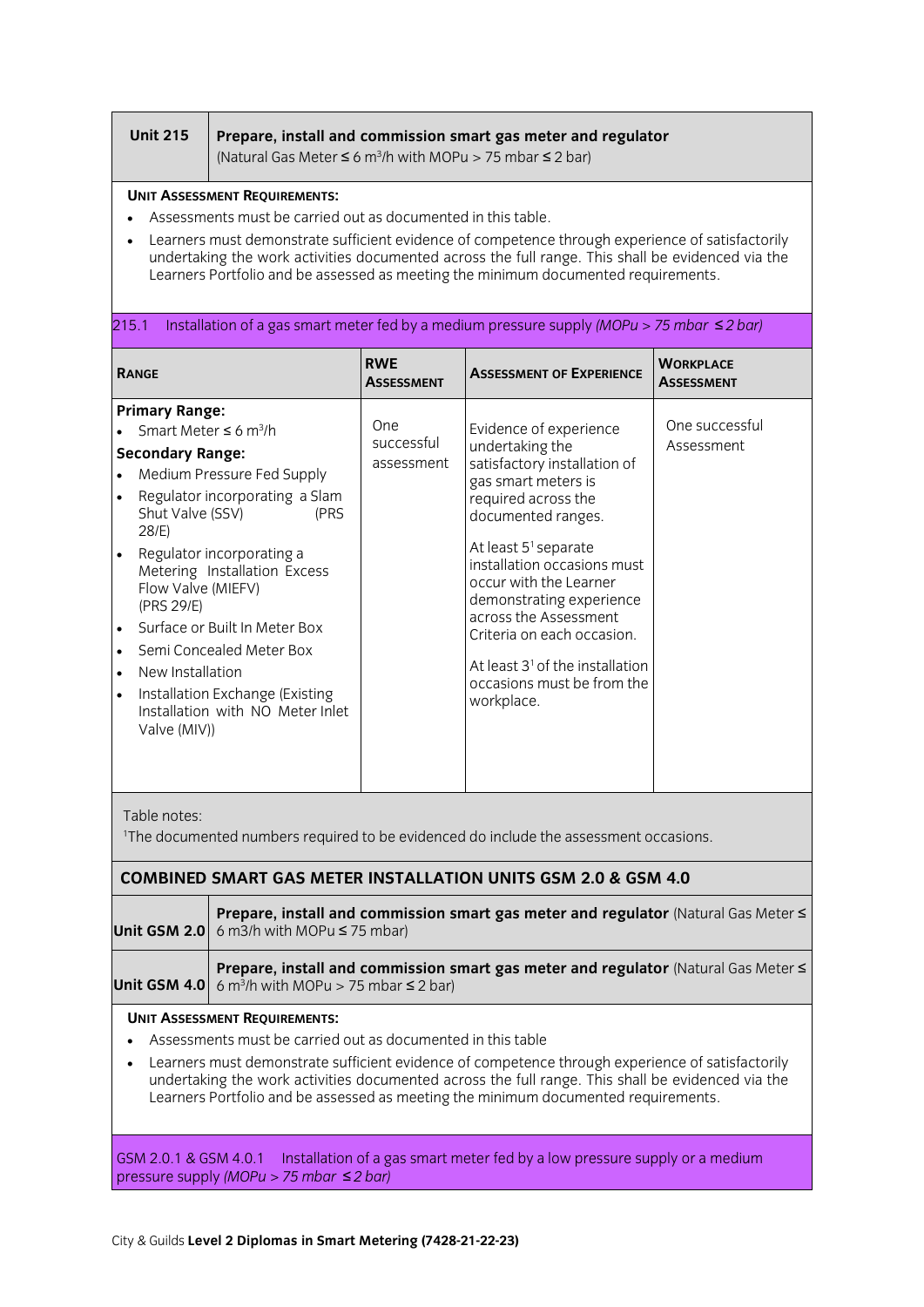| Unit 215 | **Prepare, install and commission smart gas meter and regulator** (Natural Gas Meter ≤ 6 $m^3$/h with MOPu > 75 mbar ≤ 2 bar) |
|---|---|

**UNIT ASSESSMENT REQUIREMENTS:**

- Assessments must be carried out as documented in this table.
- Learners must demonstrate sufficient evidence of competence through experience of satisfactorily undertaking the work activities documented across the full range. This shall be evidenced via the Learners Portfolio and be assessed as meeting the minimum documented requirements.

215.1 Installation of a gas smart meter fed by a medium pressure supply *(MOPu > 75 mbar ≤ 2 bar)*

| RANGE | RWE ASSESSMENT | ASSESSMENT OF EXPERIENCE | WORKPLACE ASSESSMENT |
|---|---|---|---|
| **Primary Range:**<br>• Smart Meter ≤ 6 $m^3$/h<br>**Secondary Range:**<br>• Medium Pressure Fed Supply<br>• Regulator incorporating a Slam Shut Valve (SSV) (PRS 28/E)<br>• Regulator incorporating a Metering Installation Excess Flow Valve (MIEFV) (PRS 29/E)<br>• Surface or Built In Meter Box<br>• Semi Concealed Meter Box<br>• New Installation<br>• Installation Exchange (Existing Installation with NO Meter Inlet Valve (MIV)) | One successful assessment | Evidence of experience undertaking the satisfactory installation of gas smart meters is required across the documented ranges.<br><br>At least 5[1] separate installation occasions must occur with the Learner demonstrating experience across the Assessment Criteria on each occasion.<br><br>At least 3[1] of the installation occasions must be from the workplace. | One successful Assessment |

Table notes:
[1]The documented numbers required to be evidenced do include the assessment occasions.

**COMBINED SMART GAS METER INSTALLATION UNITS GSM 2.0 & GSM 4.0**

| Unit GSM 2.0 | **Prepare, install and commission smart gas meter and regulator** (Natural Gas Meter ≤ 6 m3/h with MOPu ≤ 75 mbar) |
|---|---|
| Unit GSM 4.0 | **Prepare, install and commission smart gas meter and regulator** (Natural Gas Meter ≤ 6 $m^3$/h with MOPu > 75 mbar ≤ 2 bar) |

**UNIT ASSESSMENT REQUIREMENTS:**

- Assessments must be carried out as documented in this table
- Learners must demonstrate sufficient evidence of competence through experience of satisfactorily undertaking the work activities documented across the full range. This shall be evidenced via the Learners Portfolio and be assessed as meeting the minimum documented requirements.

GSM 2.0.1 & GSM 4.0.1 Installation of a gas smart meter fed by a low pressure supply or a medium pressure supply *(MOPu > 75 mbar ≤ 2 bar)*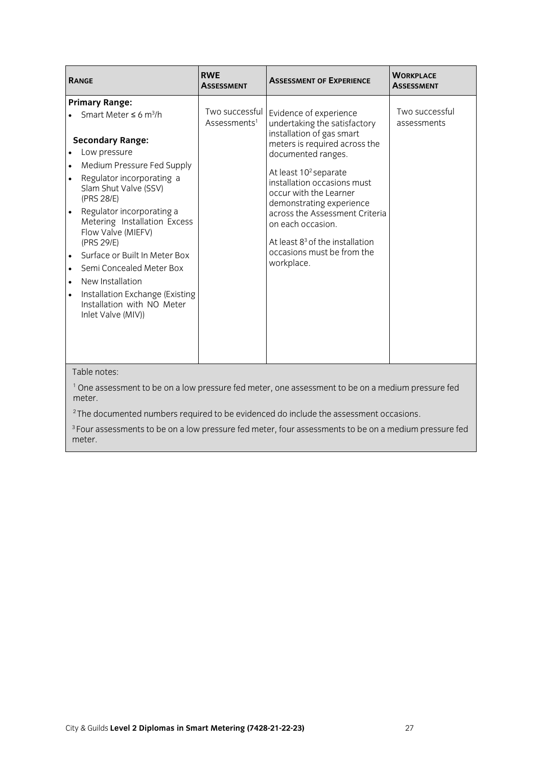| RANGE | RWE ASSESSMENT | ASSESSMENT OF EXPERIENCE | WORKPLACE ASSESSMENT |
|---|---|---|---|
| **Primary Range:**<br>• Smart Meter ≤ 6 $m^3$/h<br><br>**Secondary Range:**<br>• Low pressure<br>• Medium Pressure Fed Supply<br>• Regulator incorporating a Slam Shut Valve (SSV) (PRS 28/E)<br>• Regulator incorporating a Metering Installation Excess Flow Valve (MIEFV) (PRS 29/E)<br>• Surface or Built In Meter Box<br>• Semi Concealed Meter Box<br>• New Installation<br>• Installation Exchange (Existing Installation with NO Meter Inlet Valve (MIV)) | Two successful Assessments[1] | Evidence of experience undertaking the satisfactory installation of gas smart meters is required across the documented ranges.<br><br>At least 10[2] separate installation occasions must occur with the Learner demonstrating experience across the Assessment Criteria on each occasion.<br><br>At least 8[3] of the installation occasions must be from the workplace. | Two successful assessments |

Table notes:

[1] One assessment to be on a low pressure fed meter, one assessment to be on a medium pressure fed meter.

[2] The documented numbers required to be evidenced do include the assessment occasions.

[3] Four assessments to be on a low pressure fed meter, four assessments to be on a medium pressure fed meter.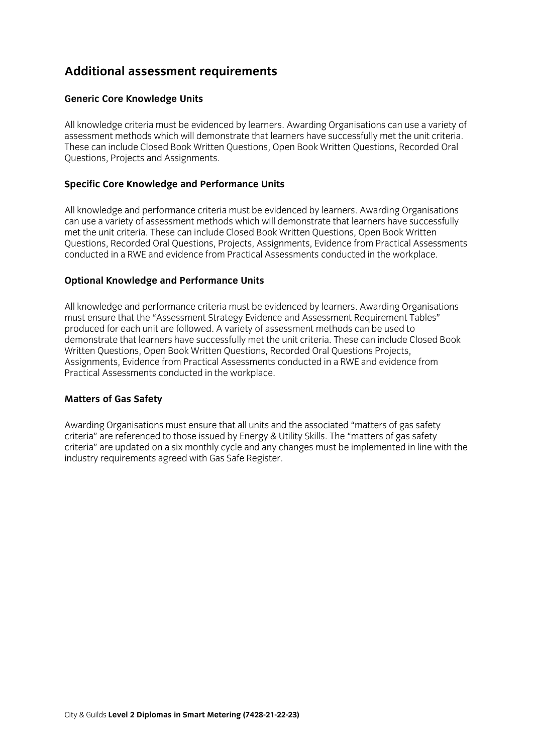## Additional assessment requirements

### Generic Core Knowledge Units

All knowledge criteria must be evidenced by learners. Awarding Organisations can use a variety of assessment methods which will demonstrate that learners have successfully met the unit criteria. These can include Closed Book Written Questions, Open Book Written Questions, Recorded Oral Questions, Projects and Assignments.

### Specific Core Knowledge and Performance Units

All knowledge and performance criteria must be evidenced by learners. Awarding Organisations can use a variety of assessment methods which will demonstrate that learners have successfully met the unit criteria. These can include Closed Book Written Questions, Open Book Written Questions, Recorded Oral Questions, Projects, Assignments, Evidence from Practical Assessments conducted in a RWE and evidence from Practical Assessments conducted in the workplace.

### Optional Knowledge and Performance Units

All knowledge and performance criteria must be evidenced by learners. Awarding Organisations must ensure that the "Assessment Strategy Evidence and Assessment Requirement Tables" produced for each unit are followed. A variety of assessment methods can be used to demonstrate that learners have successfully met the unit criteria. These can include Closed Book Written Questions, Open Book Written Questions, Recorded Oral Questions Projects, Assignments, Evidence from Practical Assessments conducted in a RWE and evidence from Practical Assessments conducted in the workplace.

### Matters of Gas Safety

Awarding Organisations must ensure that all units and the associated "matters of gas safety criteria" are referenced to those issued by Energy & Utility Skills. The "matters of gas safety criteria" are updated on a six monthly cycle and any changes must be implemented in line with the industry requirements agreed with Gas Safe Register.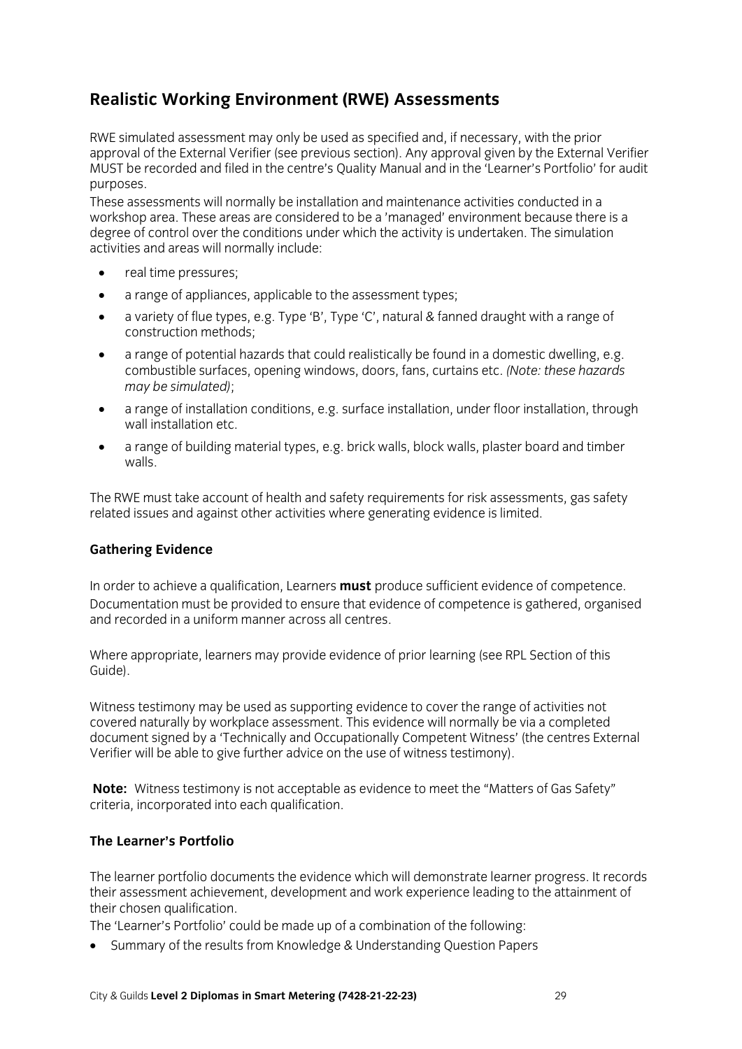## Realistic Working Environment (RWE) Assessments

RWE simulated assessment may only be used as specified and, if necessary, with the prior approval of the External Verifier (see previous section). Any approval given by the External Verifier MUST be recorded and filed in the centre's Quality Manual and in the 'Learner's Portfolio' for audit purposes.

These assessments will normally be installation and maintenance activities conducted in a workshop area. These areas are considered to be a 'managed' environment because there is a degree of control over the conditions under which the activity is undertaken. The simulation activities and areas will normally include:

- real time pressures;
- a range of appliances, applicable to the assessment types;
- a variety of flue types, e.g. Type 'B', Type 'C', natural & fanned draught with a range of construction methods;
- a range of potential hazards that could realistically be found in a domestic dwelling, e.g. combustible surfaces, opening windows, doors, fans, curtains etc. *(Note: these hazards may be simulated)*;
- a range of installation conditions, e.g. surface installation, under floor installation, through wall installation etc.
- a range of building material types, e.g. brick walls, block walls, plaster board and timber walls.

The RWE must take account of health and safety requirements for risk assessments, gas safety related issues and against other activities where generating evidence is limited.

### Gathering Evidence

In order to achieve a qualification, Learners **must** produce sufficient evidence of competence. Documentation must be provided to ensure that evidence of competence is gathered, organised and recorded in a uniform manner across all centres.

Where appropriate, learners may provide evidence of prior learning (see RPL Section of this Guide).

Witness testimony may be used as supporting evidence to cover the range of activities not covered naturally by workplace assessment. This evidence will normally be via a completed document signed by a 'Technically and Occupationally Competent Witness' (the centres External Verifier will be able to give further advice on the use of witness testimony).

**Note:** Witness testimony is not acceptable as evidence to meet the "Matters of Gas Safety" criteria, incorporated into each qualification.

### The Learner's Portfolio

The learner portfolio documents the evidence which will demonstrate learner progress. It records their assessment achievement, development and work experience leading to the attainment of their chosen qualification.

The 'Learner's Portfolio' could be made up of a combination of the following:

- Summary of the results from Knowledge & Understanding Question Papers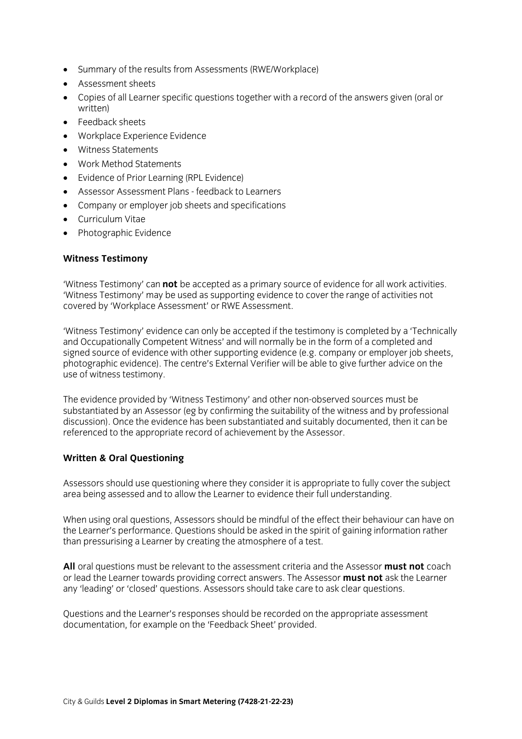- Summary of the results from Assessments (RWE/Workplace)
- Assessment sheets
- Copies of all Learner specific questions together with a record of the answers given (oral or written)
- Feedback sheets
- Workplace Experience Evidence
- Witness Statements
- Work Method Statements
- Evidence of Prior Learning (RPL Evidence)
- Assessor Assessment Plans - feedback to Learners
- Company or employer job sheets and specifications
- Curriculum Vitae
- Photographic Evidence

**Witness Testimony**

'Witness Testimony' can **not** be accepted as a primary source of evidence for all work activities. 'Witness Testimony' may be used as supporting evidence to cover the range of activities not covered by 'Workplace Assessment' or RWE Assessment.

'Witness Testimony' evidence can only be accepted if the testimony is completed by a 'Technically and Occupationally Competent Witness' and will normally be in the form of a completed and signed source of evidence with other supporting evidence (e.g. company or employer job sheets, photographic evidence). The centre's External Verifier will be able to give further advice on the use of witness testimony.

The evidence provided by 'Witness Testimony' and other non-observed sources must be substantiated by an Assessor (eg by confirming the suitability of the witness and by professional discussion). Once the evidence has been substantiated and suitably documented, then it can be referenced to the appropriate record of achievement by the Assessor.

**Written & Oral Questioning**

Assessors should use questioning where they consider it is appropriate to fully cover the subject area being assessed and to allow the Learner to evidence their full understanding.

When using oral questions, Assessors should be mindful of the effect their behaviour can have on the Learner's performance. Questions should be asked in the spirit of gaining information rather than pressurising a Learner by creating the atmosphere of a test.

**All** oral questions must be relevant to the assessment criteria and the Assessor **must not** coach or lead the Learner towards providing correct answers. The Assessor **must not** ask the Learner any 'leading' or 'closed' questions. Assessors should take care to ask clear questions.

Questions and the Learner's responses should be recorded on the appropriate assessment documentation, for example on the 'Feedback Sheet' provided.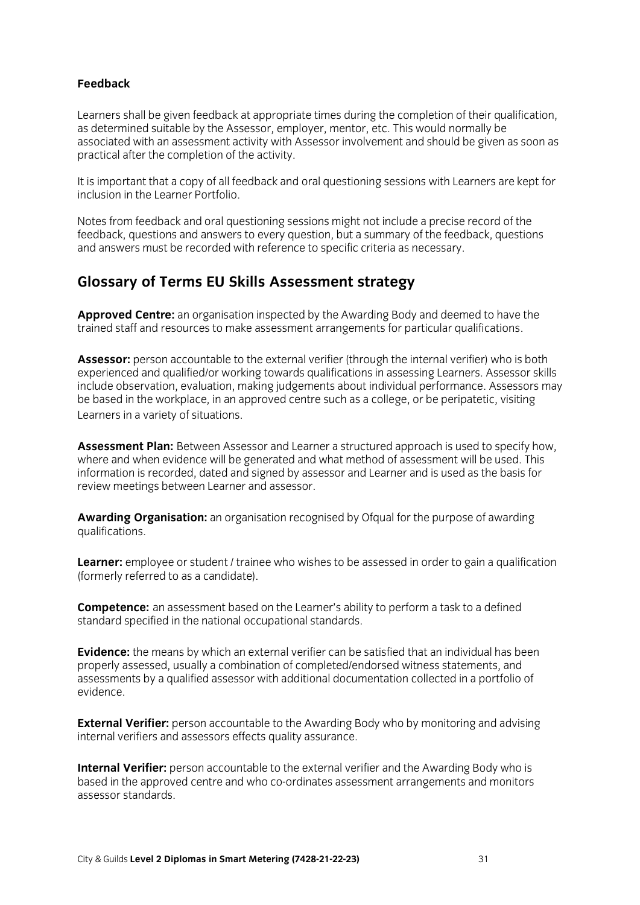### Feedback

Learners shall be given feedback at appropriate times during the completion of their qualification, as determined suitable by the Assessor, employer, mentor, etc. This would normally be associated with an assessment activity with Assessor involvement and should be given as soon as practical after the completion of the activity.

It is important that a copy of all feedback and oral questioning sessions with Learners are kept for inclusion in the Learner Portfolio.

Notes from feedback and oral questioning sessions might not include a precise record of the feedback, questions and answers to every question, but a summary of the feedback, questions and answers must be recorded with reference to specific criteria as necessary.

## Glossary of Terms EU Skills Assessment strategy

**Approved Centre:** an organisation inspected by the Awarding Body and deemed to have the trained staff and resources to make assessment arrangements for particular qualifications.

**Assessor:** person accountable to the external verifier (through the internal verifier) who is both experienced and qualified/or working towards qualifications in assessing Learners. Assessor skills include observation, evaluation, making judgements about individual performance. Assessors may be based in the workplace, in an approved centre such as a college, or be peripatetic, visiting Learners in a variety of situations.

**Assessment Plan:** Between Assessor and Learner a structured approach is used to specify how, where and when evidence will be generated and what method of assessment will be used. This information is recorded, dated and signed by assessor and Learner and is used as the basis for review meetings between Learner and assessor.

**Awarding Organisation:** an organisation recognised by Ofqual for the purpose of awarding qualifications.

**Learner:** employee or student / trainee who wishes to be assessed in order to gain a qualification (formerly referred to as a candidate).

**Competence:** an assessment based on the Learner's ability to perform a task to a defined standard specified in the national occupational standards.

**Evidence:** the means by which an external verifier can be satisfied that an individual has been properly assessed, usually a combination of completed/endorsed witness statements, and assessments by a qualified assessor with additional documentation collected in a portfolio of evidence.

**External Verifier:** person accountable to the Awarding Body who by monitoring and advising internal verifiers and assessors effects quality assurance.

**Internal Verifier:** person accountable to the external verifier and the Awarding Body who is based in the approved centre and who co-ordinates assessment arrangements and monitors assessor standards.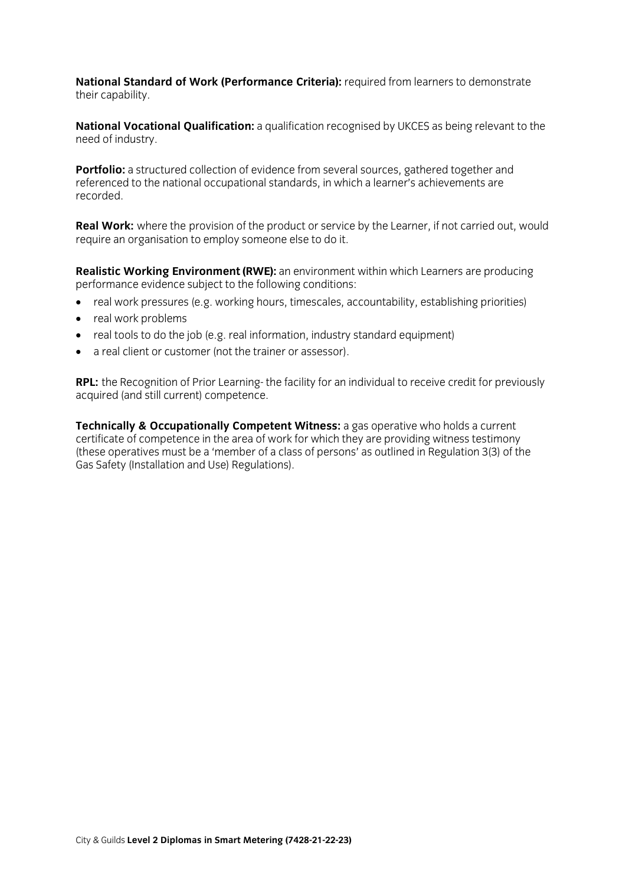**National Standard of Work (Performance Criteria):** required from learners to demonstrate their capability.

**National Vocational Qualification:** a qualification recognised by UKCES as being relevant to the need of industry.

**Portfolio:** a structured collection of evidence from several sources, gathered together and referenced to the national occupational standards, in which a learner's achievements are recorded.

**Real Work:** where the provision of the product or service by the Learner, if not carried out, would require an organisation to employ someone else to do it.

**Realistic Working Environment (RWE):** an environment within which Learners are producing performance evidence subject to the following conditions:

- real work pressures (e.g. working hours, timescales, accountability, establishing priorities)
- real work problems
- real tools to do the job (e.g. real information, industry standard equipment)
- a real client or customer (not the trainer or assessor).

**RPL:** the Recognition of Prior Learning- the facility for an individual to receive credit for previously acquired (and still current) competence.

**Technically & Occupationally Competent Witness:** a gas operative who holds a current certificate of competence in the area of work for which they are providing witness testimony (these operatives must be a 'member of a class of persons' as outlined in Regulation 3(3) of the Gas Safety (Installation and Use) Regulations).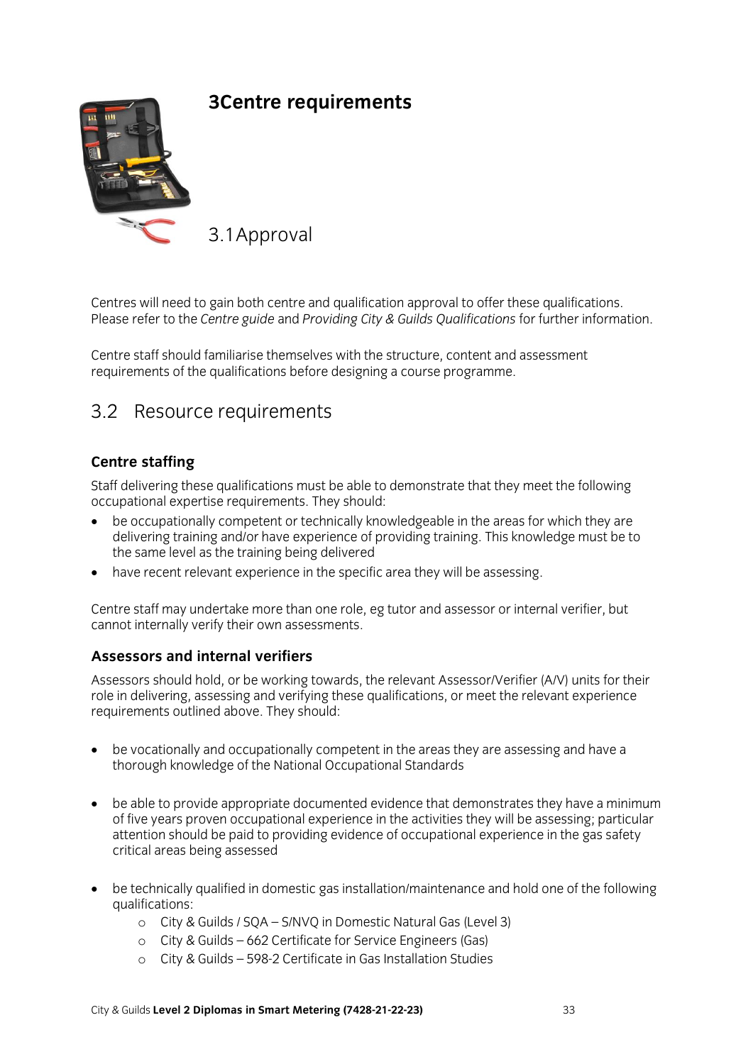# 3 Centre requirements

## 3.1 Approval

Centres will need to gain both centre and qualification approval to offer these qualifications. Please refer to the *Centre guide* and *Providing City & Guilds Qualifications* for further information.

Centre staff should familiarise themselves with the structure, content and assessment requirements of the qualifications before designing a course programme.

## 3.2 Resource requirements

### Centre staffing

Staff delivering these qualifications must be able to demonstrate that they meet the following occupational expertise requirements. They should:

- be occupationally competent or technically knowledgeable in the areas for which they are delivering training and/or have experience of providing training. This knowledge must be to the same level as the training being delivered
- have recent relevant experience in the specific area they will be assessing.

Centre staff may undertake more than one role, eg tutor and assessor or internal verifier, but cannot internally verify their own assessments.

### Assessors and internal verifiers

Assessors should hold, or be working towards, the relevant Assessor/Verifier (A/V) units for their role in delivering, assessing and verifying these qualifications, or meet the relevant experience requirements outlined above. They should:

- be vocationally and occupationally competent in the areas they are assessing and have a thorough knowledge of the National Occupational Standards

- be able to provide appropriate documented evidence that demonstrates they have a minimum of five years proven occupational experience in the activities they will be assessing; particular attention should be paid to providing evidence of occupational experience in the gas safety critical areas being assessed

- be technically qualified in domestic gas installation/maintenance and hold one of the following qualifications:
  - City & Guilds / SQA – S/NVQ in Domestic Natural Gas (Level 3)
  - City & Guilds – 662 Certificate for Service Engineers (Gas)
  - City & Guilds – 598-2 Certificate in Gas Installation Studies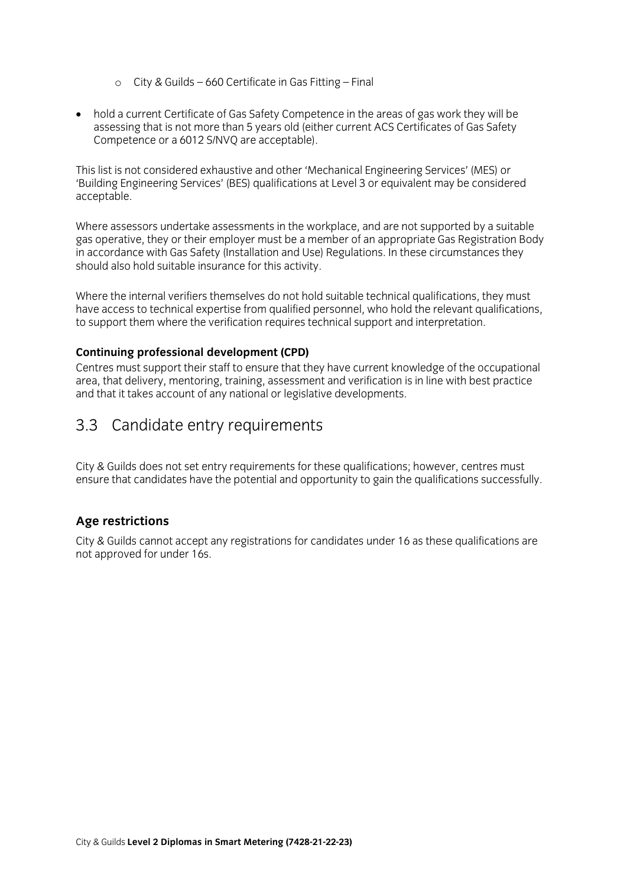- City & Guilds – 660 Certificate in Gas Fitting – Final

- hold a current Certificate of Gas Safety Competence in the areas of gas work they will be assessing that is not more than 5 years old (either current ACS Certificates of Gas Safety Competence or a 6012 S/NVQ are acceptable).

This list is not considered exhaustive and other 'Mechanical Engineering Services' (MES) or 'Building Engineering Services' (BES) qualifications at Level 3 or equivalent may be considered acceptable.

Where assessors undertake assessments in the workplace, and are not supported by a suitable gas operative, they or their employer must be a member of an appropriate Gas Registration Body in accordance with Gas Safety (Installation and Use) Regulations. In these circumstances they should also hold suitable insurance for this activity.

Where the internal verifiers themselves do not hold suitable technical qualifications, they must have access to technical expertise from qualified personnel, who hold the relevant qualifications, to support them where the verification requires technical support and interpretation.

**Continuing professional development (CPD)**

Centres must support their staff to ensure that they have current knowledge of the occupational area, that delivery, mentoring, training, assessment and verification is in line with best practice and that it takes account of any national or legislative developments.

## 3.3 Candidate entry requirements

City & Guilds does not set entry requirements for these qualifications; however, centres must ensure that candidates have the potential and opportunity to gain the qualifications successfully.

### Age restrictions

City & Guilds cannot accept any registrations for candidates under 16 as these qualifications are not approved for under 16s.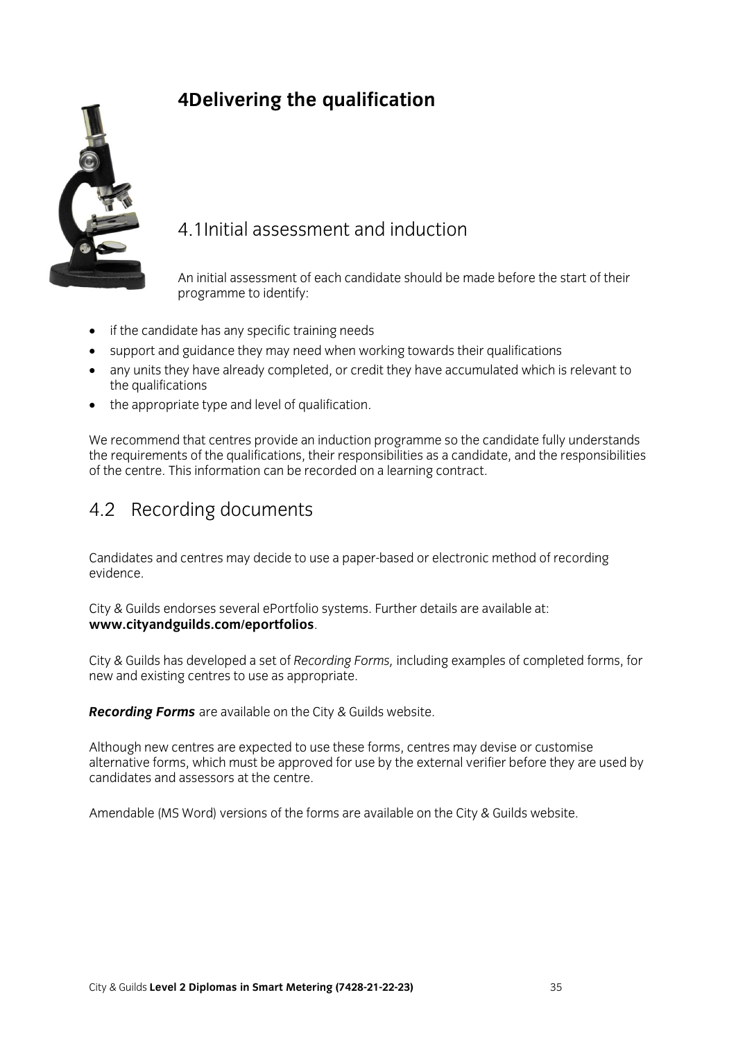# 4Delivering the qualification

## 4.1Initial assessment and induction

An initial assessment of each candidate should be made before the start of their programme to identify:

- if the candidate has any specific training needs
- support and guidance they may need when working towards their qualifications
- any units they have already completed, or credit they have accumulated which is relevant to the qualifications
- the appropriate type and level of qualification.

We recommend that centres provide an induction programme so the candidate fully understands the requirements of the qualifications, their responsibilities as a candidate, and the responsibilities of the centre. This information can be recorded on a learning contract.

## 4.2 Recording documents

Candidates and centres may decide to use a paper-based or electronic method of recording evidence.

City & Guilds endorses several ePortfolio systems. Further details are available at: **www.cityandguilds.com/eportfolios**.

City & Guilds has developed a set of *Recording Forms,* including examples of completed forms, for new and existing centres to use as appropriate.

***Recording Forms*** are available on the City & Guilds website.

Although new centres are expected to use these forms, centres may devise or customise alternative forms, which must be approved for use by the external verifier before they are used by candidates and assessors at the centre.

Amendable (MS Word) versions of the forms are available on the City & Guilds website.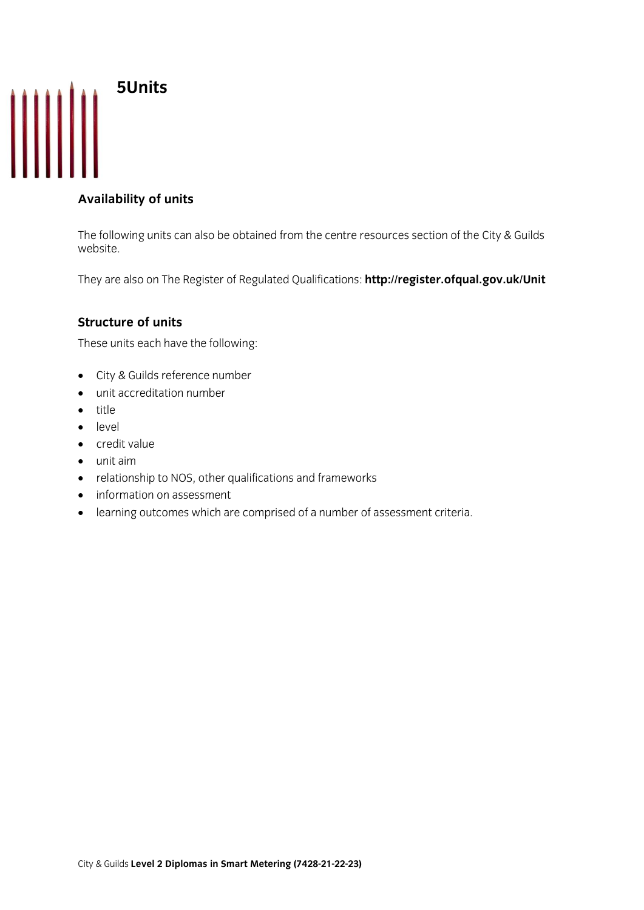# 5 Units

## Availability of units

The following units can also be obtained from the centre resources section of the City & Guilds website.

They are also on The Register of Regulated Qualifications: **http://register.ofqual.gov.uk/Unit**

## Structure of units

These units each have the following:

- City & Guilds reference number
- unit accreditation number
- title
- level
- credit value
- unit aim
- relationship to NOS, other qualifications and frameworks
- information on assessment
- learning outcomes which are comprised of a number of assessment criteria.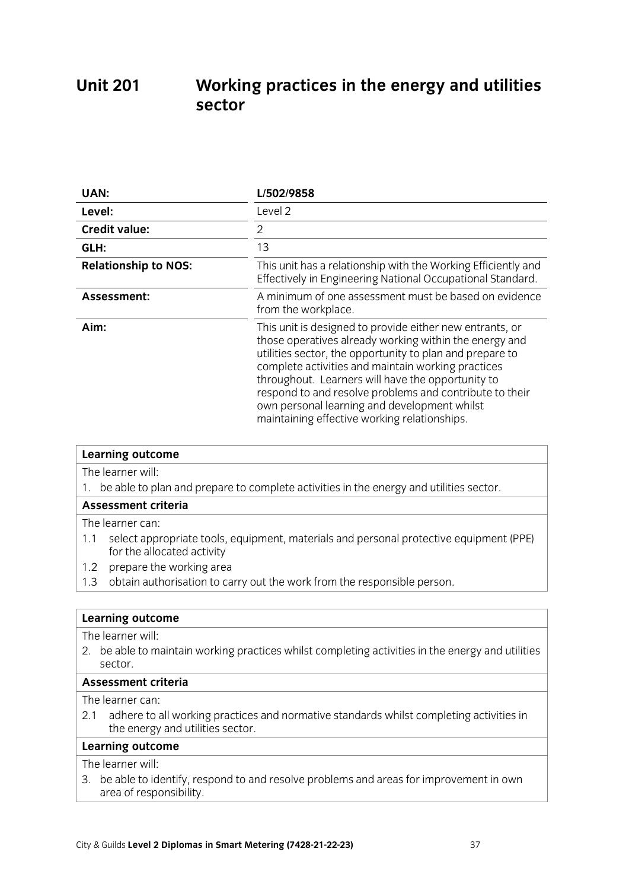# Unit 201 Working practices in the energy and utilities sector

| | |
|---|---|
| **UAN:** | **L/502/9858** |
| **Level:** | Level 2 |
| **Credit value:** | 2 |
| **GLH:** | 13 |
| **Relationship to NOS:** | This unit has a relationship with the Working Efficiently and Effectively in Engineering National Occupational Standard. |
| **Assessment:** | A minimum of one assessment must be based on evidence from the workplace. |
| **Aim:** | This unit is designed to provide either new entrants, or those operatives already working within the energy and utilities sector, the opportunity to plan and prepare to complete activities and maintain working practices throughout. Learners will have the opportunity to respond to and resolve problems and contribute to their own personal learning and development whilst maintaining effective working relationships. |

**Learning outcome**

The learner will:

1. be able to plan and prepare to complete activities in the energy and utilities sector.

**Assessment criteria**

The learner can:

1.1 select appropriate tools, equipment, materials and personal protective equipment (PPE) for the allocated activity

1.2 prepare the working area

1.3 obtain authorisation to carry out the work from the responsible person.

**Learning outcome**

The learner will:

2. be able to maintain working practices whilst completing activities in the energy and utilities sector.

**Assessment criteria**

The learner can:

2.1 adhere to all working practices and normative standards whilst completing activities in the energy and utilities sector.

**Learning outcome**

The learner will:

3. be able to identify, respond to and resolve problems and areas for improvement in own area of responsibility.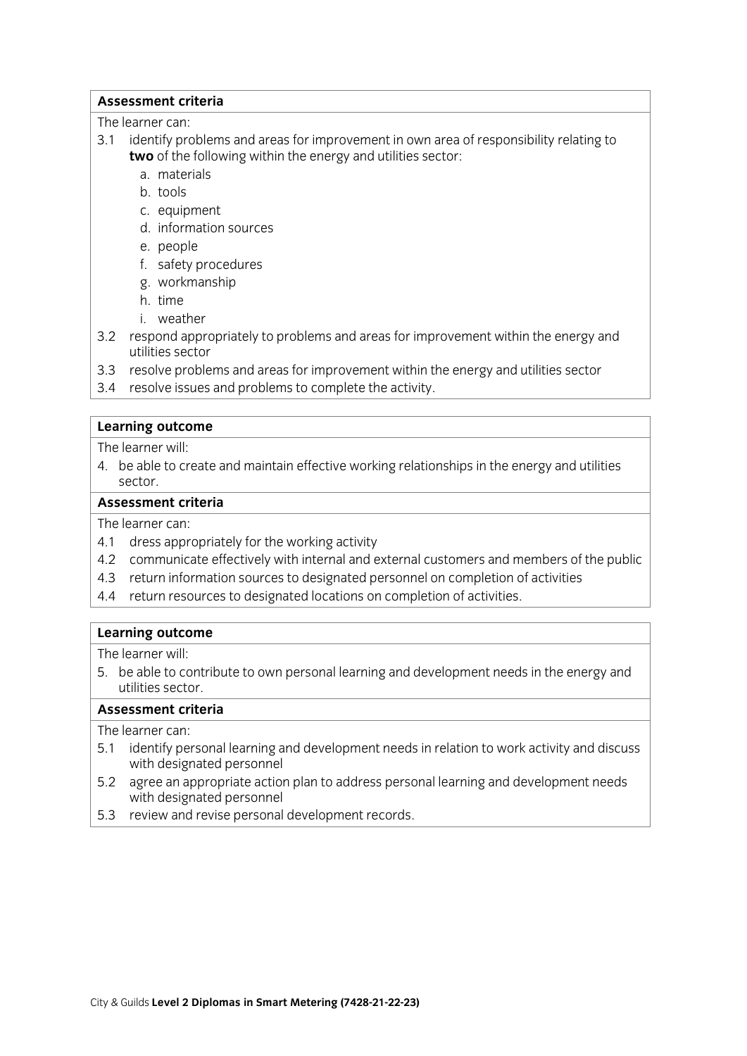**Assessment criteria**

The learner can:

3.1 identify problems and areas for improvement in own area of responsibility relating to **two** of the following within the energy and utilities sector:
   a. materials
   b. tools
   c. equipment
   d. information sources
   e. people
   f. safety procedures
   g. workmanship
   h. time
   i. weather

3.2 respond appropriately to problems and areas for improvement within the energy and utilities sector

3.3 resolve problems and areas for improvement within the energy and utilities sector

3.4 resolve issues and problems to complete the activity.

**Learning outcome**

The learner will:

4. be able to create and maintain effective working relationships in the energy and utilities sector.

**Assessment criteria**

The learner can:

4.1 dress appropriately for the working activity

4.2 communicate effectively with internal and external customers and members of the public

4.3 return information sources to designated personnel on completion of activities

4.4 return resources to designated locations on completion of activities.

**Learning outcome**

The learner will:

5. be able to contribute to own personal learning and development needs in the energy and utilities sector.

**Assessment criteria**

The learner can:

5.1 identify personal learning and development needs in relation to work activity and discuss with designated personnel

5.2 agree an appropriate action plan to address personal learning and development needs with designated personnel

5.3 review and revise personal development records.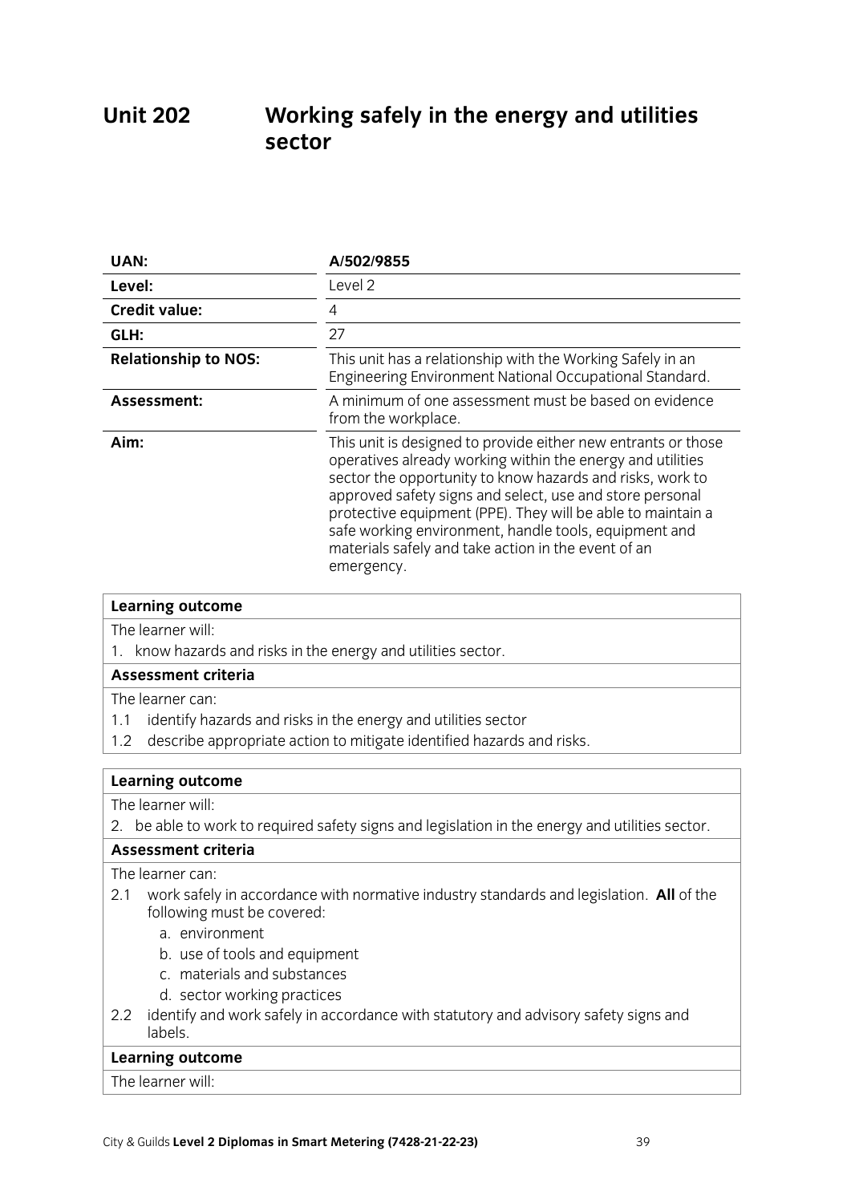# Unit 202 Working safely in the energy and utilities sector

| | |
|---|---|
| **UAN:** | **A/502/9855** |
| **Level:** | Level 2 |
| **Credit value:** | 4 |
| **GLH:** | 27 |
| **Relationship to NOS:** | This unit has a relationship with the Working Safely in an Engineering Environment National Occupational Standard. |
| **Assessment:** | A minimum of one assessment must be based on evidence from the workplace. |
| **Aim:** | This unit is designed to provide either new entrants or those operatives already working within the energy and utilities sector the opportunity to know hazards and risks, work to approved safety signs and select, use and store personal protective equipment (PPE). They will be able to maintain a safe working environment, handle tools, equipment and materials safely and take action in the event of an emergency. |

**Learning outcome**

The learner will:

1. know hazards and risks in the energy and utilities sector.

**Assessment criteria**

The learner can:

1.1 identify hazards and risks in the energy and utilities sector

1.2 describe appropriate action to mitigate identified hazards and risks.

**Learning outcome**

The learner will:

2. be able to work to required safety signs and legislation in the energy and utilities sector.

**Assessment criteria**

The learner can:

2.1 work safely in accordance with normative industry standards and legislation. **All** of the following must be covered:

   a. environment
   b. use of tools and equipment
   c. materials and substances
   d. sector working practices

2.2 identify and work safely in accordance with statutory and advisory safety signs and labels.

**Learning outcome**

The learner will: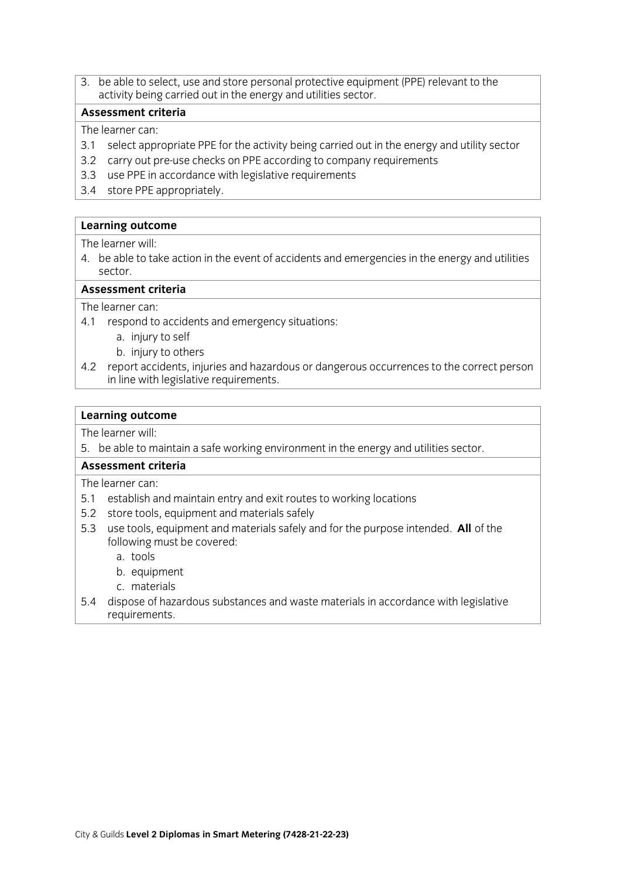3. be able to select, use and store personal protective equipment (PPE) relevant to the activity being carried out in the energy and utilities sector.

**Assessment criteria**

The learner can:

3.1 select appropriate PPE for the activity being carried out in the energy and utility sector

3.2 carry out pre-use checks on PPE according to company requirements

3.3 use PPE in accordance with legislative requirements

3.4 store PPE appropriately.

**Learning outcome**

The learner will:

4. be able to take action in the event of accidents and emergencies in the energy and utilities sector.

**Assessment criteria**

The learner can:

4.1 respond to accidents and emergency situations:
   - a. injury to self
   - b. injury to others

4.2 report accidents, injuries and hazardous or dangerous occurrences to the correct person in line with legislative requirements.

**Learning outcome**

The learner will:

5. be able to maintain a safe working environment in the energy and utilities sector.

**Assessment criteria**

The learner can:

5.1 establish and maintain entry and exit routes to working locations

5.2 store tools, equipment and materials safely

5.3 use tools, equipment and materials safely and for the purpose intended. **All** of the following must be covered:
   - a. tools
   - b. equipment
   - c. materials

5.4 dispose of hazardous substances and waste materials in accordance with legislative requirements.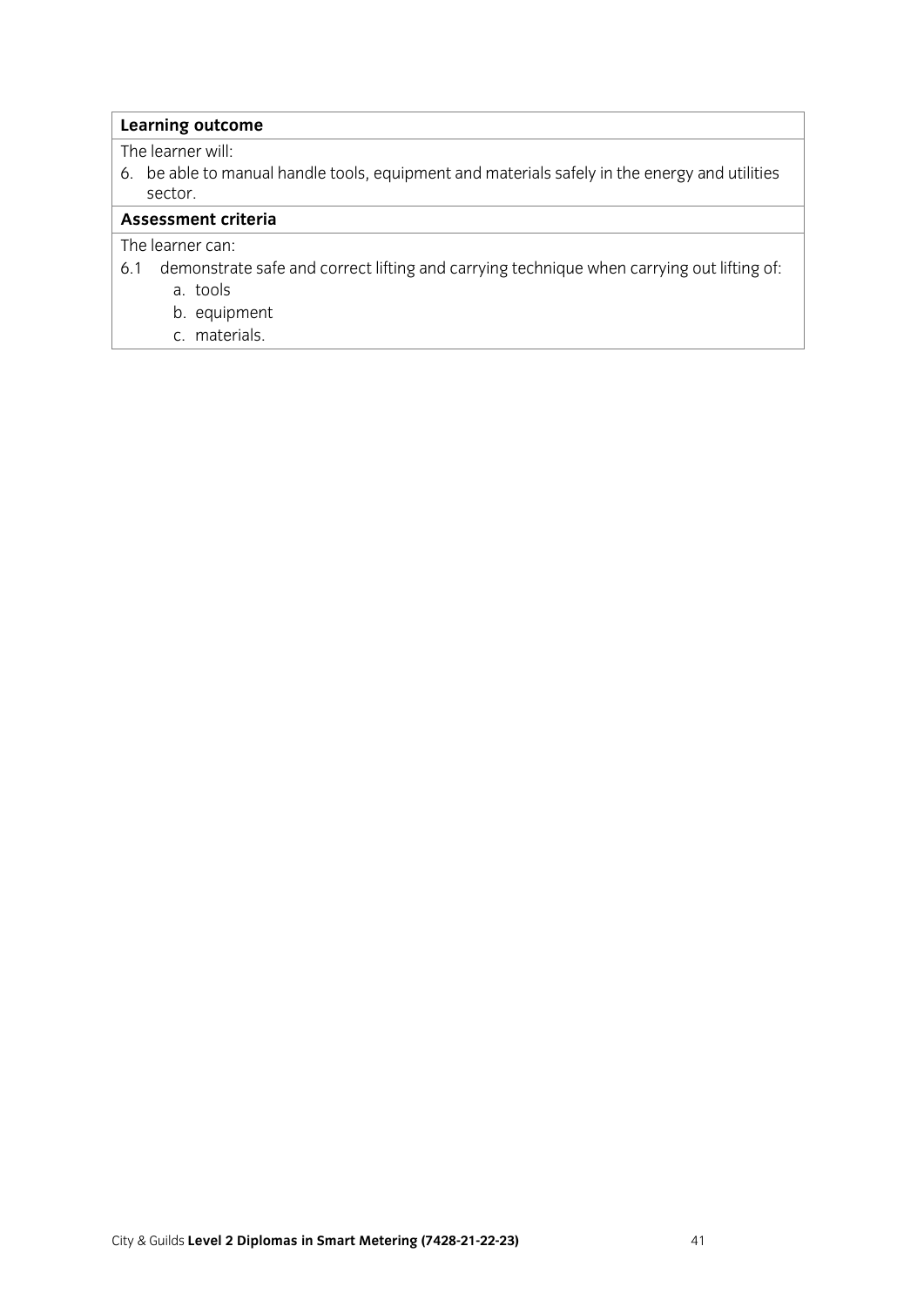| **Learning outcome** |
|---|
| The learner will:<br>6. be able to manual handle tools, equipment and materials safely in the energy and utilities sector. |
| **Assessment criteria** |
| The learner can:<br>6.1 demonstrate safe and correct lifting and carrying technique when carrying out lifting of:<br>a. tools<br>b. equipment<br>c. materials. |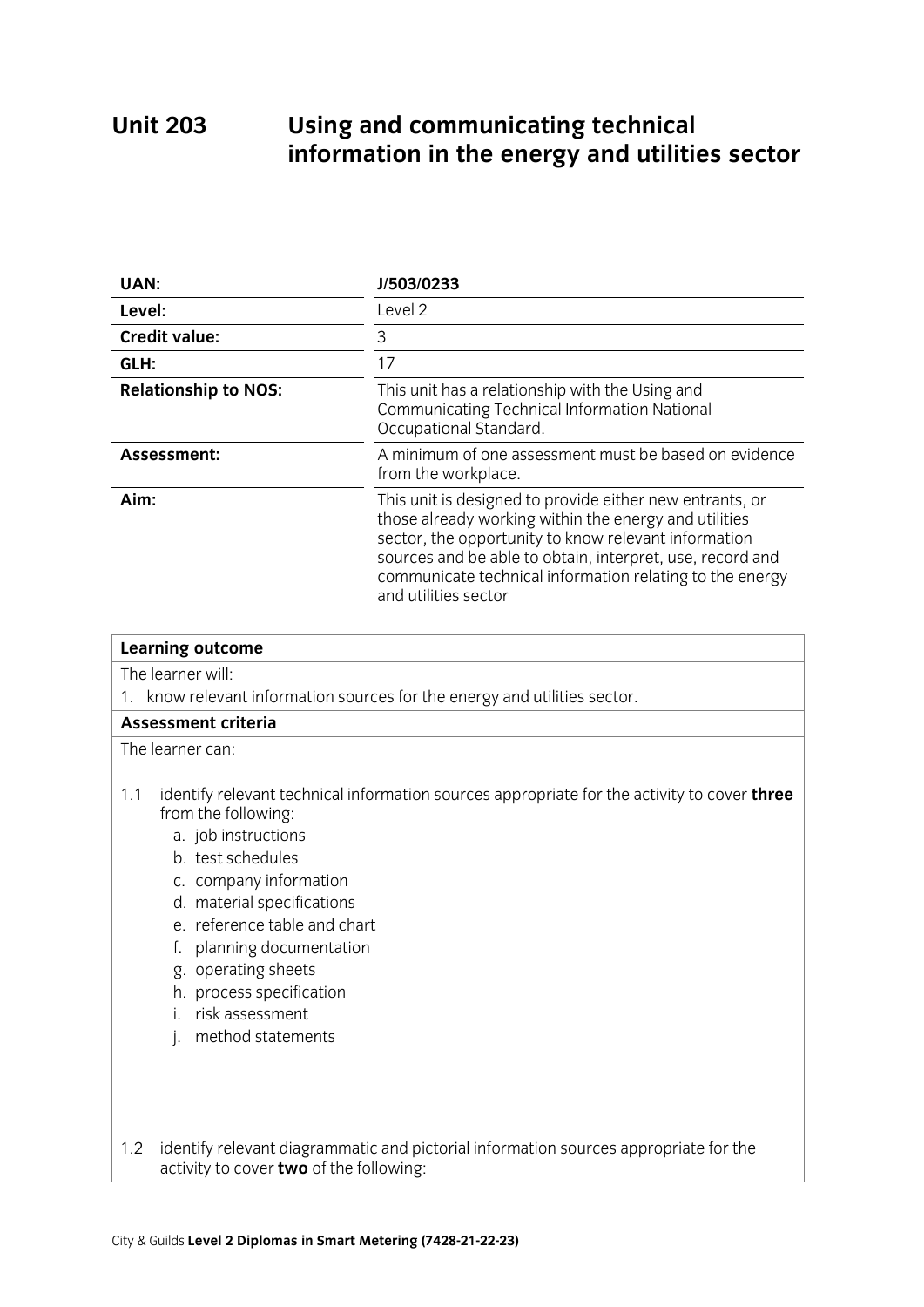# Unit 203 Using and communicating technical information in the energy and utilities sector

| | |
|---|---|
| **UAN:** | **J/503/0233** |
| **Level:** | Level 2 |
| **Credit value:** | 3 |
| **GLH:** | 17 |
| **Relationship to NOS:** | This unit has a relationship with the Using and Communicating Technical Information National Occupational Standard. |
| **Assessment:** | A minimum of one assessment must be based on evidence from the workplace. |
| **Aim:** | This unit is designed to provide either new entrants, or those already working within the energy and utilities sector, the opportunity to know relevant information sources and be able to obtain, interpret, use, record and communicate technical information relating to the energy and utilities sector |

**Learning outcome**

The learner will:

1. know relevant information sources for the energy and utilities sector.

**Assessment criteria**

The learner can:

1.1 identify relevant technical information sources appropriate for the activity to cover **three** from the following:

   a. job instructions
   b. test schedules
   c. company information
   d. material specifications
   e. reference table and chart
   f. planning documentation
   g. operating sheets
   h. process specification
   i. risk assessment
   j. method statements

1.2 identify relevant diagrammatic and pictorial information sources appropriate for the activity to cover **two** of the following: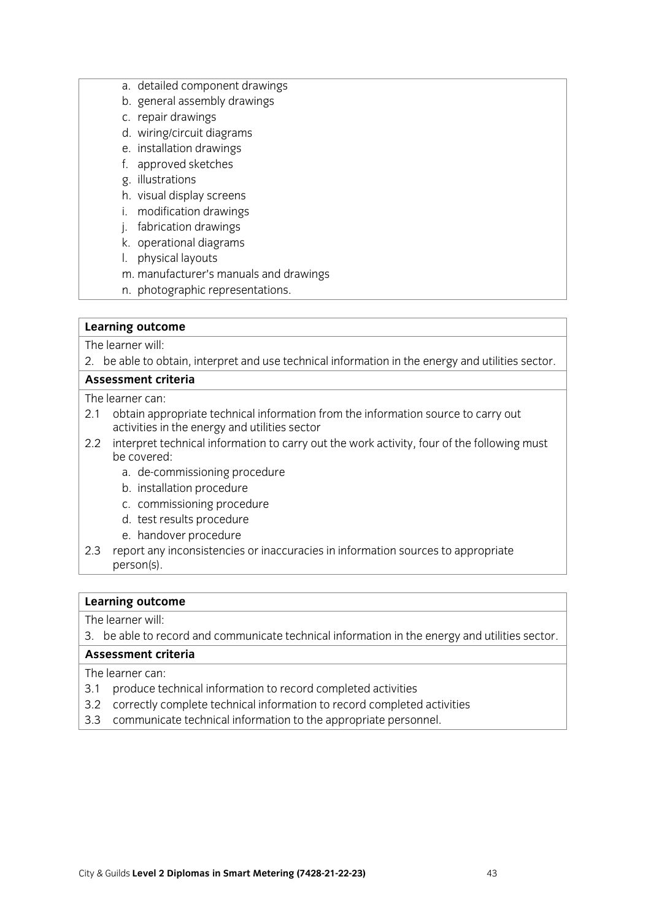a. detailed component drawings
b. general assembly drawings
c. repair drawings
d. wiring/circuit diagrams
e. installation drawings
f. approved sketches
g. illustrations
h. visual display screens
i. modification drawings
j. fabrication drawings
k. operational diagrams
l. physical layouts
m. manufacturer's manuals and drawings
n. photographic representations.

**Learning outcome**

The learner will:

2. be able to obtain, interpret and use technical information in the energy and utilities sector.

**Assessment criteria**

The learner can:

2.1 obtain appropriate technical information from the information source to carry out activities in the energy and utilities sector

2.2 interpret technical information to carry out the work activity, four of the following must be covered:

   a. de-commissioning procedure
   b. installation procedure
   c. commissioning procedure
   d. test results procedure
   e. handover procedure

2.3 report any inconsistencies or inaccuracies in information sources to appropriate person(s).

**Learning outcome**

The learner will:

3. be able to record and communicate technical information in the energy and utilities sector.

**Assessment criteria**

The learner can:

3.1 produce technical information to record completed activities

3.2 correctly complete technical information to record completed activities

3.3 communicate technical information to the appropriate personnel.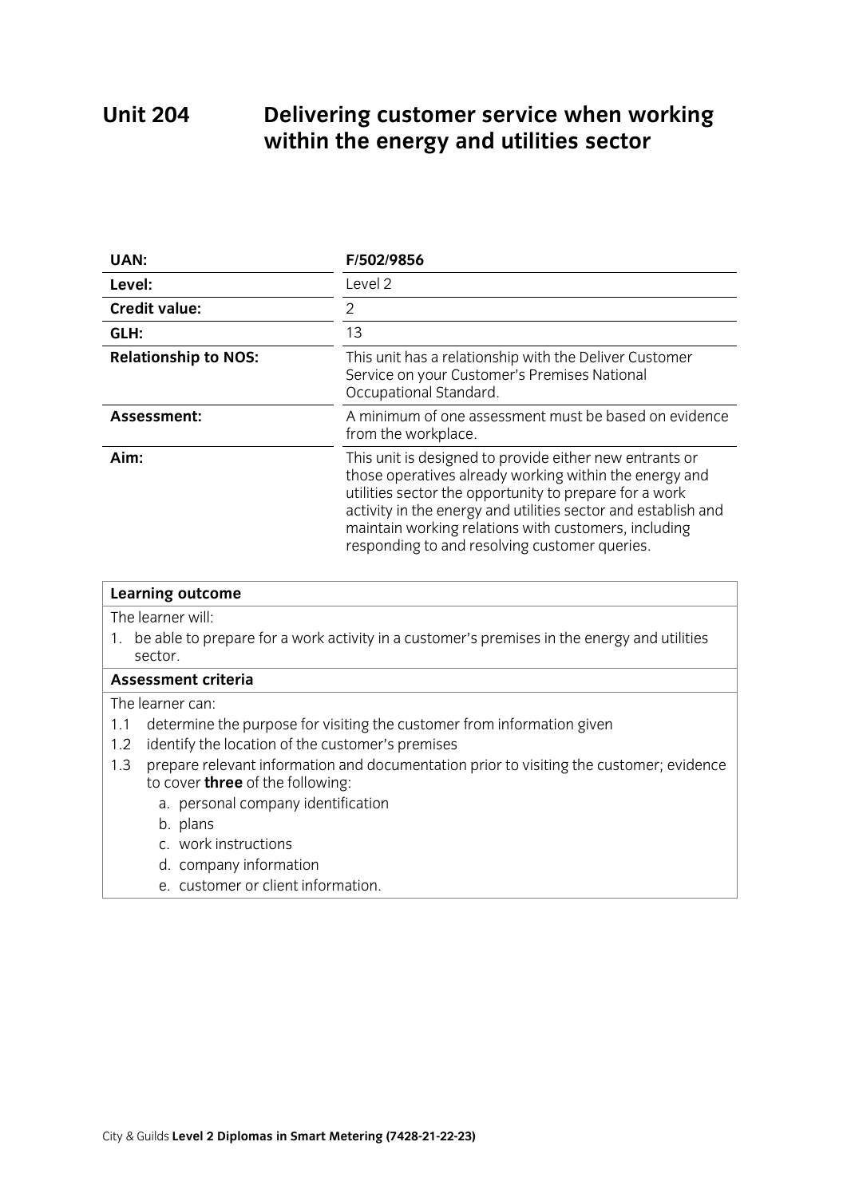# Unit 204 Delivering customer service when working within the energy and utilities sector

| | |
|---|---|
| **UAN:** | **F/502/9856** |
| **Level:** | Level 2 |
| **Credit value:** | 2 |
| **GLH:** | 13 |
| **Relationship to NOS:** | This unit has a relationship with the Deliver Customer Service on your Customer's Premises National Occupational Standard. |
| **Assessment:** | A minimum of one assessment must be based on evidence from the workplace. |
| **Aim:** | This unit is designed to provide either new entrants or those operatives already working within the energy and utilities sector the opportunity to prepare for a work activity in the energy and utilities sector and establish and maintain working relations with customers, including responding to and resolving customer queries. |

**Learning outcome**

The learner will:

1. be able to prepare for a work activity in a customer's premises in the energy and utilities sector.

**Assessment criteria**

The learner can:

1.1 determine the purpose for visiting the customer from information given

1.2 identify the location of the customer's premises

1.3 prepare relevant information and documentation prior to visiting the customer; evidence to cover **three** of the following:

   a. personal company identification
   b. plans
   c. work instructions
   d. company information
   e. customer or client information.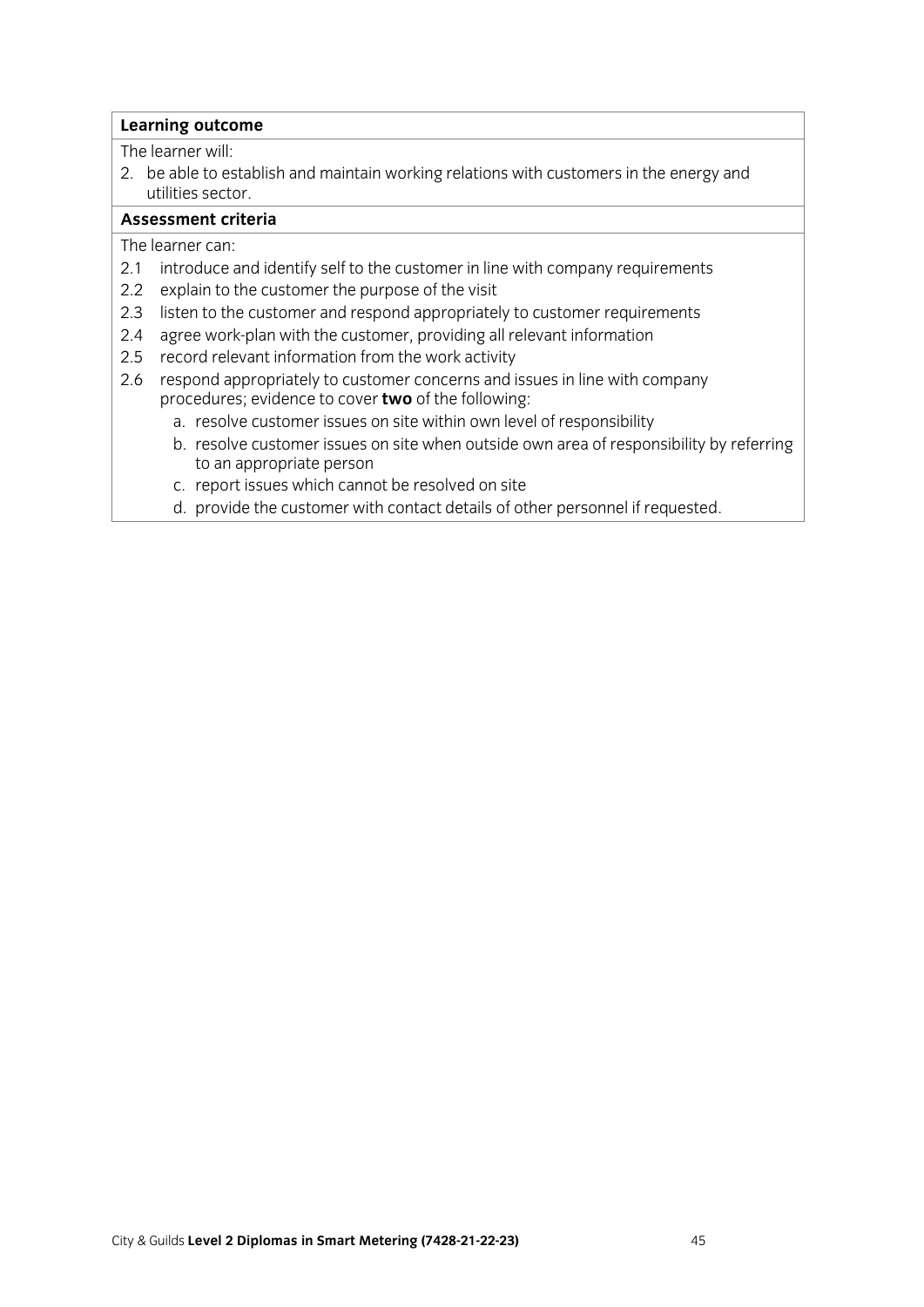**Learning outcome**

The learner will:

2. be able to establish and maintain working relations with customers in the energy and utilities sector.

**Assessment criteria**

The learner can:

2.1 introduce and identify self to the customer in line with company requirements

2.2 explain to the customer the purpose of the visit

2.3 listen to the customer and respond appropriately to customer requirements

2.4 agree work-plan with the customer, providing all relevant information

2.5 record relevant information from the work activity

2.6 respond appropriately to customer concerns and issues in line with company procedures; evidence to cover **two** of the following:

   a. resolve customer issues on site within own level of responsibility
   b. resolve customer issues on site when outside own area of responsibility by referring to an appropriate person
   c. report issues which cannot be resolved on site
   d. provide the customer with contact details of other personnel if requested.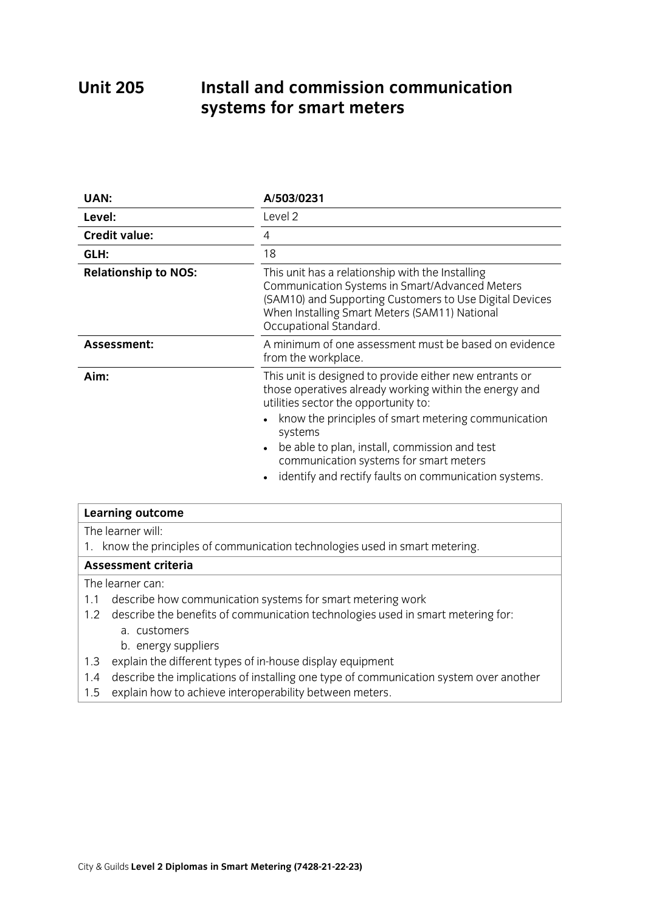# Unit 205 Install and commission communication systems for smart meters

| | |
|---|---|
| **UAN:** | **A/503/0231** |
| **Level:** | Level 2 |
| **Credit value:** | 4 |
| **GLH:** | 18 |
| **Relationship to NOS:** | This unit has a relationship with the Installing Communication Systems in Smart/Advanced Meters (SAM10) and Supporting Customers to Use Digital Devices When Installing Smart Meters (SAM11) National Occupational Standard. |
| **Assessment:** | A minimum of one assessment must be based on evidence from the workplace. |
| **Aim:** | This unit is designed to provide either new entrants or those operatives already working within the energy and utilities sector the opportunity to:<br>• know the principles of smart metering communication systems<br>• be able to plan, install, commission and test communication systems for smart meters<br>• identify and rectify faults on communication systems. |

| **Learning outcome** |
|---|
| The learner will:<br>1. know the principles of communication technologies used in smart metering. |
| **Assessment criteria** |
| The learner can:<br>1.1 describe how communication systems for smart metering work<br>1.2 describe the benefits of communication technologies used in smart metering for:<br>a. customers<br>b. energy suppliers<br>1.3 explain the different types of in-house display equipment<br>1.4 describe the implications of installing one type of communication system over another<br>1.5 explain how to achieve interoperability between meters. |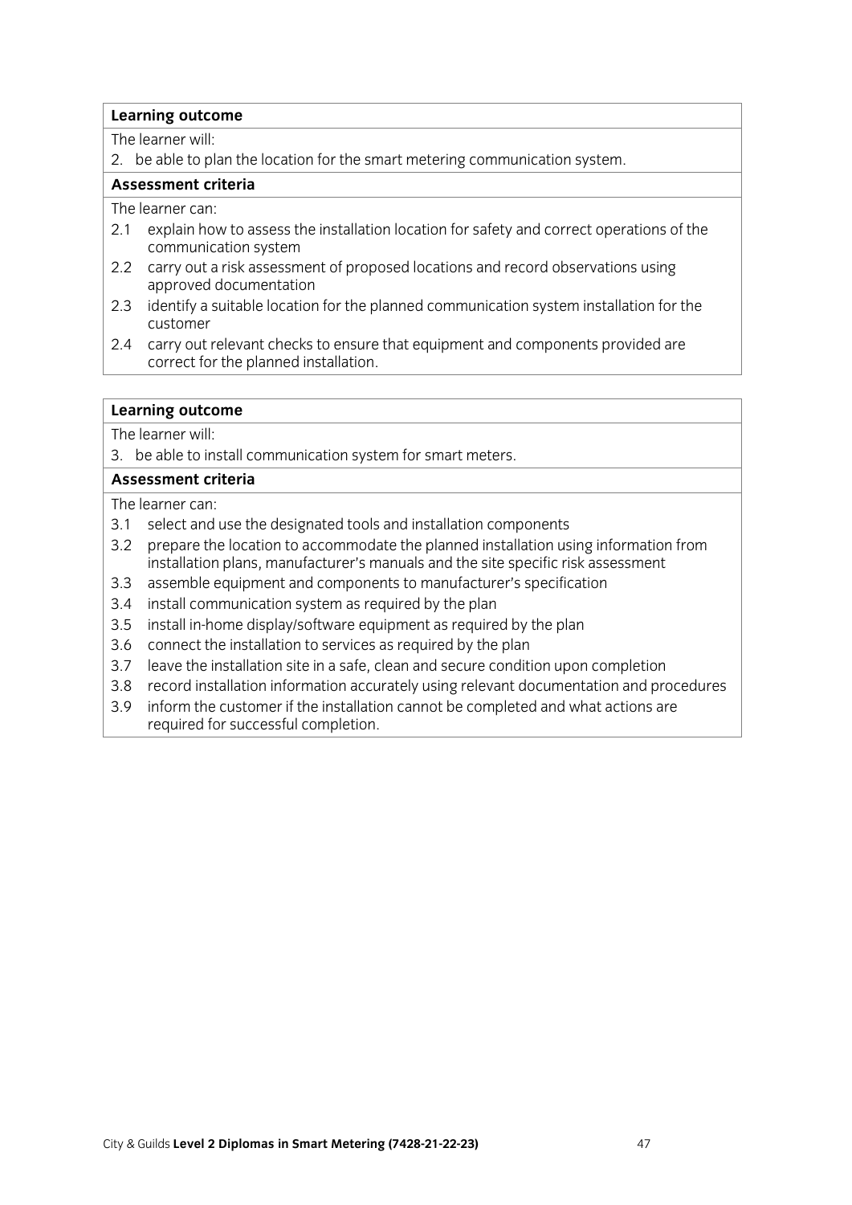**Learning outcome**

The learner will:

2. be able to plan the location for the smart metering communication system.

**Assessment criteria**

The learner can:

2.1 explain how to assess the installation location for safety and correct operations of the communication system

2.2 carry out a risk assessment of proposed locations and record observations using approved documentation

2.3 identify a suitable location for the planned communication system installation for the customer

2.4 carry out relevant checks to ensure that equipment and components provided are correct for the planned installation.

**Learning outcome**

The learner will:

3. be able to install communication system for smart meters.

**Assessment criteria**

The learner can:

3.1 select and use the designated tools and installation components

3.2 prepare the location to accommodate the planned installation using information from installation plans, manufacturer's manuals and the site specific risk assessment

3.3 assemble equipment and components to manufacturer's specification

3.4 install communication system as required by the plan

3.5 install in-home display/software equipment as required by the plan

3.6 connect the installation to services as required by the plan

3.7 leave the installation site in a safe, clean and secure condition upon completion

3.8 record installation information accurately using relevant documentation and procedures

3.9 inform the customer if the installation cannot be completed and what actions are required for successful completion.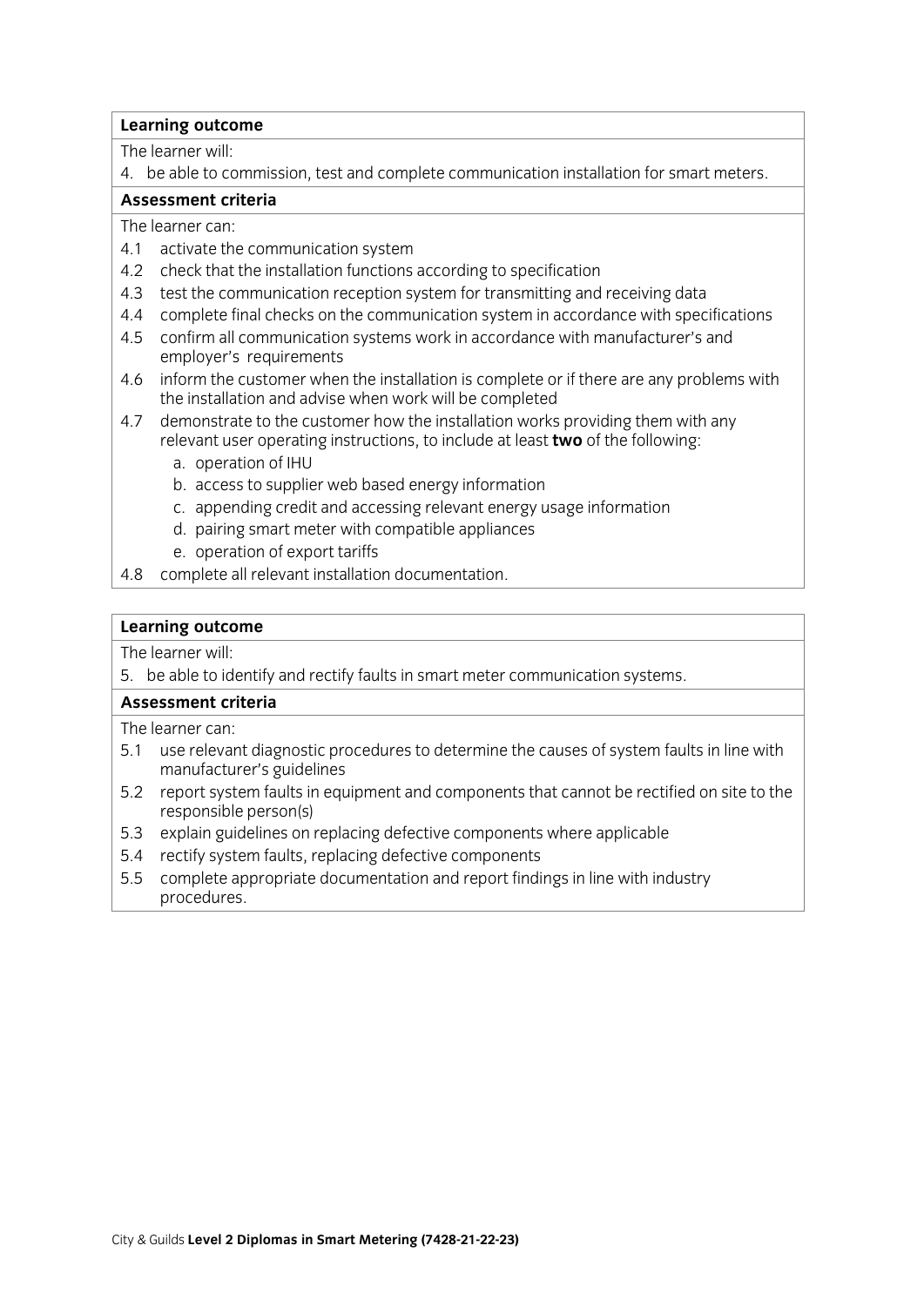**Learning outcome**

The learner will:

4. be able to commission, test and complete communication installation for smart meters.

**Assessment criteria**

The learner can:

4.1 activate the communication system

4.2 check that the installation functions according to specification

4.3 test the communication reception system for transmitting and receiving data

4.4 complete final checks on the communication system in accordance with specifications

4.5 confirm all communication systems work in accordance with manufacturer's and employer's requirements

4.6 inform the customer when the installation is complete or if there are any problems with the installation and advise when work will be completed

4.7 demonstrate to the customer how the installation works providing them with any relevant user operating instructions, to include at least **two** of the following:

   a. operation of IHU
   b. access to supplier web based energy information
   c. appending credit and accessing relevant energy usage information
   d. pairing smart meter with compatible appliances
   e. operation of export tariffs

4.8 complete all relevant installation documentation.

**Learning outcome**

The learner will:

5. be able to identify and rectify faults in smart meter communication systems.

**Assessment criteria**

The learner can:

5.1 use relevant diagnostic procedures to determine the causes of system faults in line with manufacturer's guidelines

5.2 report system faults in equipment and components that cannot be rectified on site to the responsible person(s)

5.3 explain guidelines on replacing defective components where applicable

5.4 rectify system faults, replacing defective components

5.5 complete appropriate documentation and report findings in line with industry procedures.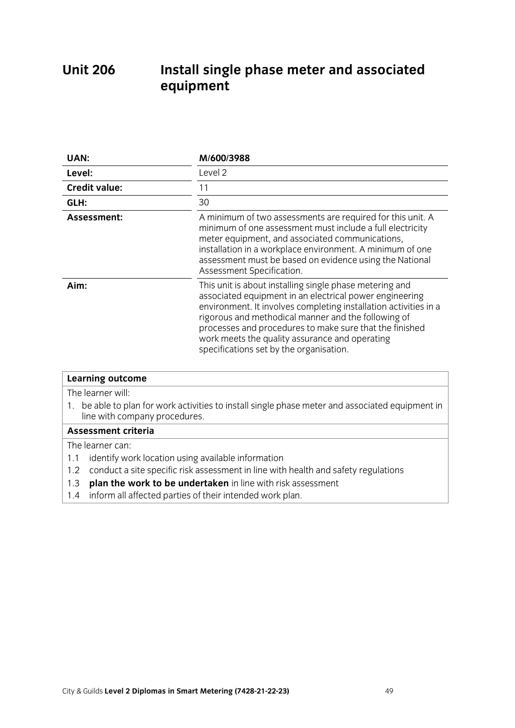# Unit 206 Install single phase meter and associated equipment

| | |
|---|---|
| **UAN:** | **M/600/3988** |
| **Level:** | Level 2 |
| **Credit value:** | 11 |
| **GLH:** | 30 |
| **Assessment:** | A minimum of two assessments are required for this unit. A minimum of one assessment must include a full electricity meter equipment, and associated communications, installation in a workplace environment. A minimum of one assessment must be based on evidence using the National Assessment Specification. |
| **Aim:** | This unit is about installing single phase metering and associated equipment in an electrical power engineering environment. It involves completing installation activities in a rigorous and methodical manner and the following of processes and procedures to make sure that the finished work meets the quality assurance and operating specifications set by the organisation. |

**Learning outcome**

The learner will:

1. be able to plan for work activities to install single phase meter and associated equipment in line with company procedures.

**Assessment criteria**

The learner can:

1.1 identify work location using available information

1.2 conduct a site specific risk assessment in line with health and safety regulations

1.3 **plan the work to be undertaken** in line with risk assessment

1.4 inform all affected parties of their intended work plan.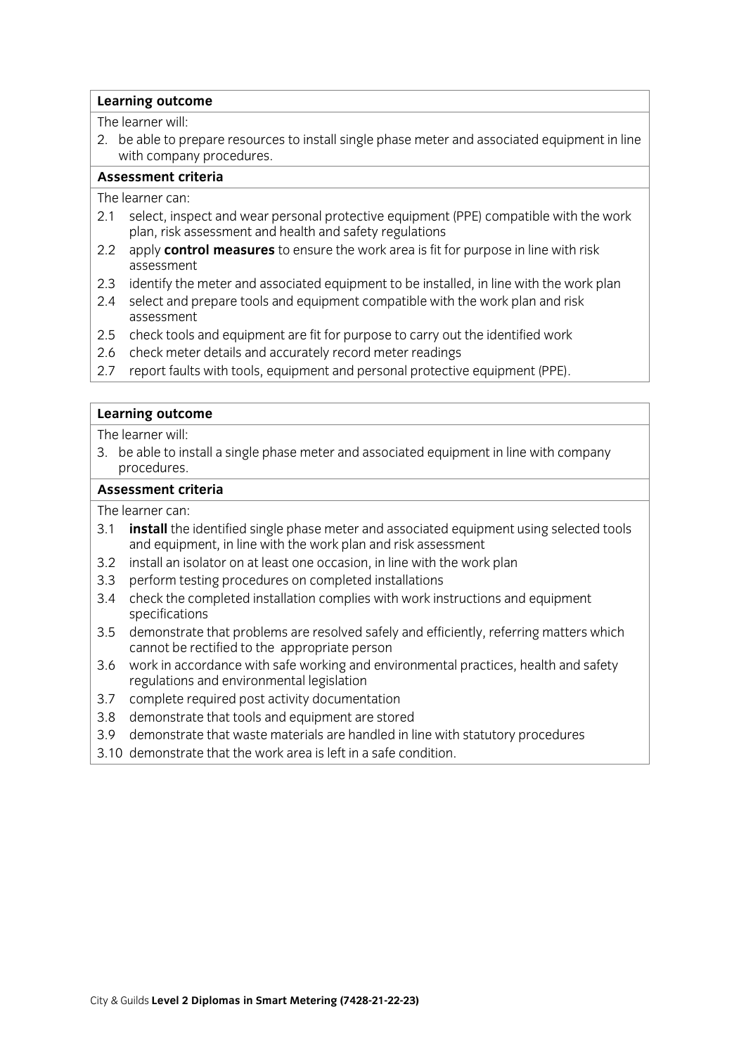**Learning outcome**

The learner will:

2. be able to prepare resources to install single phase meter and associated equipment in line with company procedures.

**Assessment criteria**

The learner can:

- 2.1 select, inspect and wear personal protective equipment (PPE) compatible with the work plan, risk assessment and health and safety regulations
- 2.2 apply **control measures** to ensure the work area is fit for purpose in line with risk assessment
- 2.3 identify the meter and associated equipment to be installed, in line with the work plan
- 2.4 select and prepare tools and equipment compatible with the work plan and risk assessment
- 2.5 check tools and equipment are fit for purpose to carry out the identified work
- 2.6 check meter details and accurately record meter readings
- 2.7 report faults with tools, equipment and personal protective equipment (PPE).

**Learning outcome**

The learner will:

3. be able to install a single phase meter and associated equipment in line with company procedures.

**Assessment criteria**

The learner can:

- 3.1 **install** the identified single phase meter and associated equipment using selected tools and equipment, in line with the work plan and risk assessment
- 3.2 install an isolator on at least one occasion, in line with the work plan
- 3.3 perform testing procedures on completed installations
- 3.4 check the completed installation complies with work instructions and equipment specifications
- 3.5 demonstrate that problems are resolved safely and efficiently, referring matters which cannot be rectified to the appropriate person
- 3.6 work in accordance with safe working and environmental practices, health and safety regulations and environmental legislation
- 3.7 complete required post activity documentation
- 3.8 demonstrate that tools and equipment are stored
- 3.9 demonstrate that waste materials are handled in line with statutory procedures
- 3.10 demonstrate that the work area is left in a safe condition.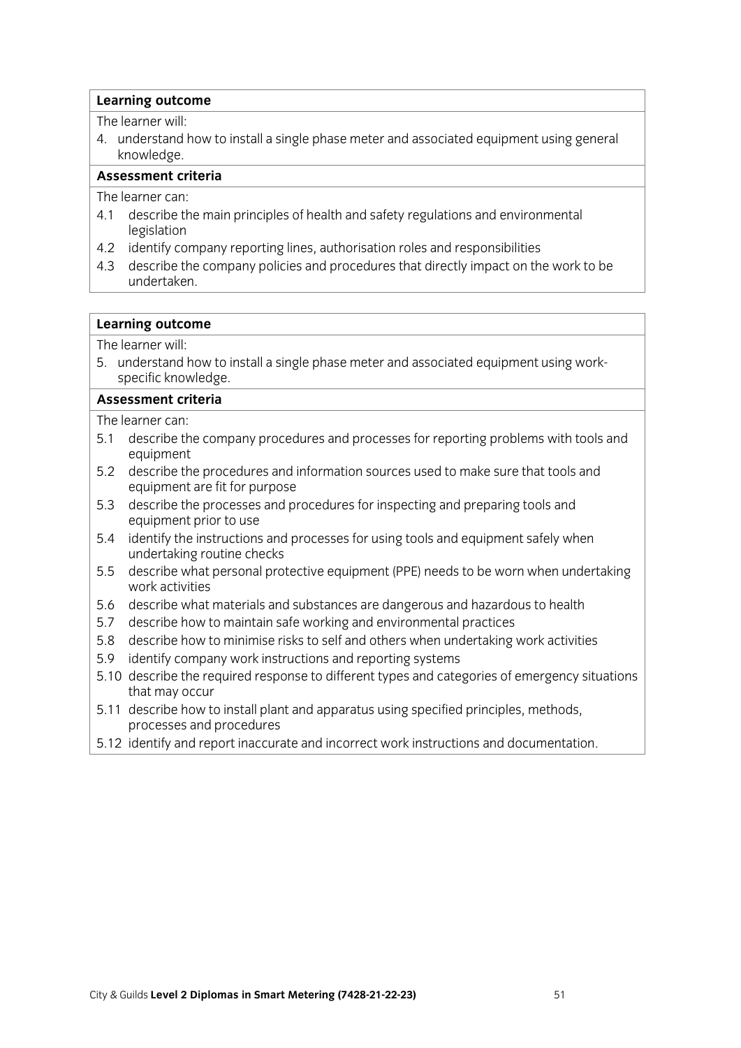**Learning outcome**

The learner will:

4. understand how to install a single phase meter and associated equipment using general knowledge.

**Assessment criteria**

The learner can:

4.1 describe the main principles of health and safety regulations and environmental legislation

4.2 identify company reporting lines, authorisation roles and responsibilities

4.3 describe the company policies and procedures that directly impact on the work to be undertaken.

**Learning outcome**

The learner will:

5. understand how to install a single phase meter and associated equipment using work-specific knowledge.

**Assessment criteria**

The learner can:

5.1 describe the company procedures and processes for reporting problems with tools and equipment

5.2 describe the procedures and information sources used to make sure that tools and equipment are fit for purpose

5.3 describe the processes and procedures for inspecting and preparing tools and equipment prior to use

5.4 identify the instructions and processes for using tools and equipment safely when undertaking routine checks

5.5 describe what personal protective equipment (PPE) needs to be worn when undertaking work activities

5.6 describe what materials and substances are dangerous and hazardous to health

5.7 describe how to maintain safe working and environmental practices

5.8 describe how to minimise risks to self and others when undertaking work activities

5.9 identify company work instructions and reporting systems

5.10 describe the required response to different types and categories of emergency situations that may occur

5.11 describe how to install plant and apparatus using specified principles, methods, processes and procedures

5.12 identify and report inaccurate and incorrect work instructions and documentation.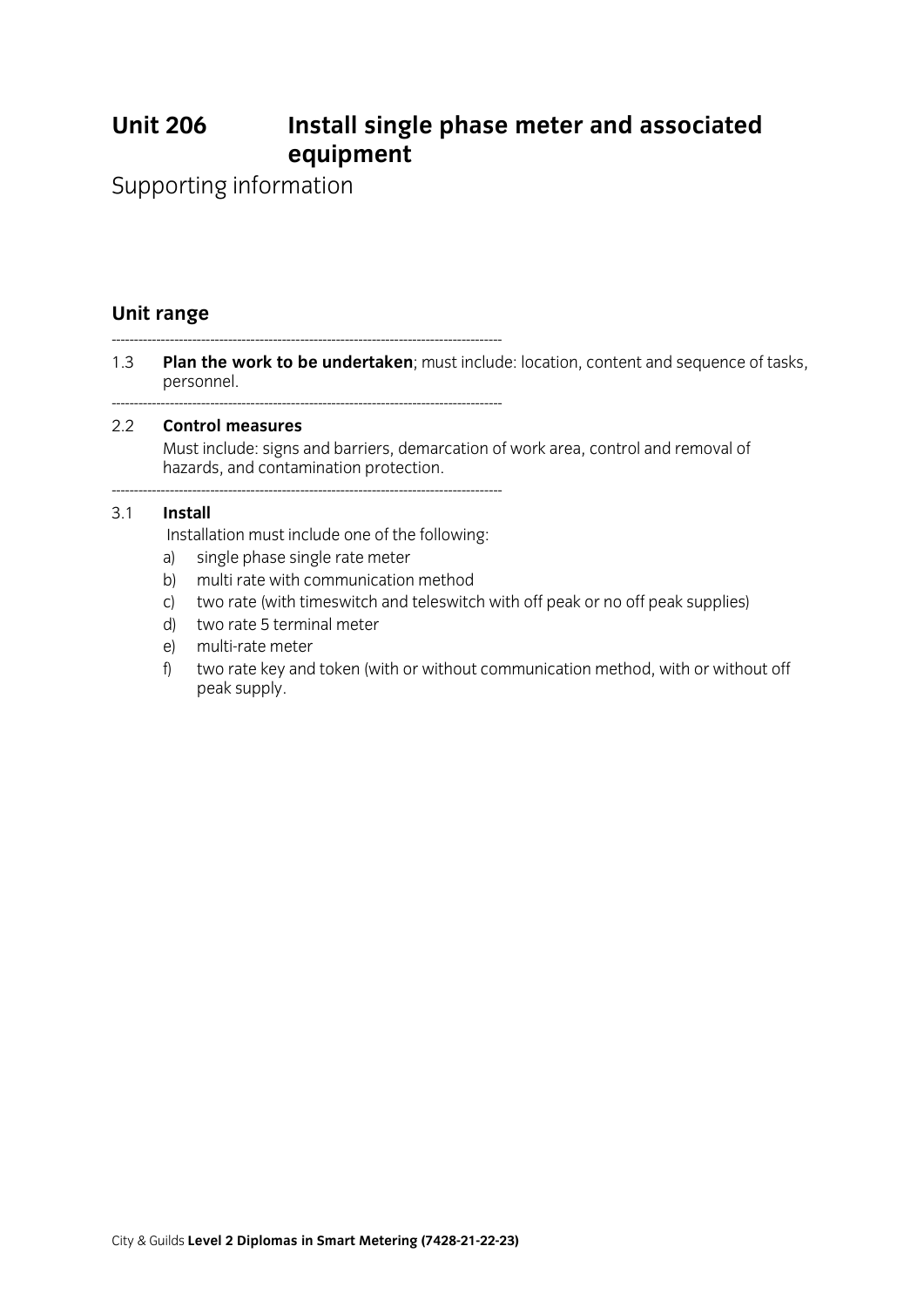# Unit 206 Install single phase meter and associated equipment

Supporting information

## Unit range

---

1.3 **Plan the work to be undertaken**; must include: location, content and sequence of tasks, personnel.

---

2.2 **Control measures**

Must include: signs and barriers, demarcation of work area, control and removal of hazards, and contamination protection.

---

3.1 **Install**

Installation must include one of the following:

a) single phase single rate meter
b) multi rate with communication method
c) two rate (with timeswitch and teleswitch with off peak or no off peak supplies)
d) two rate 5 terminal meter
e) multi-rate meter
f) two rate key and token (with or without communication method, with or without off peak supply.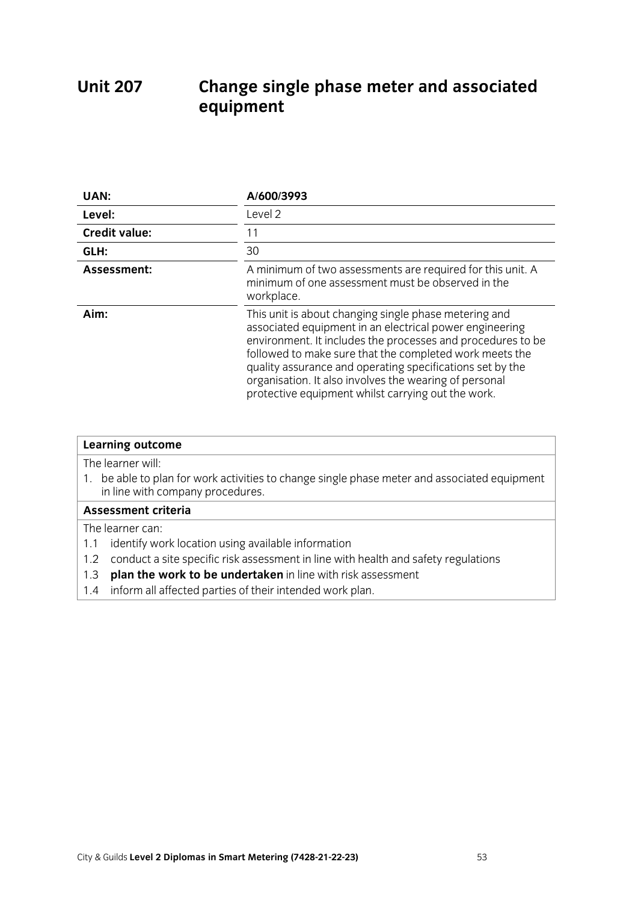# Unit 207 Change single phase meter and associated equipment

| | |
|---|---|
| **UAN:** | **A/600/3993** |
| **Level:** | Level 2 |
| **Credit value:** | 11 |
| **GLH:** | 30 |
| **Assessment:** | A minimum of two assessments are required for this unit. A minimum of one assessment must be observed in the workplace. |
| **Aim:** | This unit is about changing single phase metering and associated equipment in an electrical power engineering environment. It includes the processes and procedures to be followed to make sure that the completed work meets the quality assurance and operating specifications set by the organisation. It also involves the wearing of personal protective equipment whilst carrying out the work. |

**Learning outcome**

The learner will:

1. be able to plan for work activities to change single phase meter and associated equipment in line with company procedures.

**Assessment criteria**

The learner can:

1.1 identify work location using available information

1.2 conduct a site specific risk assessment in line with health and safety regulations

1.3 **plan the work to be undertaken** in line with risk assessment

1.4 inform all affected parties of their intended work plan.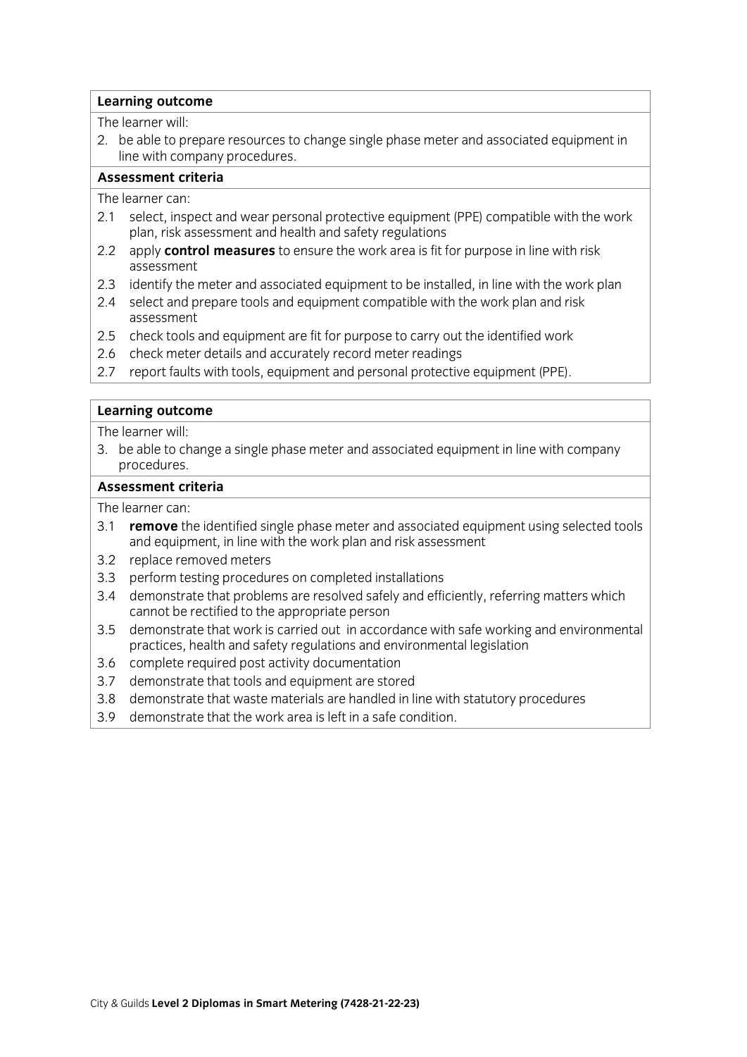**Learning outcome**

The learner will:

2. be able to prepare resources to change single phase meter and associated equipment in line with company procedures.

**Assessment criteria**

The learner can:

- 2.1 select, inspect and wear personal protective equipment (PPE) compatible with the work plan, risk assessment and health and safety regulations
- 2.2 apply **control measures** to ensure the work area is fit for purpose in line with risk assessment
- 2.3 identify the meter and associated equipment to be installed, in line with the work plan
- 2.4 select and prepare tools and equipment compatible with the work plan and risk assessment
- 2.5 check tools and equipment are fit for purpose to carry out the identified work
- 2.6 check meter details and accurately record meter readings
- 2.7 report faults with tools, equipment and personal protective equipment (PPE).

**Learning outcome**

The learner will:

3. be able to change a single phase meter and associated equipment in line with company procedures.

**Assessment criteria**

The learner can:

- 3.1 **remove** the identified single phase meter and associated equipment using selected tools and equipment, in line with the work plan and risk assessment
- 3.2 replace removed meters
- 3.3 perform testing procedures on completed installations
- 3.4 demonstrate that problems are resolved safely and efficiently, referring matters which cannot be rectified to the appropriate person
- 3.5 demonstrate that work is carried out in accordance with safe working and environmental practices, health and safety regulations and environmental legislation
- 3.6 complete required post activity documentation
- 3.7 demonstrate that tools and equipment are stored
- 3.8 demonstrate that waste materials are handled in line with statutory procedures
- 3.9 demonstrate that the work area is left in a safe condition.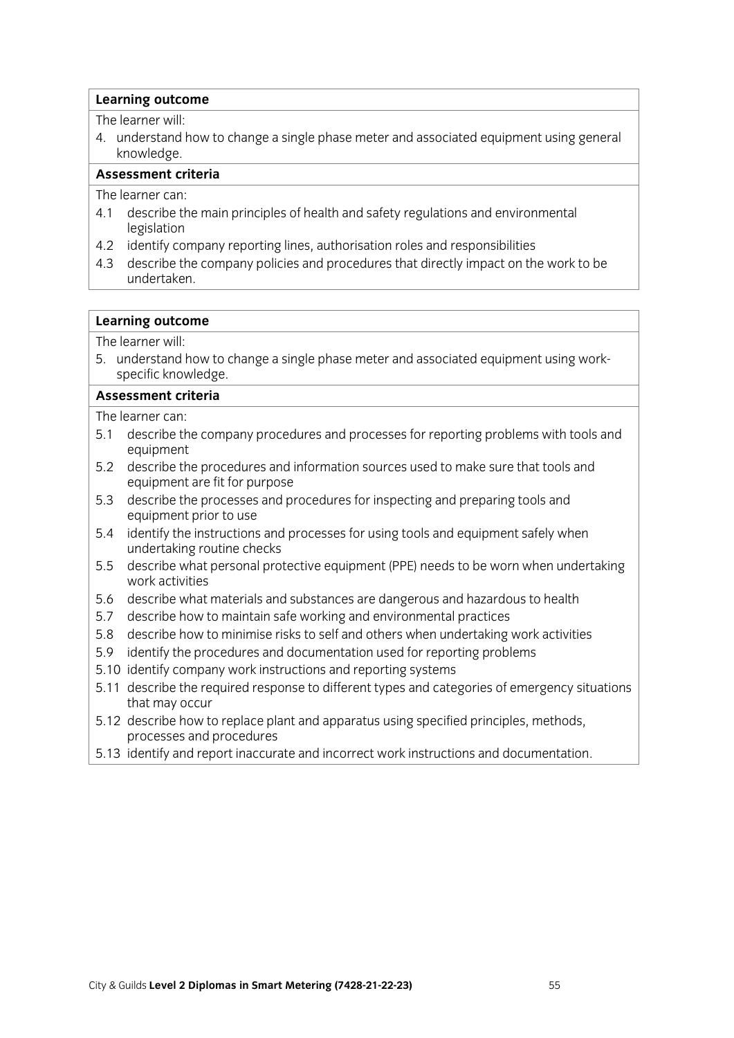| **Learning outcome** |
| --- |
| The learner will:<br>4. understand how to change a single phase meter and associated equipment using general knowledge. |
| **Assessment criteria** |
| The learner can:<br>4.1 describe the main principles of health and safety regulations and environmental legislation<br>4.2 identify company reporting lines, authorisation roles and responsibilities<br>4.3 describe the company policies and procedures that directly impact on the work to be undertaken. |

| **Learning outcome** |
| --- |
| The learner will:<br>5. understand how to change a single phase meter and associated equipment using work-specific knowledge. |
| **Assessment criteria** |
| The learner can:<br>5.1 describe the company procedures and processes for reporting problems with tools and equipment<br>5.2 describe the procedures and information sources used to make sure that tools and equipment are fit for purpose<br>5.3 describe the processes and procedures for inspecting and preparing tools and equipment prior to use<br>5.4 identify the instructions and processes for using tools and equipment safely when undertaking routine checks<br>5.5 describe what personal protective equipment (PPE) needs to be worn when undertaking work activities<br>5.6 describe what materials and substances are dangerous and hazardous to health<br>5.7 describe how to maintain safe working and environmental practices<br>5.8 describe how to minimise risks to self and others when undertaking work activities<br>5.9 identify the procedures and documentation used for reporting problems<br>5.10 identify company work instructions and reporting systems<br>5.11 describe the required response to different types and categories of emergency situations that may occur<br>5.12 describe how to replace plant and apparatus using specified principles, methods, processes and procedures<br>5.13 identify and report inaccurate and incorrect work instructions and documentation. |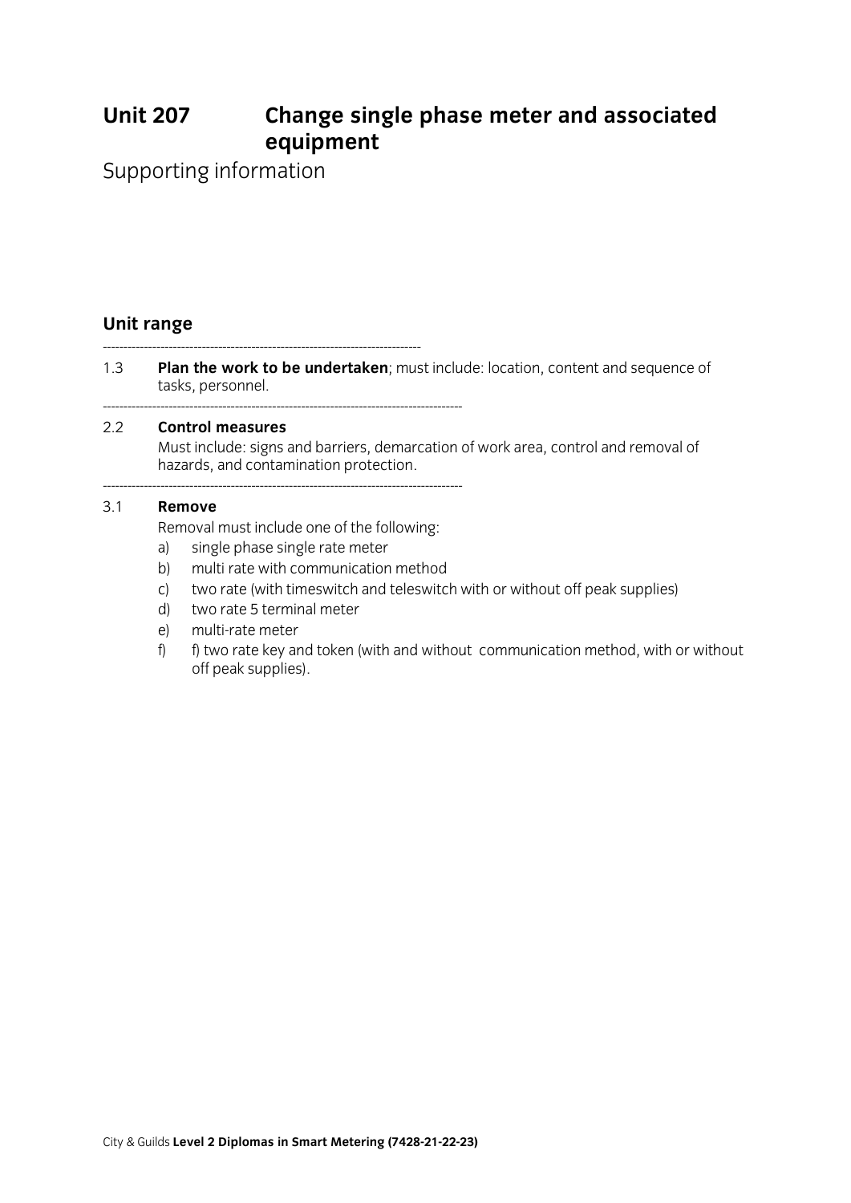# Unit 207 Change single phase meter and associated equipment

Supporting information

## Unit range

---

1.3 **Plan the work to be undertaken**; must include: location, content and sequence of tasks, personnel.

---

2.2 **Control measures**

Must include: signs and barriers, demarcation of work area, control and removal of hazards, and contamination protection.

---

3.1 **Remove**

Removal must include one of the following:

a) single phase single rate meter
b) multi rate with communication method
c) two rate (with timeswitch and teleswitch with or without off peak supplies)
d) two rate 5 terminal meter
e) multi-rate meter
f) f) two rate key and token (with and without communication method, with or without off peak supplies).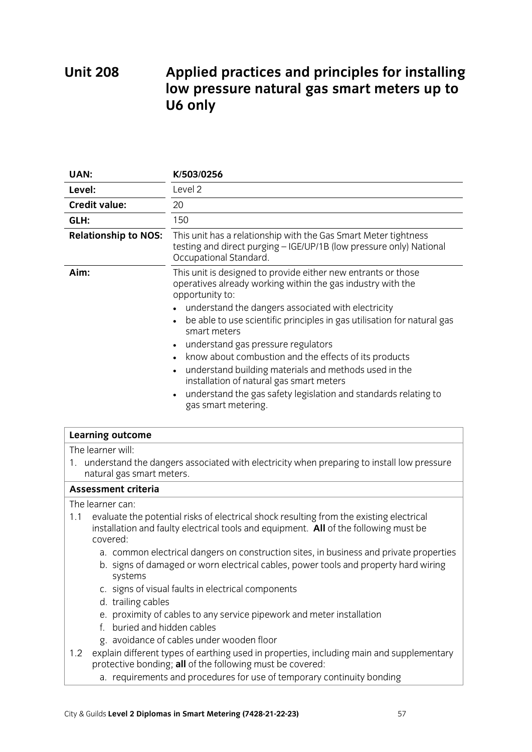# Unit 208 Applied practices and principles for installing low pressure natural gas smart meters up to U6 only

| | |
|---|---|
| **UAN:** | **K/503/0256** |
| **Level:** | Level 2 |
| **Credit value:** | 20 |
| **GLH:** | 150 |
| **Relationship to NOS:** | This unit has a relationship with the Gas Smart Meter tightness testing and direct purging – IGE/UP/1B (low pressure only) National Occupational Standard. |
| **Aim:** | This unit is designed to provide either new entrants or those operatives already working within the gas industry with the opportunity to:<br>• understand the dangers associated with electricity<br>• be able to use scientific principles in gas utilisation for natural gas smart meters<br>• understand gas pressure regulators<br>• know about combustion and the effects of its products<br>• understand building materials and methods used in the installation of natural gas smart meters<br>• understand the gas safety legislation and standards relating to gas smart metering. |

**Learning outcome**

The learner will:

1. understand the dangers associated with electricity when preparing to install low pressure natural gas smart meters.

**Assessment criteria**

The learner can:

1.1 evaluate the potential risks of electrical shock resulting from the existing electrical installation and faulty electrical tools and equipment. **All** of the following must be covered:

   a. common electrical dangers on construction sites, in business and private properties
   b. signs of damaged or worn electrical cables, power tools and property hard wiring systems
   c. signs of visual faults in electrical components
   d. trailing cables
   e. proximity of cables to any service pipework and meter installation
   f. buried and hidden cables
   g. avoidance of cables under wooden floor

1.2 explain different types of earthing used in properties, including main and supplementary protective bonding; **all** of the following must be covered:

   a. requirements and procedures for use of temporary continuity bonding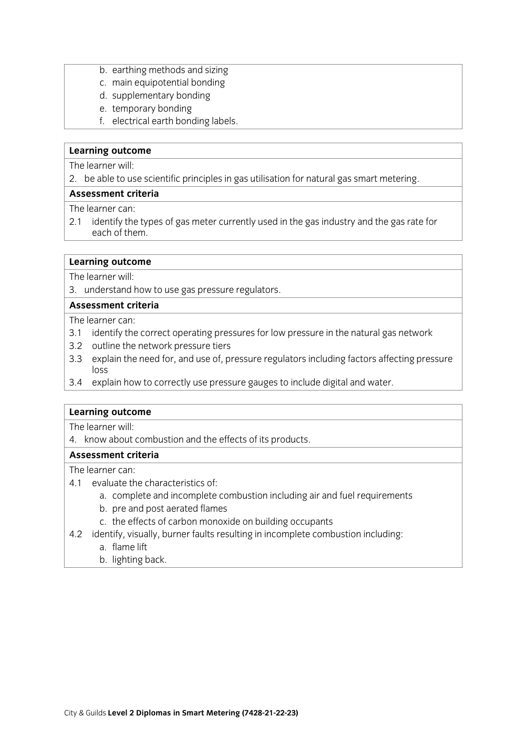b. earthing methods and sizing
c. main equipotential bonding
d. supplementary bonding
e. temporary bonding
f. electrical earth bonding labels.

**Learning outcome**

The learner will:

2. be able to use scientific principles in gas utilisation for natural gas smart metering.

**Assessment criteria**

The learner can:

2.1 identify the types of gas meter currently used in the gas industry and the gas rate for each of them.

**Learning outcome**

The learner will:

3. understand how to use gas pressure regulators.

**Assessment criteria**

The learner can:

3.1 identify the correct operating pressures for low pressure in the natural gas network
3.2 outline the network pressure tiers
3.3 explain the need for, and use of, pressure regulators including factors affecting pressure loss
3.4 explain how to correctly use pressure gauges to include digital and water.

**Learning outcome**

The learner will:

4. know about combustion and the effects of its products.

**Assessment criteria**

The learner can:

4.1 evaluate the characteristics of:
   a. complete and incomplete combustion including air and fuel requirements
   b. pre and post aerated flames
   c. the effects of carbon monoxide on building occupants
4.2 identify, visually, burner faults resulting in incomplete combustion including:
   a. flame lift
   b. lighting back.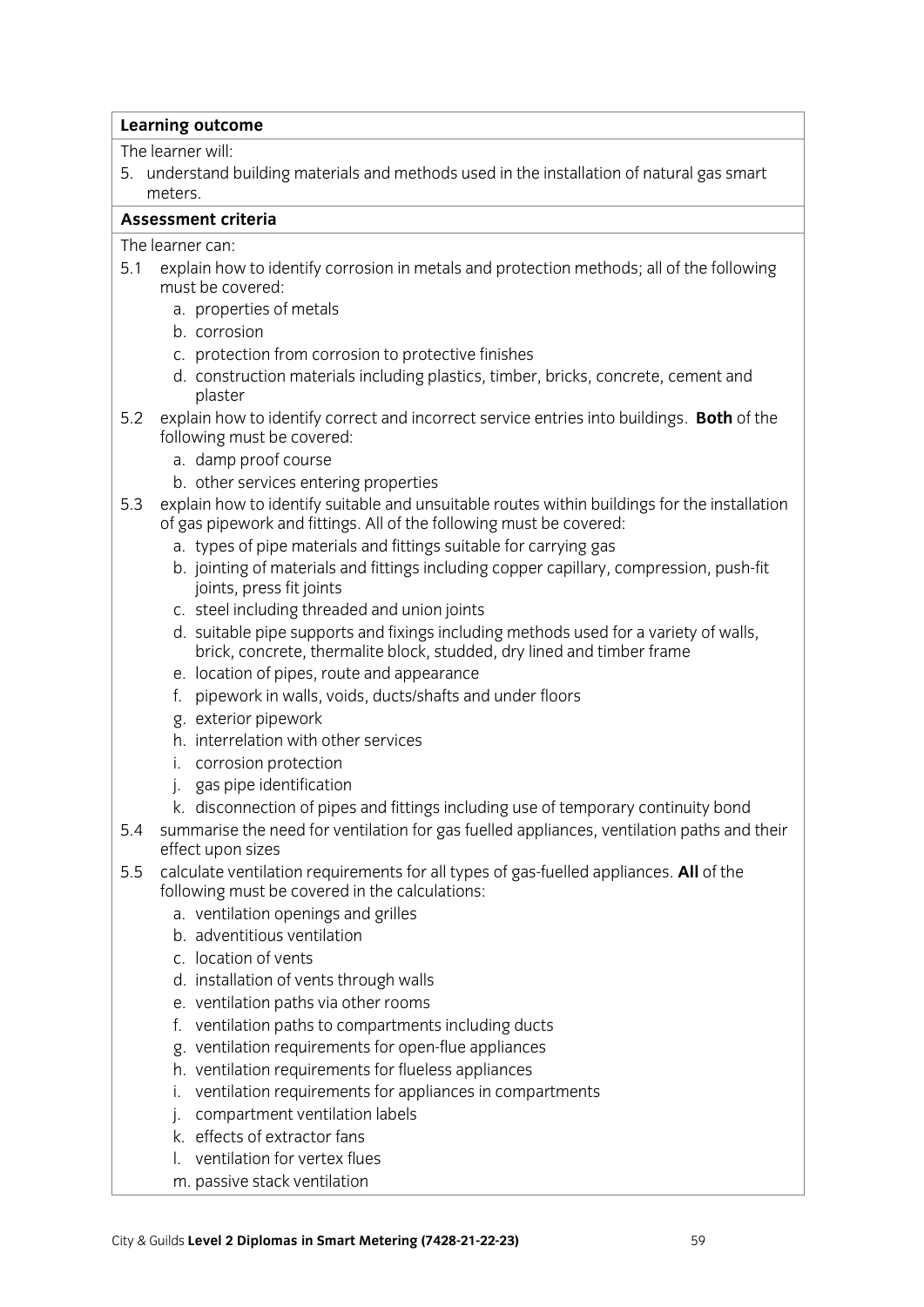**Learning outcome**

The learner will:

5. understand building materials and methods used in the installation of natural gas smart meters.

**Assessment criteria**

The learner can:

5.1 explain how to identify corrosion in metals and protection methods; all of the following must be covered:
   - a. properties of metals
   - b. corrosion
   - c. protection from corrosion to protective finishes
   - d. construction materials including plastics, timber, bricks, concrete, cement and plaster

5.2 explain how to identify correct and incorrect service entries into buildings. **Both** of the following must be covered:
   - a. damp proof course
   - b. other services entering properties

5.3 explain how to identify suitable and unsuitable routes within buildings for the installation of gas pipework and fittings. All of the following must be covered:
   - a. types of pipe materials and fittings suitable for carrying gas
   - b. jointing of materials and fittings including copper capillary, compression, push-fit joints, press fit joints
   - c. steel including threaded and union joints
   - d. suitable pipe supports and fixings including methods used for a variety of walls, brick, concrete, thermalite block, studded, dry lined and timber frame
   - e. location of pipes, route and appearance
   - f. pipework in walls, voids, ducts/shafts and under floors
   - g. exterior pipework
   - h. interrelation with other services
   - i. corrosion protection
   - j. gas pipe identification
   - k. disconnection of pipes and fittings including use of temporary continuity bond

5.4 summarise the need for ventilation for gas fuelled appliances, ventilation paths and their effect upon sizes

5.5 calculate ventilation requirements for all types of gas-fuelled appliances. **All** of the following must be covered in the calculations:
   - a. ventilation openings and grilles
   - b. adventitious ventilation
   - c. location of vents
   - d. installation of vents through walls
   - e. ventilation paths via other rooms
   - f. ventilation paths to compartments including ducts
   - g. ventilation requirements for open-flue appliances
   - h. ventilation requirements for flueless appliances
   - i. ventilation requirements for appliances in compartments
   - j. compartment ventilation labels
   - k. effects of extractor fans
   - l. ventilation for vertex flues
   - m. passive stack ventilation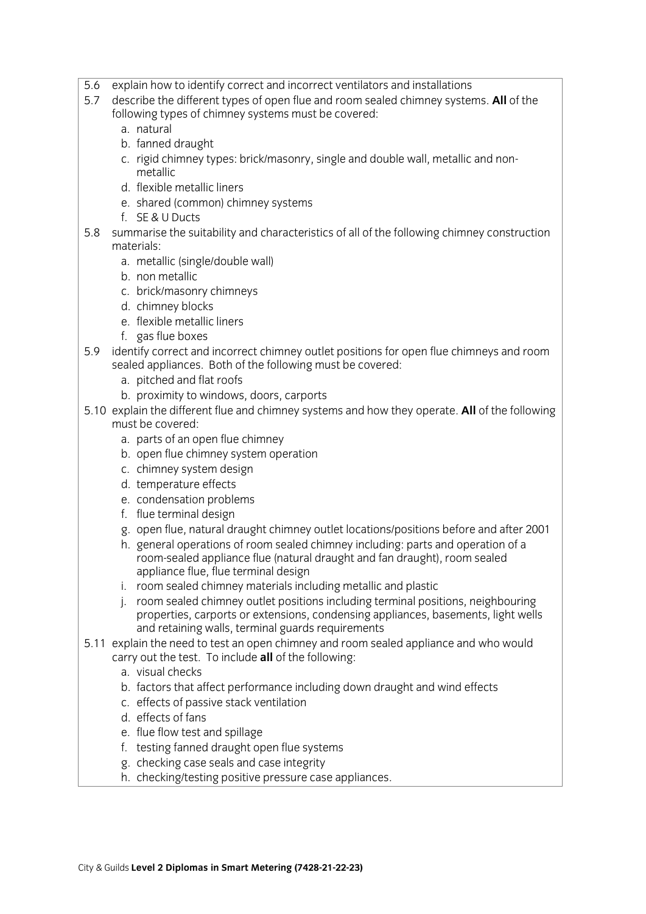5.6 explain how to identify correct and incorrect ventilators and installations

5.7 describe the different types of open flue and room sealed chimney systems. **All** of the following types of chimney systems must be covered:

   a. natural
   b. fanned draught
   c. rigid chimney types: brick/masonry, single and double wall, metallic and non-metallic
   d. flexible metallic liners
   e. shared (common) chimney systems
   f. SE & U Ducts

5.8 summarise the suitability and characteristics of all of the following chimney construction materials:

   a. metallic (single/double wall)
   b. non metallic
   c. brick/masonry chimneys
   d. chimney blocks
   e. flexible metallic liners
   f. gas flue boxes

5.9 identify correct and incorrect chimney outlet positions for open flue chimneys and room sealed appliances. Both of the following must be covered:

   a. pitched and flat roofs
   b. proximity to windows, doors, carports

5.10 explain the different flue and chimney systems and how they operate. **All** of the following must be covered:

   a. parts of an open flue chimney
   b. open flue chimney system operation
   c. chimney system design
   d. temperature effects
   e. condensation problems
   f. flue terminal design
   g. open flue, natural draught chimney outlet locations/positions before and after 2001
   h. general operations of room sealed chimney including: parts and operation of a room-sealed appliance flue (natural draught and fan draught), room sealed appliance flue, flue terminal design
   i. room sealed chimney materials including metallic and plastic
   j. room sealed chimney outlet positions including terminal positions, neighbouring properties, carports or extensions, condensing appliances, basements, light wells and retaining walls, terminal guards requirements

5.11 explain the need to test an open chimney and room sealed appliance and who would carry out the test. To include **all** of the following:

   a. visual checks
   b. factors that affect performance including down draught and wind effects
   c. effects of passive stack ventilation
   d. effects of fans
   e. flue flow test and spillage
   f. testing fanned draught open flue systems
   g. checking case seals and case integrity
   h. checking/testing positive pressure case appliances.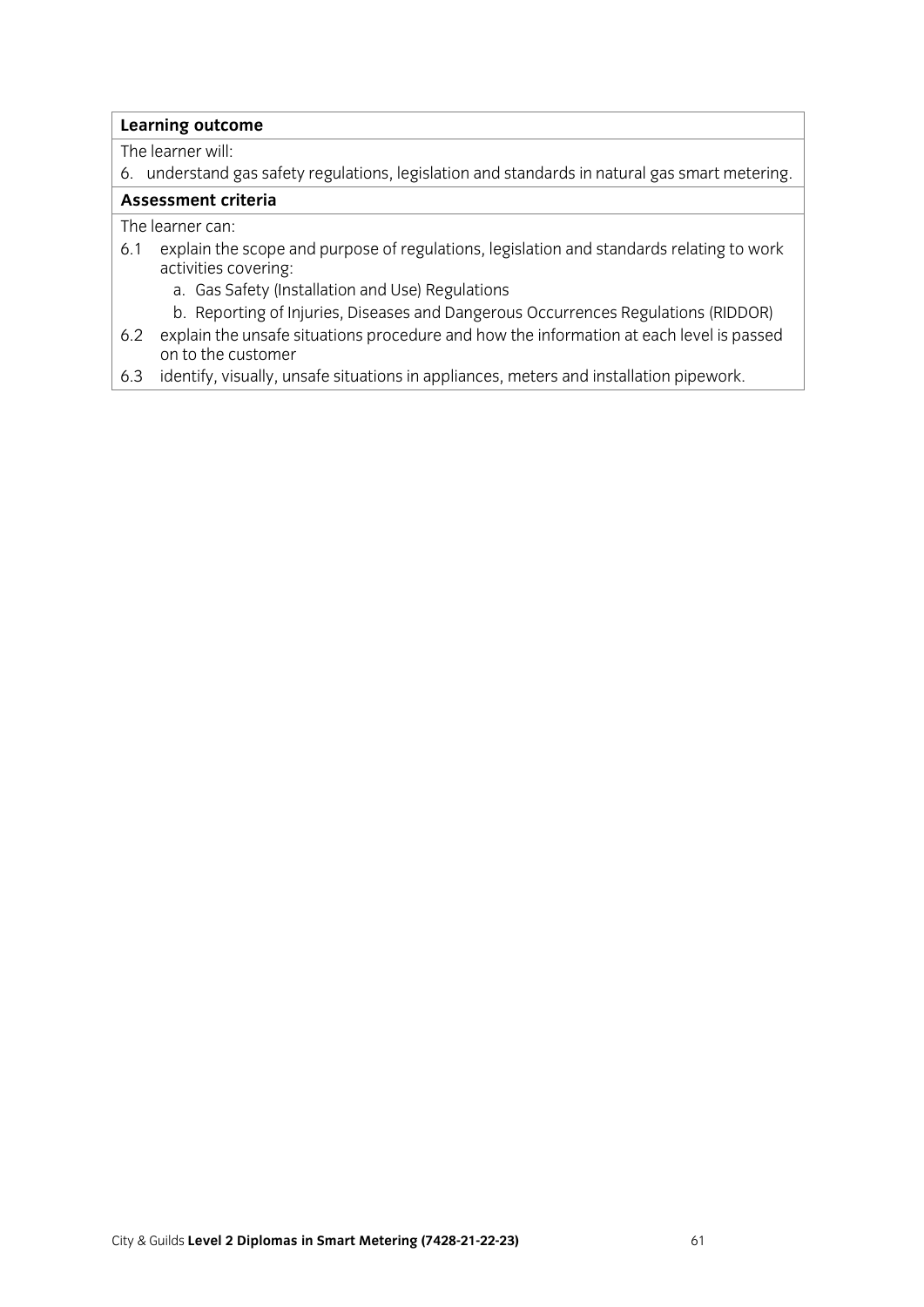**Learning outcome**

The learner will:

6. understand gas safety regulations, legislation and standards in natural gas smart metering.

**Assessment criteria**

The learner can:

6.1 explain the scope and purpose of regulations, legislation and standards relating to work activities covering:
   a. Gas Safety (Installation and Use) Regulations
   b. Reporting of Injuries, Diseases and Dangerous Occurrences Regulations (RIDDOR)

6.2 explain the unsafe situations procedure and how the information at each level is passed on to the customer

6.3 identify, visually, unsafe situations in appliances, meters and installation pipework.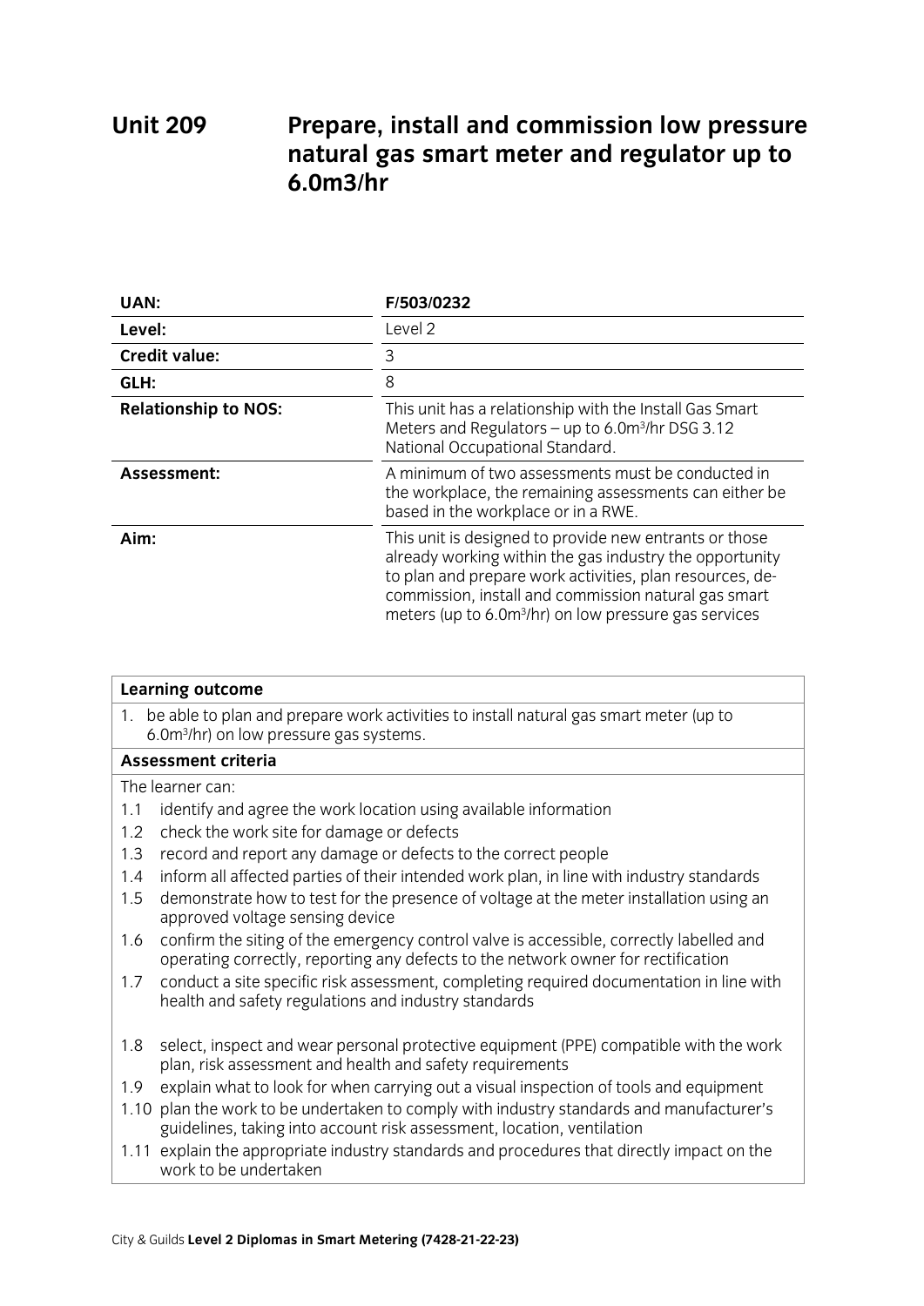# Unit 209 Prepare, install and commission low pressure natural gas smart meter and regulator up to 6.0m3/hr

| | |
|---|---|
| **UAN:** | **F/503/0232** |
| **Level:** | Level 2 |
| **Credit value:** | 3 |
| **GLH:** | 8 |
| **Relationship to NOS:** | This unit has a relationship with the Install Gas Smart Meters and Regulators – up to 6.0m$^3$/hr DSG 3.12 National Occupational Standard. |
| **Assessment:** | A minimum of two assessments must be conducted in the workplace, the remaining assessments can either be based in the workplace or in a RWE. |
| **Aim:** | This unit is designed to provide new entrants or those already working within the gas industry the opportunity to plan and prepare work activities, plan resources, de-commission, install and commission natural gas smart meters (up to 6.0m$^3$/hr) on low pressure gas services |

**Learning outcome**

1. be able to plan and prepare work activities to install natural gas smart meter (up to 6.0m$^3$/hr) on low pressure gas systems.

**Assessment criteria**

The learner can:

- 1.1 identify and agree the work location using available information
- 1.2 check the work site for damage or defects
- 1.3 record and report any damage or defects to the correct people
- 1.4 inform all affected parties of their intended work plan, in line with industry standards
- 1.5 demonstrate how to test for the presence of voltage at the meter installation using an approved voltage sensing device
- 1.6 confirm the siting of the emergency control valve is accessible, correctly labelled and operating correctly, reporting any defects to the network owner for rectification
- 1.7 conduct a site specific risk assessment, completing required documentation in line with health and safety regulations and industry standards
- 1.8 select, inspect and wear personal protective equipment (PPE) compatible with the work plan, risk assessment and health and safety requirements
- 1.9 explain what to look for when carrying out a visual inspection of tools and equipment
- 1.10 plan the work to be undertaken to comply with industry standards and manufacturer's guidelines, taking into account risk assessment, location, ventilation
- 1.11 explain the appropriate industry standards and procedures that directly impact on the work to be undertaken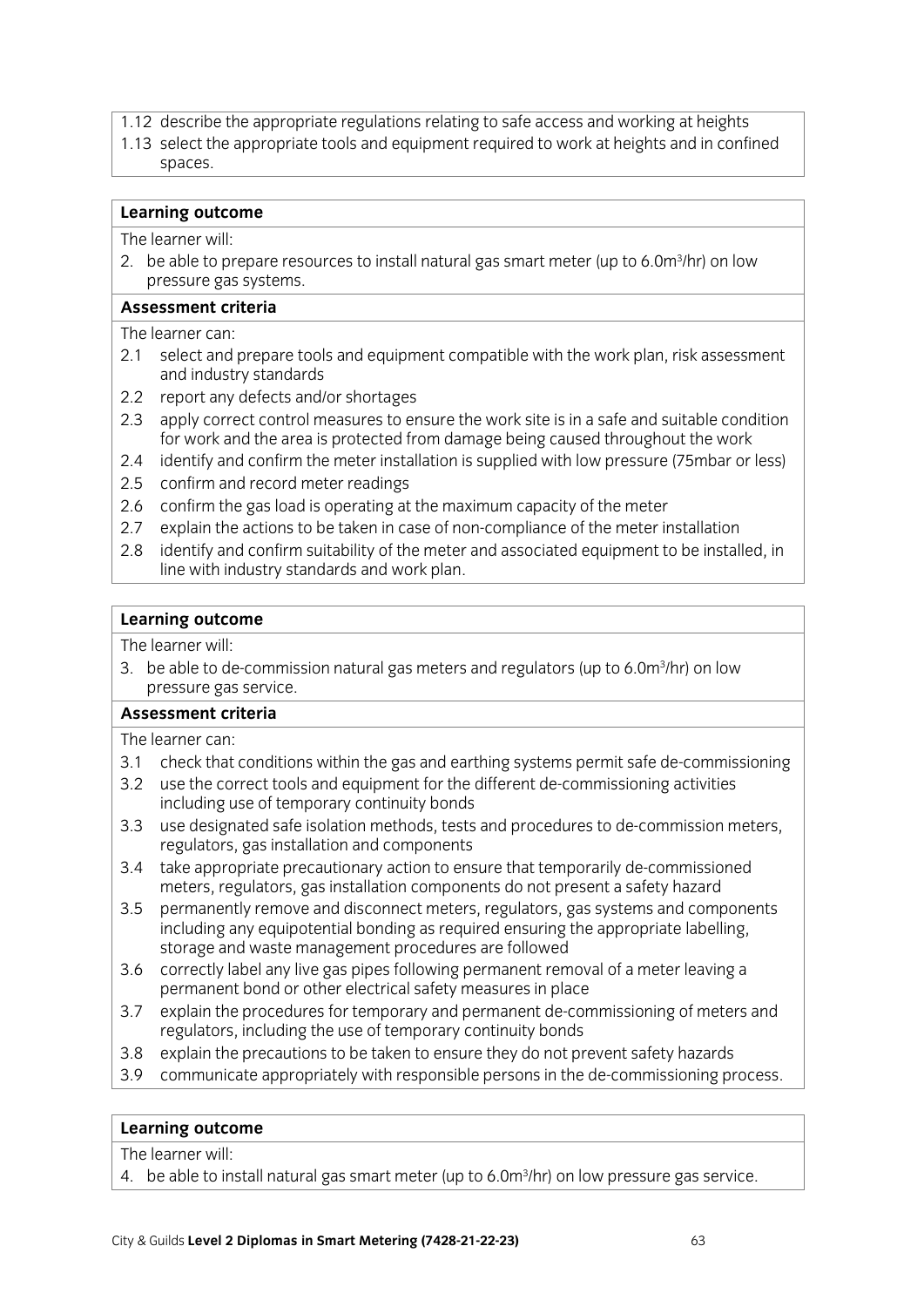1.12 describe the appropriate regulations relating to safe access and working at heights
1.13 select the appropriate tools and equipment required to work at heights and in confined spaces.

**Learning outcome**

The learner will:

2. be able to prepare resources to install natural gas smart meter (up to $6.0m^3/hr$) on low pressure gas systems.

**Assessment criteria**

The learner can:

2.1 select and prepare tools and equipment compatible with the work plan, risk assessment and industry standards
2.2 report any defects and/or shortages
2.3 apply correct control measures to ensure the work site is in a safe and suitable condition for work and the area is protected from damage being caused throughout the work
2.4 identify and confirm the meter installation is supplied with low pressure (75mbar or less)
2.5 confirm and record meter readings
2.6 confirm the gas load is operating at the maximum capacity of the meter
2.7 explain the actions to be taken in case of non-compliance of the meter installation
2.8 identify and confirm suitability of the meter and associated equipment to be installed, in line with industry standards and work plan.

**Learning outcome**

The learner will:

3. be able to de-commission natural gas meters and regulators (up to $6.0m^3/hr$) on low pressure gas service.

**Assessment criteria**

The learner can:

3.1 check that conditions within the gas and earthing systems permit safe de-commissioning
3.2 use the correct tools and equipment for the different de-commissioning activities including use of temporary continuity bonds
3.3 use designated safe isolation methods, tests and procedures to de-commission meters, regulators, gas installation and components
3.4 take appropriate precautionary action to ensure that temporarily de-commissioned meters, regulators, gas installation components do not present a safety hazard
3.5 permanently remove and disconnect meters, regulators, gas systems and components including any equipotential bonding as required ensuring the appropriate labelling, storage and waste management procedures are followed
3.6 correctly label any live gas pipes following permanent removal of a meter leaving a permanent bond or other electrical safety measures in place
3.7 explain the procedures for temporary and permanent de-commissioning of meters and regulators, including the use of temporary continuity bonds
3.8 explain the precautions to be taken to ensure they do not prevent safety hazards
3.9 communicate appropriately with responsible persons in the de-commissioning process.

**Learning outcome**

The learner will:

4. be able to install natural gas smart meter (up to $6.0m^3/hr$) on low pressure gas service.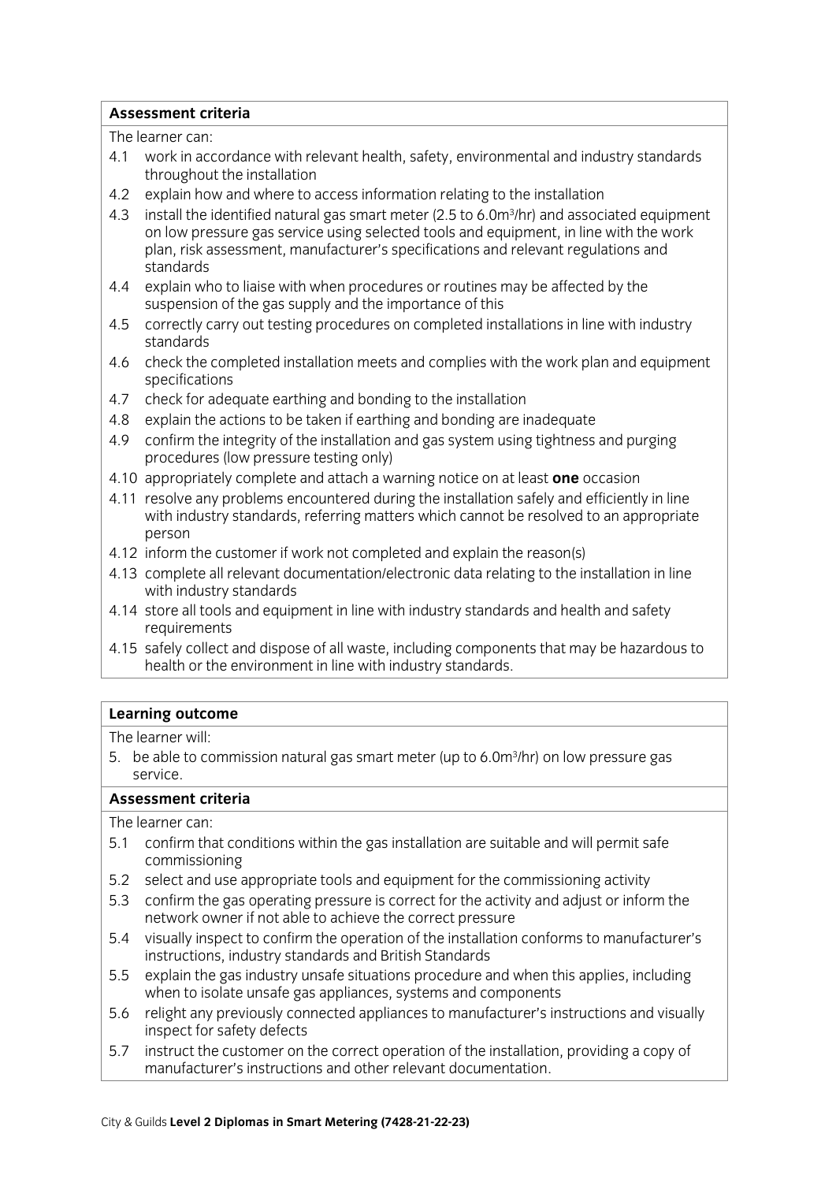**Assessment criteria**

The learner can:

4.1 work in accordance with relevant health, safety, environmental and industry standards throughout the installation

4.2 explain how and where to access information relating to the installation

4.3 install the identified natural gas smart meter (2.5 to 6.0m$^3$/hr) and associated equipment on low pressure gas service using selected tools and equipment, in line with the work plan, risk assessment, manufacturer's specifications and relevant regulations and standards

4.4 explain who to liaise with when procedures or routines may be affected by the suspension of the gas supply and the importance of this

4.5 correctly carry out testing procedures on completed installations in line with industry standards

4.6 check the completed installation meets and complies with the work plan and equipment specifications

4.7 check for adequate earthing and bonding to the installation

4.8 explain the actions to be taken if earthing and bonding are inadequate

4.9 confirm the integrity of the installation and gas system using tightness and purging procedures (low pressure testing only)

4.10 appropriately complete and attach a warning notice on at least **one** occasion

4.11 resolve any problems encountered during the installation safely and efficiently in line with industry standards, referring matters which cannot be resolved to an appropriate person

4.12 inform the customer if work not completed and explain the reason(s)

4.13 complete all relevant documentation/electronic data relating to the installation in line with industry standards

4.14 store all tools and equipment in line with industry standards and health and safety requirements

4.15 safely collect and dispose of all waste, including components that may be hazardous to health or the environment in line with industry standards.

**Learning outcome**

The learner will:

5. be able to commission natural gas smart meter (up to 6.0m$^3$/hr) on low pressure gas service.

**Assessment criteria**

The learner can:

5.1 confirm that conditions within the gas installation are suitable and will permit safe commissioning

5.2 select and use appropriate tools and equipment for the commissioning activity

5.3 confirm the gas operating pressure is correct for the activity and adjust or inform the network owner if not able to achieve the correct pressure

5.4 visually inspect to confirm the operation of the installation conforms to manufacturer's instructions, industry standards and British Standards

5.5 explain the gas industry unsafe situations procedure and when this applies, including when to isolate unsafe gas appliances, systems and components

5.6 relight any previously connected appliances to manufacturer's instructions and visually inspect for safety defects

5.7 instruct the customer on the correct operation of the installation, providing a copy of manufacturer's instructions and other relevant documentation.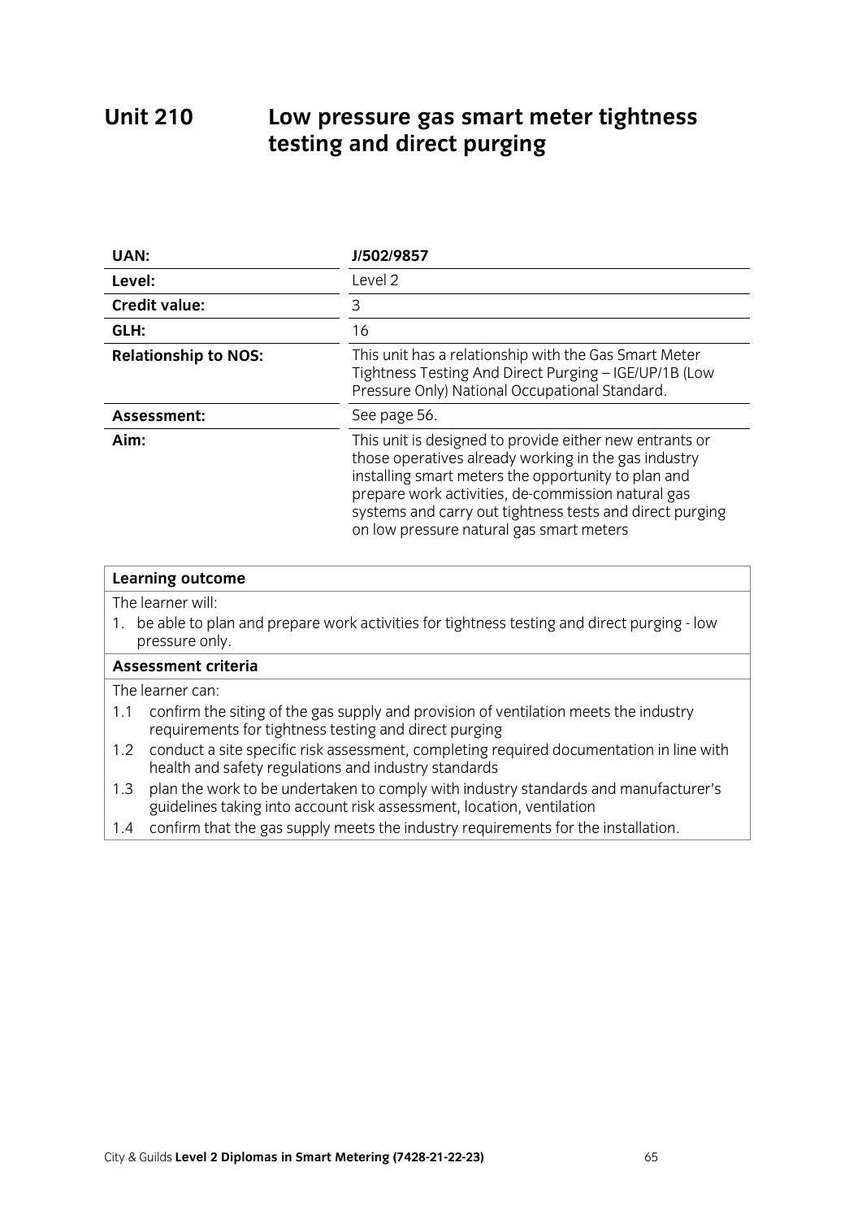# Unit 210 Low pressure gas smart meter tightness testing and direct purging

| | |
|---|---|
| **UAN:** | **J/502/9857** |
| **Level:** | Level 2 |
| **Credit value:** | 3 |
| **GLH:** | 16 |
| **Relationship to NOS:** | This unit has a relationship with the Gas Smart Meter Tightness Testing And Direct Purging – IGE/UP/1B (Low Pressure Only) National Occupational Standard. |
| **Assessment:** | See page 56. |
| **Aim:** | This unit is designed to provide either new entrants or those operatives already working in the gas industry installing smart meters the opportunity to plan and prepare work activities, de-commission natural gas systems and carry out tightness tests and direct purging on low pressure natural gas smart meters |

**Learning outcome**

The learner will:

1. be able to plan and prepare work activities for tightness testing and direct purging - low pressure only.

**Assessment criteria**

The learner can:

1.1 confirm the siting of the gas supply and provision of ventilation meets the industry requirements for tightness testing and direct purging

1.2 conduct a site specific risk assessment, completing required documentation in line with health and safety regulations and industry standards

1.3 plan the work to be undertaken to comply with industry standards and manufacturer's guidelines taking into account risk assessment, location, ventilation

1.4 confirm that the gas supply meets the industry requirements for the installation.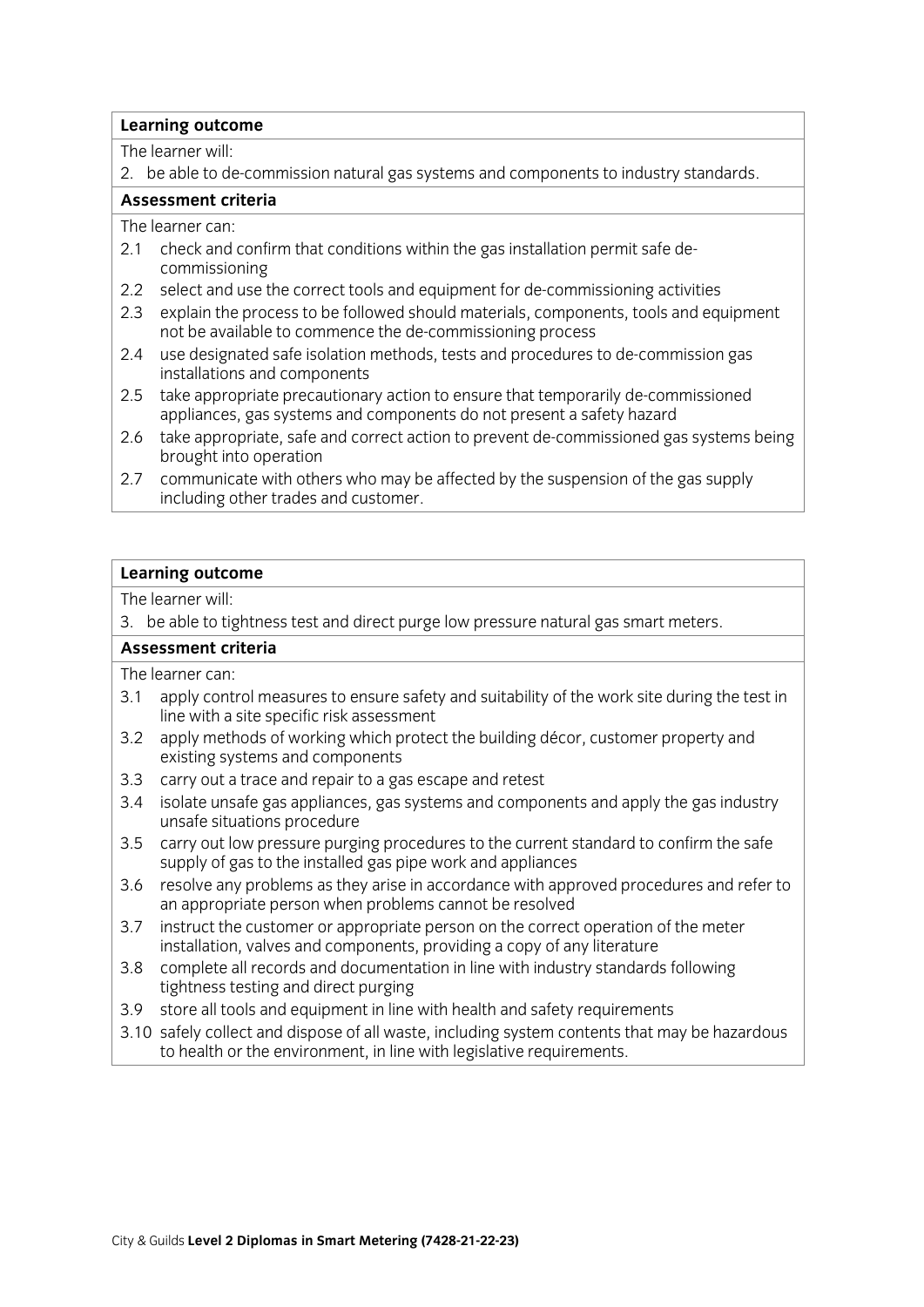**Learning outcome**

The learner will:

2. be able to de-commission natural gas systems and components to industry standards.

**Assessment criteria**

The learner can:

2.1 check and confirm that conditions within the gas installation permit safe de-commissioning
2.2 select and use the correct tools and equipment for de-commissioning activities
2.3 explain the process to be followed should materials, components, tools and equipment not be available to commence the de-commissioning process
2.4 use designated safe isolation methods, tests and procedures to de-commission gas installations and components
2.5 take appropriate precautionary action to ensure that temporarily de-commissioned appliances, gas systems and components do not present a safety hazard
2.6 take appropriate, safe and correct action to prevent de-commissioned gas systems being brought into operation
2.7 communicate with others who may be affected by the suspension of the gas supply including other trades and customer.

**Learning outcome**

The learner will:

3. be able to tightness test and direct purge low pressure natural gas smart meters.

**Assessment criteria**

The learner can:

3.1 apply control measures to ensure safety and suitability of the work site during the test in line with a site specific risk assessment
3.2 apply methods of working which protect the building décor, customer property and existing systems and components
3.3 carry out a trace and repair to a gas escape and retest
3.4 isolate unsafe gas appliances, gas systems and components and apply the gas industry unsafe situations procedure
3.5 carry out low pressure purging procedures to the current standard to confirm the safe supply of gas to the installed gas pipe work and appliances
3.6 resolve any problems as they arise in accordance with approved procedures and refer to an appropriate person when problems cannot be resolved
3.7 instruct the customer or appropriate person on the correct operation of the meter installation, valves and components, providing a copy of any literature
3.8 complete all records and documentation in line with industry standards following tightness testing and direct purging
3.9 store all tools and equipment in line with health and safety requirements
3.10 safely collect and dispose of all waste, including system contents that may be hazardous to health or the environment, in line with legislative requirements.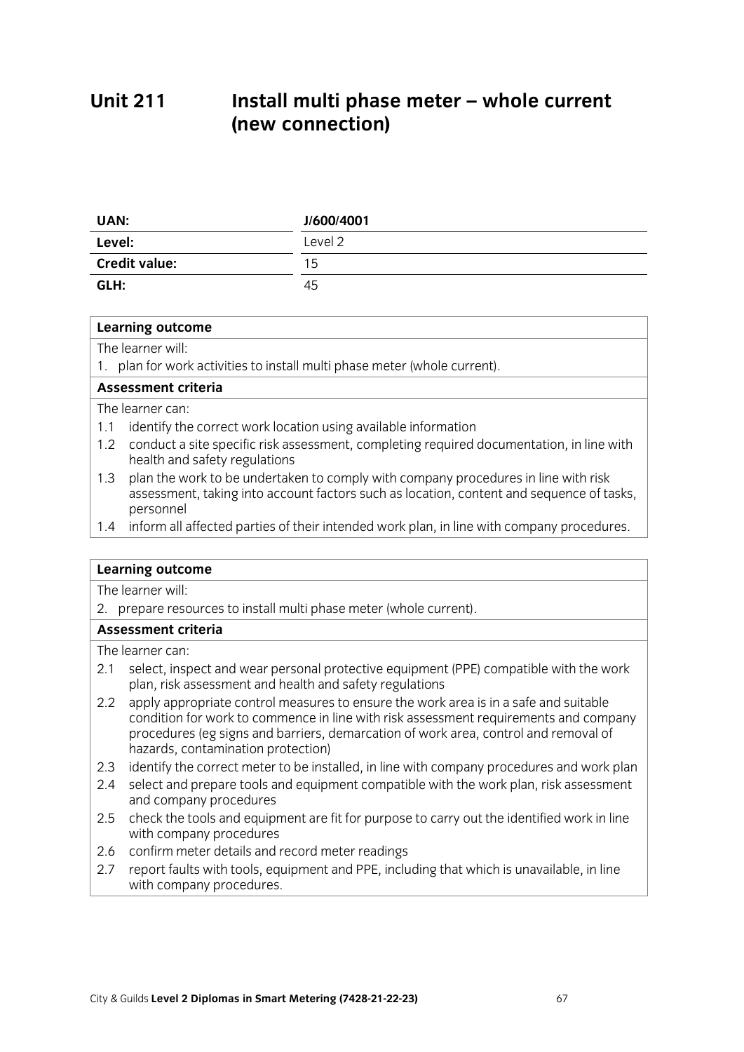# Unit 211 Install multi phase meter – whole current (new connection)

| | |
|---|---|
| **UAN:** | **J/600/4001** |
| **Level:** | Level 2 |
| **Credit value:** | 15 |
| **GLH:** | 45 |

| **Learning outcome** |
|---|
| The learner will: |
| 1. plan for work activities to install multi phase meter (whole current). |
| **Assessment criteria** |
| The learner can: |
| 1.1 identify the correct work location using available information |
| 1.2 conduct a site specific risk assessment, completing required documentation, in line with health and safety regulations |
| 1.3 plan the work to be undertaken to comply with company procedures in line with risk assessment, taking into account factors such as location, content and sequence of tasks, personnel |
| 1.4 inform all affected parties of their intended work plan, in line with company procedures. |

| **Learning outcome** |
|---|
| The learner will: |
| 2. prepare resources to install multi phase meter (whole current). |
| **Assessment criteria** |
| The learner can: |
| 2.1 select, inspect and wear personal protective equipment (PPE) compatible with the work plan, risk assessment and health and safety regulations |
| 2.2 apply appropriate control measures to ensure the work area is in a safe and suitable condition for work to commence in line with risk assessment requirements and company procedures (eg signs and barriers, demarcation of work area, control and removal of hazards, contamination protection) |
| 2.3 identify the correct meter to be installed, in line with company procedures and work plan |
| 2.4 select and prepare tools and equipment compatible with the work plan, risk assessment and company procedures |
| 2.5 check the tools and equipment are fit for purpose to carry out the identified work in line with company procedures |
| 2.6 confirm meter details and record meter readings |
| 2.7 report faults with tools, equipment and PPE, including that which is unavailable, in line with company procedures. |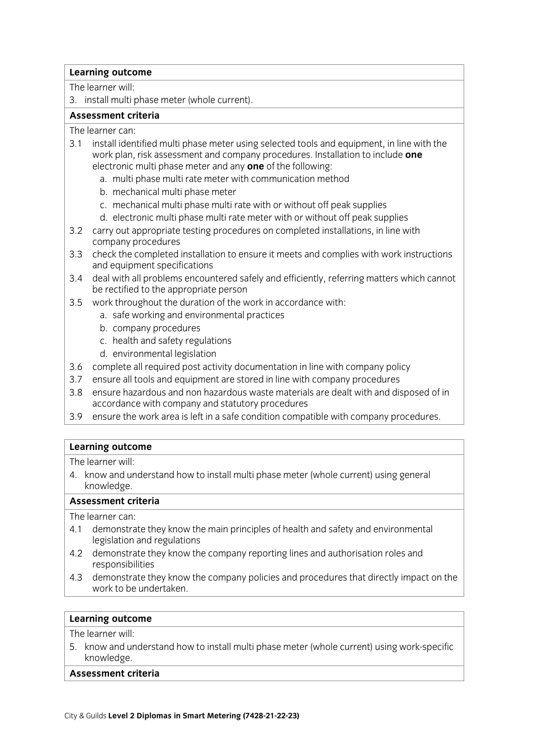**Learning outcome**

The learner will:

3. install multi phase meter (whole current).

**Assessment criteria**

The learner can:

3.1 install identified multi phase meter using selected tools and equipment, in line with the work plan, risk assessment and company procedures. Installation to include **one** electronic multi phase meter and any **one** of the following:
   a. multi phase multi rate meter with communication method
   b. mechanical multi phase meter
   c. mechanical multi phase multi rate with or without off peak supplies
   d. electronic multi phase multi rate meter with or without off peak supplies

3.2 carry out appropriate testing procedures on completed installations, in line with company procedures

3.3 check the completed installation to ensure it meets and complies with work instructions and equipment specifications

3.4 deal with all problems encountered safely and efficiently, referring matters which cannot be rectified to the appropriate person

3.5 work throughout the duration of the work in accordance with:
   a. safe working and environmental practices
   b. company procedures
   c. health and safety regulations
   d. environmental legislation

3.6 complete all required post activity documentation in line with company policy

3.7 ensure all tools and equipment are stored in line with company procedures

3.8 ensure hazardous and non hazardous waste materials are dealt with and disposed of in accordance with company and statutory procedures

3.9 ensure the work area is left in a safe condition compatible with company procedures.

**Learning outcome**

The learner will:

4. know and understand how to install multi phase meter (whole current) using general knowledge.

**Assessment criteria**

The learner can:

4.1 demonstrate they know the main principles of health and safety and environmental legislation and regulations

4.2 demonstrate they know the company reporting lines and authorisation roles and responsibilities

4.3 demonstrate they know the company policies and procedures that directly impact on the work to be undertaken.

**Learning outcome**

The learner will:

5. know and understand how to install multi phase meter (whole current) using work-specific knowledge.

**Assessment criteria**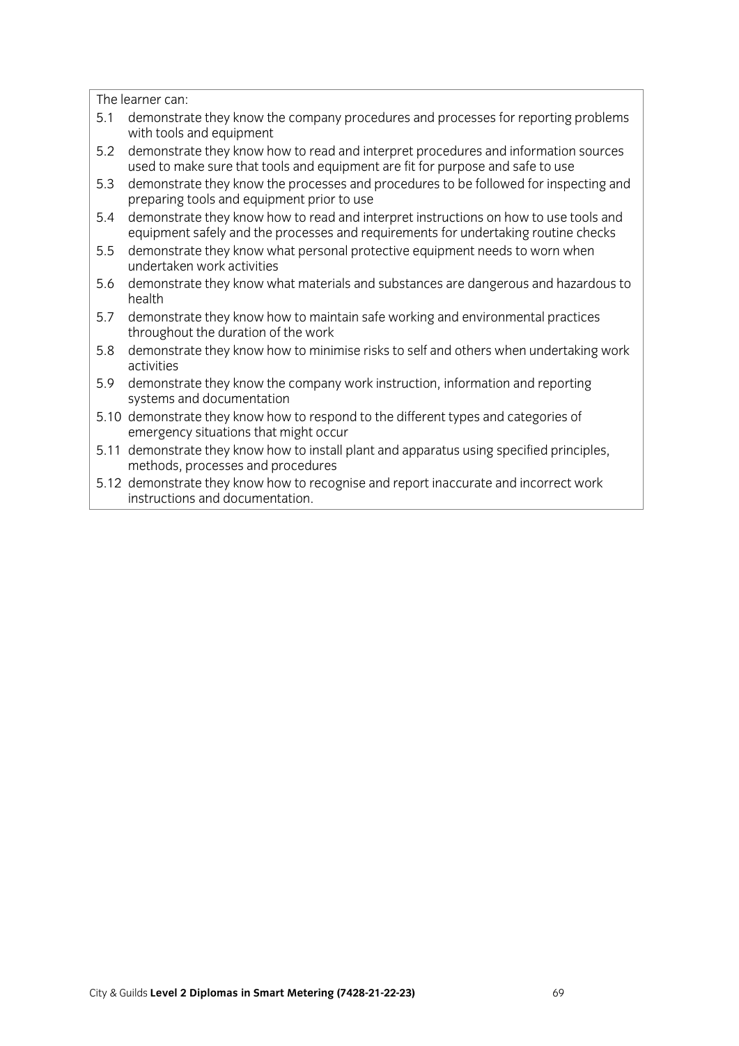The learner can:

5.1 demonstrate they know the company procedures and processes for reporting problems with tools and equipment

5.2 demonstrate they know how to read and interpret procedures and information sources used to make sure that tools and equipment are fit for purpose and safe to use

5.3 demonstrate they know the processes and procedures to be followed for inspecting and preparing tools and equipment prior to use

5.4 demonstrate they know how to read and interpret instructions on how to use tools and equipment safely and the processes and requirements for undertaking routine checks

5.5 demonstrate they know what personal protective equipment needs to worn when undertaken work activities

5.6 demonstrate they know what materials and substances are dangerous and hazardous to health

5.7 demonstrate they know how to maintain safe working and environmental practices throughout the duration of the work

5.8 demonstrate they know how to minimise risks to self and others when undertaking work activities

5.9 demonstrate they know the company work instruction, information and reporting systems and documentation

5.10 demonstrate they know how to respond to the different types and categories of emergency situations that might occur

5.11 demonstrate they know how to install plant and apparatus using specified principles, methods, processes and procedures

5.12 demonstrate they know how to recognise and report inaccurate and incorrect work instructions and documentation.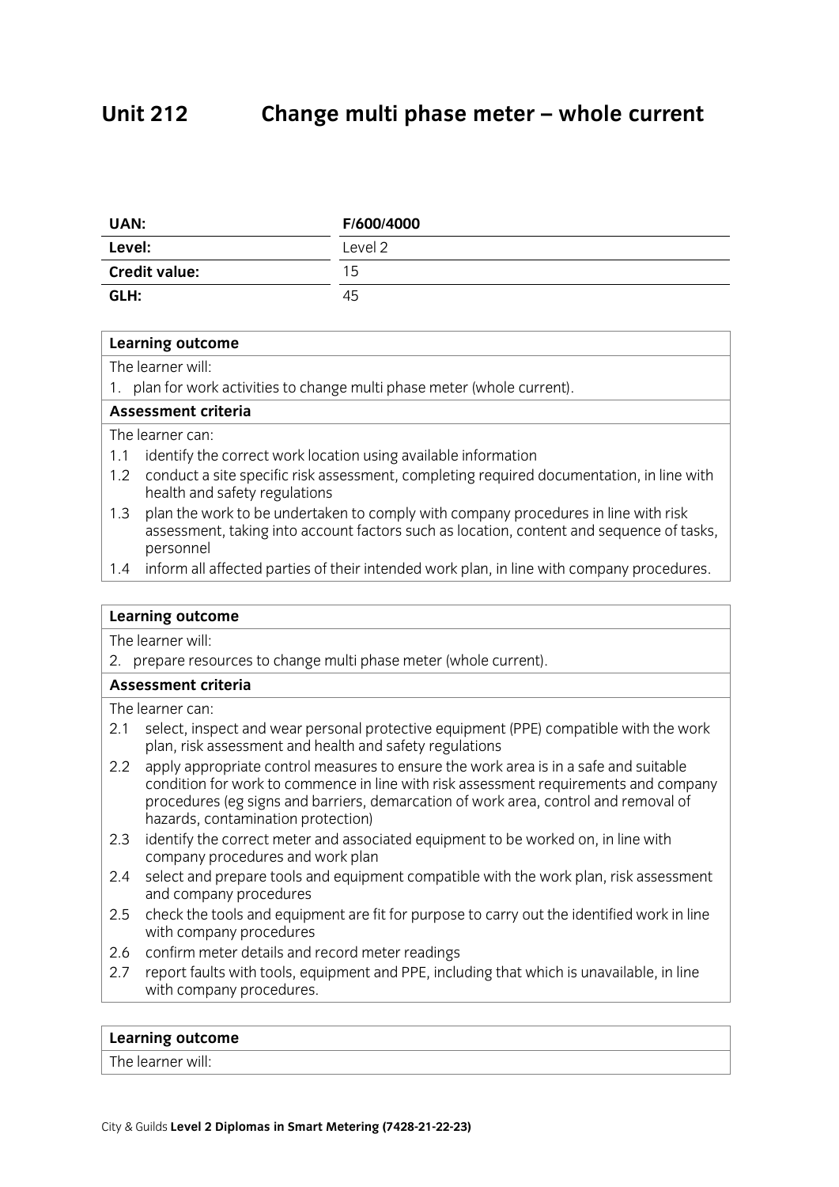# Unit 212 Change multi phase meter – whole current

| UAN: | F/600/4000 |
|---|---|
| Level: | Level 2 |
| Credit value: | 15 |
| GLH: | 45 |

| Learning outcome |
|---|
| The learner will: |
| 1. plan for work activities to change multi phase meter (whole current). |
| **Assessment criteria** |
| The learner can: |
| 1.1 identify the correct work location using available information |
| 1.2 conduct a site specific risk assessment, completing required documentation, in line with health and safety regulations |
| 1.3 plan the work to be undertaken to comply with company procedures in line with risk assessment, taking into account factors such as location, content and sequence of tasks, personnel |
| 1.4 inform all affected parties of their intended work plan, in line with company procedures. |

| Learning outcome |
|---|
| The learner will: |
| 2. prepare resources to change multi phase meter (whole current). |
| **Assessment criteria** |
| The learner can: |
| 2.1 select, inspect and wear personal protective equipment (PPE) compatible with the work plan, risk assessment and health and safety regulations |
| 2.2 apply appropriate control measures to ensure the work area is in a safe and suitable condition for work to commence in line with risk assessment requirements and company procedures (eg signs and barriers, demarcation of work area, control and removal of hazards, contamination protection) |
| 2.3 identify the correct meter and associated equipment to be worked on, in line with company procedures and work plan |
| 2.4 select and prepare tools and equipment compatible with the work plan, risk assessment and company procedures |
| 2.5 check the tools and equipment are fit for purpose to carry out the identified work in line with company procedures |
| 2.6 confirm meter details and record meter readings |
| 2.7 report faults with tools, equipment and PPE, including that which is unavailable, in line with company procedures. |

| Learning outcome |
|---|
| The learner will: |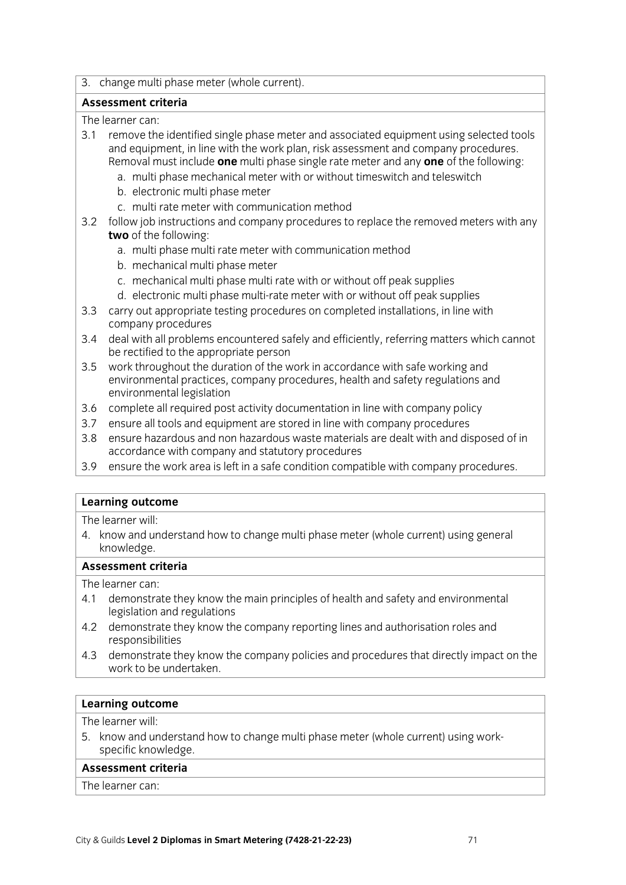3. change multi phase meter (whole current).

**Assessment criteria**

The learner can:

3.1 remove the identified single phase meter and associated equipment using selected tools and equipment, in line with the work plan, risk assessment and company procedures. Removal must include **one** multi phase single rate meter and any **one** of the following:
   a. multi phase mechanical meter with or without timeswitch and teleswitch
   b. electronic multi phase meter
   c. multi rate meter with communication method

3.2 follow job instructions and company procedures to replace the removed meters with any **two** of the following:
   a. multi phase multi rate meter with communication method
   b. mechanical multi phase meter
   c. mechanical multi phase multi rate with or without off peak supplies
   d. electronic multi phase multi-rate meter with or without off peak supplies

3.3 carry out appropriate testing procedures on completed installations, in line with company procedures

3.4 deal with all problems encountered safely and efficiently, referring matters which cannot be rectified to the appropriate person

3.5 work throughout the duration of the work in accordance with safe working and environmental practices, company procedures, health and safety regulations and environmental legislation

3.6 complete all required post activity documentation in line with company policy

3.7 ensure all tools and equipment are stored in line with company procedures

3.8 ensure hazardous and non hazardous waste materials are dealt with and disposed of in accordance with company and statutory procedures

3.9 ensure the work area is left in a safe condition compatible with company procedures.

**Learning outcome**

The learner will:

4. know and understand how to change multi phase meter (whole current) using general knowledge.

**Assessment criteria**

The learner can:

4.1 demonstrate they know the main principles of health and safety and environmental legislation and regulations

4.2 demonstrate they know the company reporting lines and authorisation roles and responsibilities

4.3 demonstrate they know the company policies and procedures that directly impact on the work to be undertaken.

**Learning outcome**

The learner will:

5. know and understand how to change multi phase meter (whole current) using work-specific knowledge.

**Assessment criteria**

The learner can: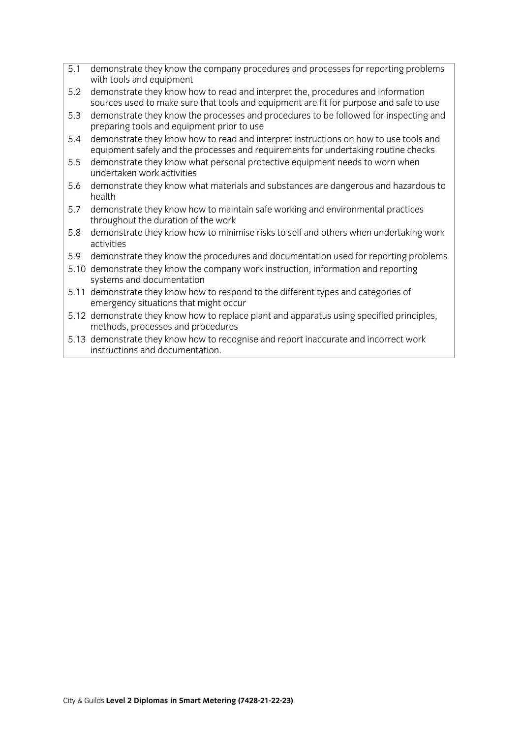5.1 demonstrate they know the company procedures and processes for reporting problems with tools and equipment

5.2 demonstrate they know how to read and interpret the, procedures and information sources used to make sure that tools and equipment are fit for purpose and safe to use

5.3 demonstrate they know the processes and procedures to be followed for inspecting and preparing tools and equipment prior to use

5.4 demonstrate they know how to read and interpret instructions on how to use tools and equipment safely and the processes and requirements for undertaking routine checks

5.5 demonstrate they know what personal protective equipment needs to worn when undertaken work activities

5.6 demonstrate they know what materials and substances are dangerous and hazardous to health

5.7 demonstrate they know how to maintain safe working and environmental practices throughout the duration of the work

5.8 demonstrate they know how to minimise risks to self and others when undertaking work activities

5.9 demonstrate they know the procedures and documentation used for reporting problems

5.10 demonstrate they know the company work instruction, information and reporting systems and documentation

5.11 demonstrate they know how to respond to the different types and categories of emergency situations that might occur

5.12 demonstrate they know how to replace plant and apparatus using specified principles, methods, processes and procedures

5.13 demonstrate they know how to recognise and report inaccurate and incorrect work instructions and documentation.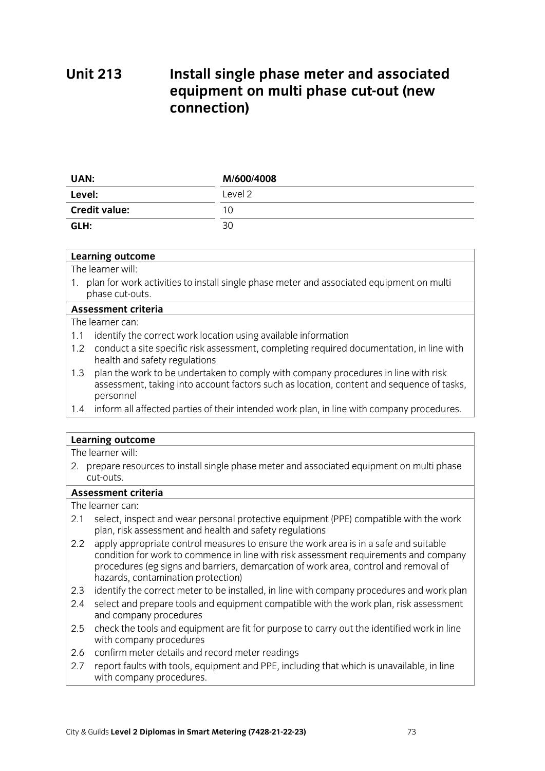# Unit 213 Install single phase meter and associated equipment on multi phase cut-out (new connection)

| | |
|---|---|
| **UAN:** | **M/600/4008** |
| **Level:** | Level 2 |
| **Credit value:** | 10 |
| **GLH:** | 30 |

**Learning outcome**

The learner will:

1. plan for work activities to install single phase meter and associated equipment on multi phase cut-outs.

**Assessment criteria**

The learner can:

1.1 identify the correct work location using available information

1.2 conduct a site specific risk assessment, completing required documentation, in line with health and safety regulations

1.3 plan the work to be undertaken to comply with company procedures in line with risk assessment, taking into account factors such as location, content and sequence of tasks, personnel

1.4 inform all affected parties of their intended work plan, in line with company procedures.

**Learning outcome**

The learner will:

2. prepare resources to install single phase meter and associated equipment on multi phase cut-outs.

**Assessment criteria**

The learner can:

2.1 select, inspect and wear personal protective equipment (PPE) compatible with the work plan, risk assessment and health and safety regulations

2.2 apply appropriate control measures to ensure the work area is in a safe and suitable condition for work to commence in line with risk assessment requirements and company procedures (eg signs and barriers, demarcation of work area, control and removal of hazards, contamination protection)

2.3 identify the correct meter to be installed, in line with company procedures and work plan

2.4 select and prepare tools and equipment compatible with the work plan, risk assessment and company procedures

2.5 check the tools and equipment are fit for purpose to carry out the identified work in line with company procedures

2.6 confirm meter details and record meter readings

2.7 report faults with tools, equipment and PPE, including that which is unavailable, in line with company procedures.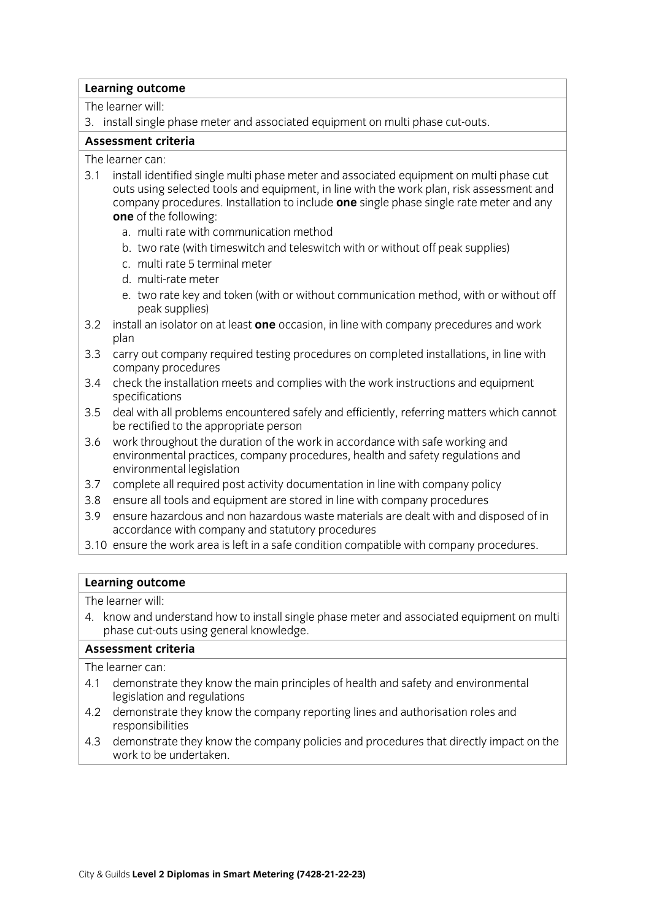**Learning outcome**

The learner will:

3. install single phase meter and associated equipment on multi phase cut-outs.

**Assessment criteria**

The learner can:

3.1 install identified single multi phase meter and associated equipment on multi phase cut outs using selected tools and equipment, in line with the work plan, risk assessment and company procedures. Installation to include **one** single phase single rate meter and any **one** of the following:
   a. multi rate with communication method
   b. two rate (with timeswitch and teleswitch with or without off peak supplies)
   c. multi rate 5 terminal meter
   d. multi-rate meter
   e. two rate key and token (with or without communication method, with or without off peak supplies)

3.2 install an isolator on at least **one** occasion, in line with company precedures and work plan

3.3 carry out company required testing procedures on completed installations, in line with company procedures

3.4 check the installation meets and complies with the work instructions and equipment specifications

3.5 deal with all problems encountered safely and efficiently, referring matters which cannot be rectified to the appropriate person

3.6 work throughout the duration of the work in accordance with safe working and environmental practices, company procedures, health and safety regulations and environmental legislation

3.7 complete all required post activity documentation in line with company policy

3.8 ensure all tools and equipment are stored in line with company procedures

3.9 ensure hazardous and non hazardous waste materials are dealt with and disposed of in accordance with company and statutory procedures

3.10 ensure the work area is left in a safe condition compatible with company procedures.

**Learning outcome**

The learner will:

4. know and understand how to install single phase meter and associated equipment on multi phase cut-outs using general knowledge.

**Assessment criteria**

The learner can:

4.1 demonstrate they know the main principles of health and safety and environmental legislation and regulations

4.2 demonstrate they know the company reporting lines and authorisation roles and responsibilities

4.3 demonstrate they know the company policies and procedures that directly impact on the work to be undertaken.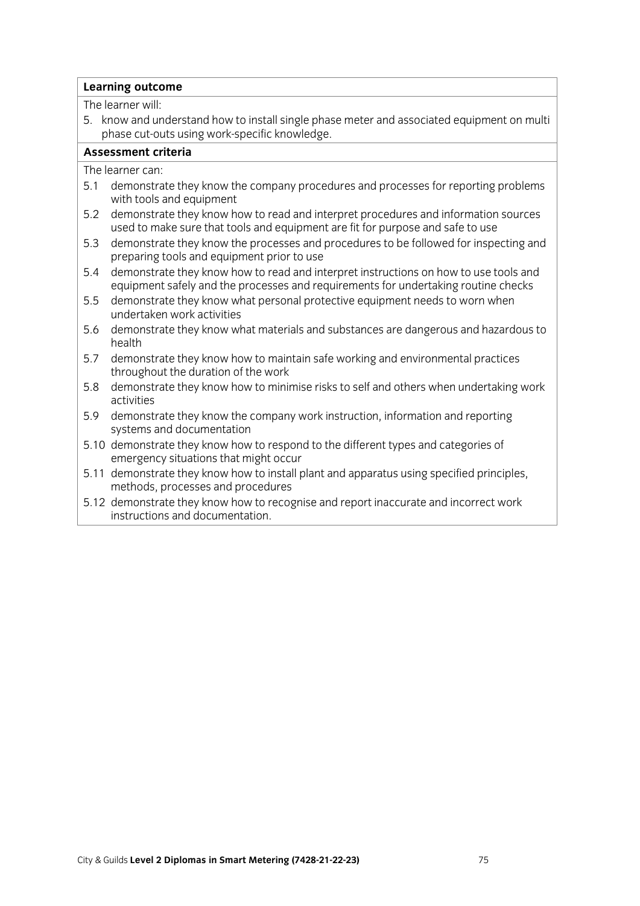**Learning outcome**

The learner will:

5. know and understand how to install single phase meter and associated equipment on multi phase cut-outs using work-specific knowledge.

**Assessment criteria**

The learner can:

5.1 demonstrate they know the company procedures and processes for reporting problems with tools and equipment

5.2 demonstrate they know how to read and interpret procedures and information sources used to make sure that tools and equipment are fit for purpose and safe to use

5.3 demonstrate they know the processes and procedures to be followed for inspecting and preparing tools and equipment prior to use

5.4 demonstrate they know how to read and interpret instructions on how to use tools and equipment safely and the processes and requirements for undertaking routine checks

5.5 demonstrate they know what personal protective equipment needs to worn when undertaken work activities

5.6 demonstrate they know what materials and substances are dangerous and hazardous to health

5.7 demonstrate they know how to maintain safe working and environmental practices throughout the duration of the work

5.8 demonstrate they know how to minimise risks to self and others when undertaking work activities

5.9 demonstrate they know the company work instruction, information and reporting systems and documentation

5.10 demonstrate they know how to respond to the different types and categories of emergency situations that might occur

5.11 demonstrate they know how to install plant and apparatus using specified principles, methods, processes and procedures

5.12 demonstrate they know how to recognise and report inaccurate and incorrect work instructions and documentation.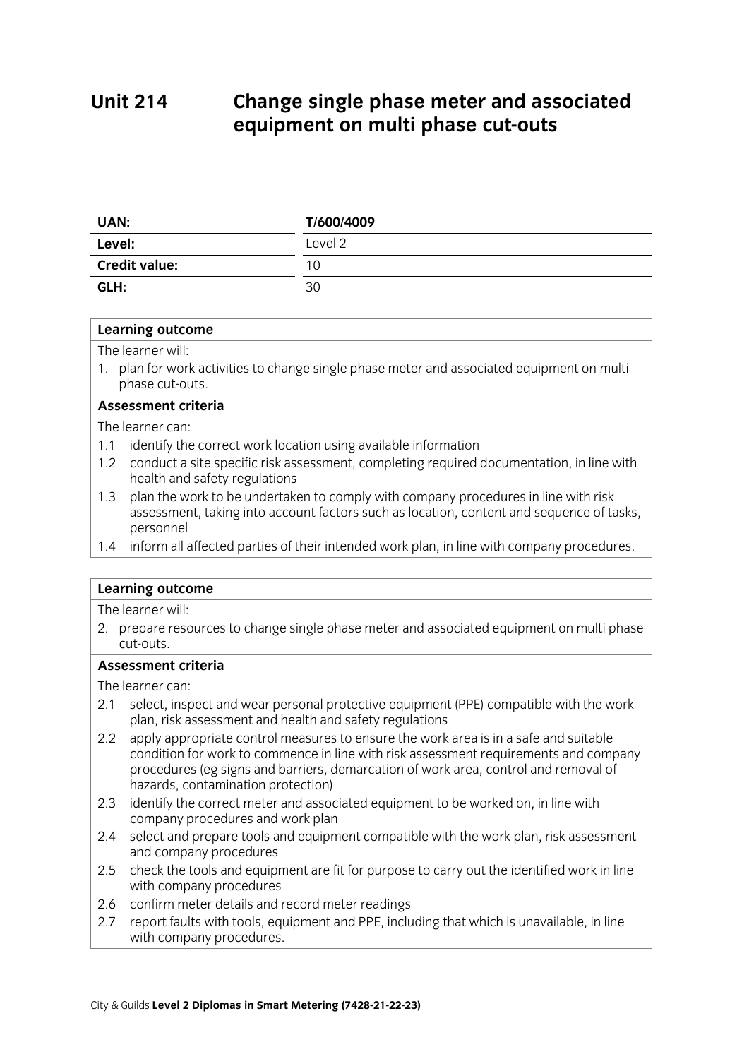# Unit 214 Change single phase meter and associated equipment on multi phase cut-outs

| UAN: | T/600/4009 |
| --- | --- |
| Level: | Level 2 |
| Credit value: | 10 |
| GLH: | 30 |

**Learning outcome**

The learner will:

1. plan for work activities to change single phase meter and associated equipment on multi phase cut-outs.

**Assessment criteria**

The learner can:

1.1 identify the correct work location using available information

1.2 conduct a site specific risk assessment, completing required documentation, in line with health and safety regulations

1.3 plan the work to be undertaken to comply with company procedures in line with risk assessment, taking into account factors such as location, content and sequence of tasks, personnel

1.4 inform all affected parties of their intended work plan, in line with company procedures.

**Learning outcome**

The learner will:

2. prepare resources to change single phase meter and associated equipment on multi phase cut-outs.

**Assessment criteria**

The learner can:

2.1 select, inspect and wear personal protective equipment (PPE) compatible with the work plan, risk assessment and health and safety regulations

2.2 apply appropriate control measures to ensure the work area is in a safe and suitable condition for work to commence in line with risk assessment requirements and company procedures (eg signs and barriers, demarcation of work area, control and removal of hazards, contamination protection)

2.3 identify the correct meter and associated equipment to be worked on, in line with company procedures and work plan

2.4 select and prepare tools and equipment compatible with the work plan, risk assessment and company procedures

2.5 check the tools and equipment are fit for purpose to carry out the identified work in line with company procedures

2.6 confirm meter details and record meter readings

2.7 report faults with tools, equipment and PPE, including that which is unavailable, in line with company procedures.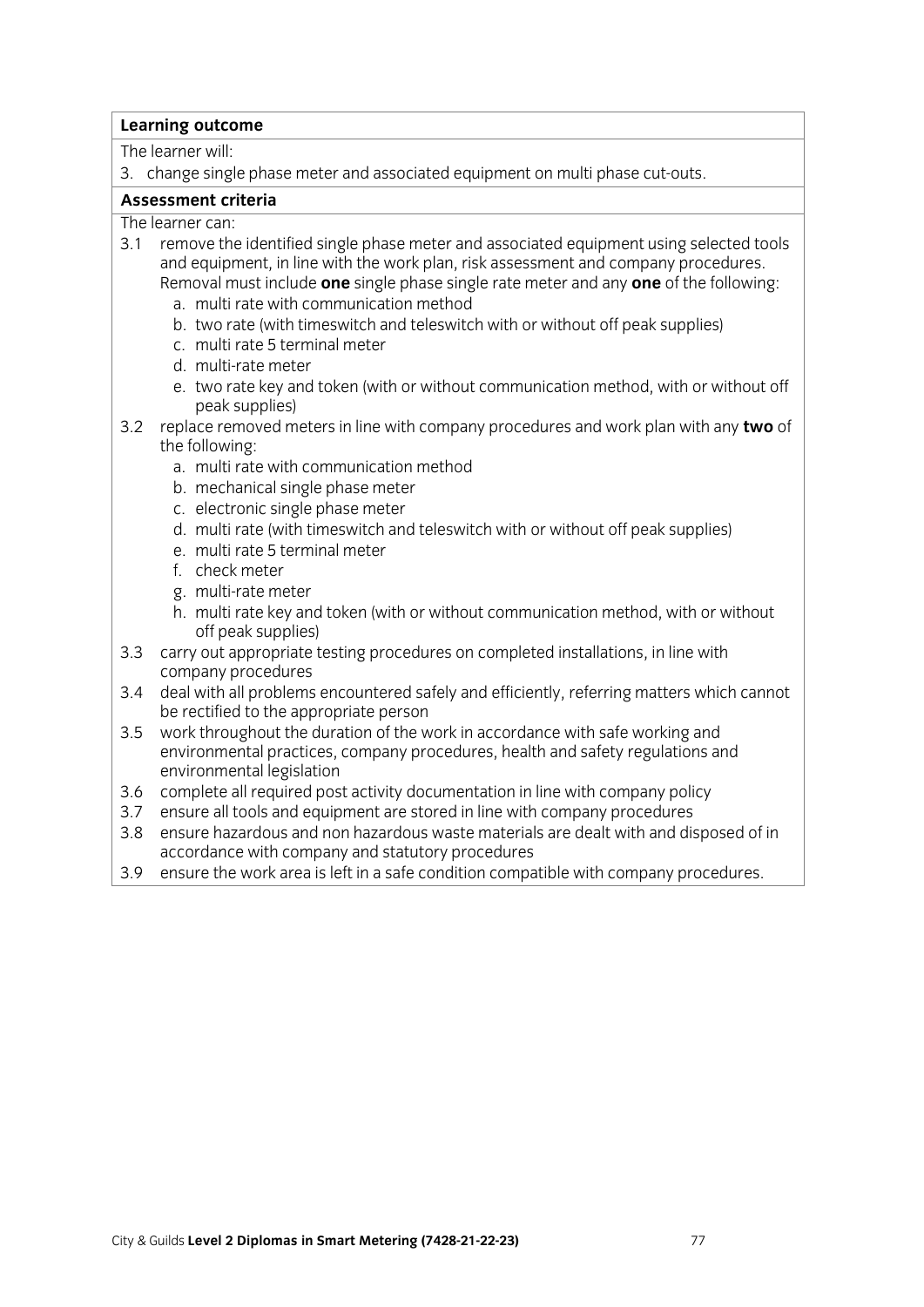**Learning outcome**

The learner will:

3. change single phase meter and associated equipment on multi phase cut-outs.

**Assessment criteria**

The learner can:

3.1 remove the identified single phase meter and associated equipment using selected tools and equipment, in line with the work plan, risk assessment and company procedures. Removal must include **one** single phase single rate meter and any **one** of the following:
   - a. multi rate with communication method
   - b. two rate (with timeswitch and teleswitch with or without off peak supplies)
   - c. multi rate 5 terminal meter
   - d. multi-rate meter
   - e. two rate key and token (with or without communication method, with or without off peak supplies)

3.2 replace removed meters in line with company procedures and work plan with any **two** of the following:
   - a. multi rate with communication method
   - b. mechanical single phase meter
   - c. electronic single phase meter
   - d. multi rate (with timeswitch and teleswitch with or without off peak supplies)
   - e. multi rate 5 terminal meter
   - f. check meter
   - g. multi-rate meter
   - h. multi rate key and token (with or without communication method, with or without off peak supplies)

3.3 carry out appropriate testing procedures on completed installations, in line with company procedures

3.4 deal with all problems encountered safely and efficiently, referring matters which cannot be rectified to the appropriate person

3.5 work throughout the duration of the work in accordance with safe working and environmental practices, company procedures, health and safety regulations and environmental legislation

3.6 complete all required post activity documentation in line with company policy

3.7 ensure all tools and equipment are stored in line with company procedures

3.8 ensure hazardous and non hazardous waste materials are dealt with and disposed of in accordance with company and statutory procedures

3.9 ensure the work area is left in a safe condition compatible with company procedures.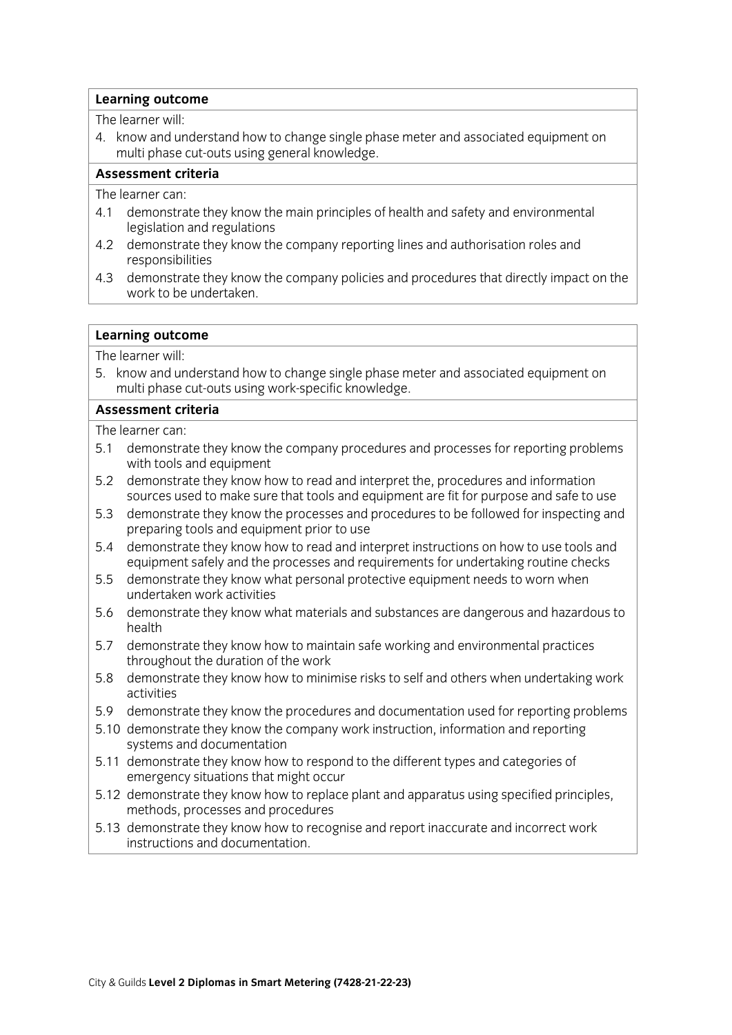**Learning outcome**

The learner will:

4. know and understand how to change single phase meter and associated equipment on multi phase cut-outs using general knowledge.

**Assessment criteria**

The learner can:

4.1 demonstrate they know the main principles of health and safety and environmental legislation and regulations

4.2 demonstrate they know the company reporting lines and authorisation roles and responsibilities

4.3 demonstrate they know the company policies and procedures that directly impact on the work to be undertaken.

**Learning outcome**

The learner will:

5. know and understand how to change single phase meter and associated equipment on multi phase cut-outs using work-specific knowledge.

**Assessment criteria**

The learner can:

5.1 demonstrate they know the company procedures and processes for reporting problems with tools and equipment

5.2 demonstrate they know how to read and interpret the, procedures and information sources used to make sure that tools and equipment are fit for purpose and safe to use

5.3 demonstrate they know the processes and procedures to be followed for inspecting and preparing tools and equipment prior to use

5.4 demonstrate they know how to read and interpret instructions on how to use tools and equipment safely and the processes and requirements for undertaking routine checks

5.5 demonstrate they know what personal protective equipment needs to worn when undertaken work activities

5.6 demonstrate they know what materials and substances are dangerous and hazardous to health

5.7 demonstrate they know how to maintain safe working and environmental practices throughout the duration of the work

5.8 demonstrate they know how to minimise risks to self and others when undertaking work activities

5.9 demonstrate they know the procedures and documentation used for reporting problems

5.10 demonstrate they know the company work instruction, information and reporting systems and documentation

5.11 demonstrate they know how to respond to the different types and categories of emergency situations that might occur

5.12 demonstrate they know how to replace plant and apparatus using specified principles, methods, processes and procedures

5.13 demonstrate they know how to recognise and report inaccurate and incorrect work instructions and documentation.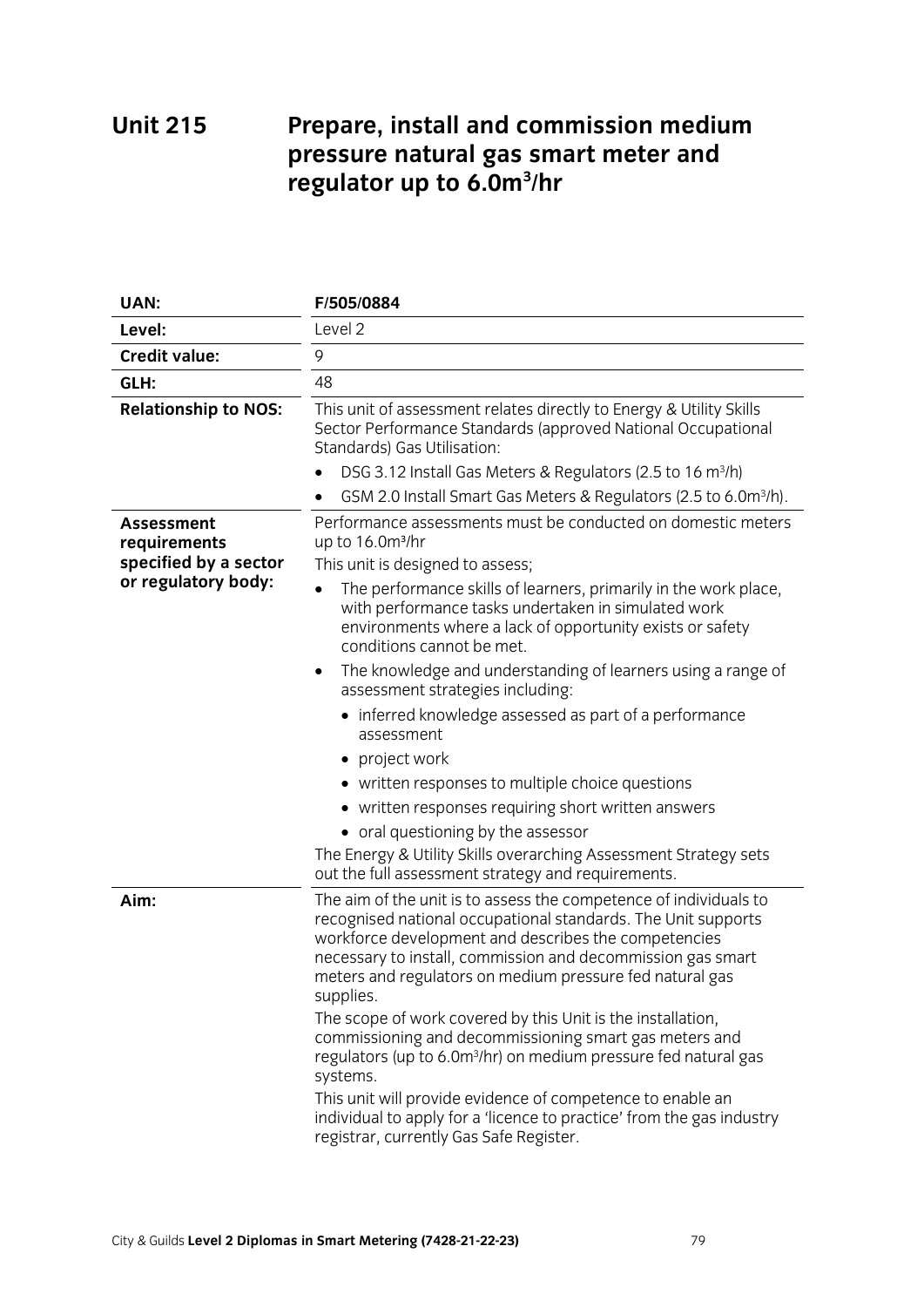# Unit 215 Prepare, install and commission medium pressure natural gas smart meter and regulator up to 6.0m$^3$/hr

| | |
|---|---|
| **UAN:** | **F/505/0884** |
| **Level:** | Level 2 |
| **Credit value:** | 9 |
| **GLH:** | 48 |
| **Relationship to NOS:** | This unit of assessment relates directly to Energy & Utility Skills Sector Performance Standards (approved National Occupational Standards) Gas Utilisation:<br>• DSG 3.12 Install Gas Meters & Regulators (2.5 to 16 m$^3$/h)<br>• GSM 2.0 Install Smart Gas Meters & Regulators (2.5 to 6.0m$^3$/h). |
| **Assessment requirements specified by a sector or regulatory body:** | Performance assessments must be conducted on domestic meters up to 16.0m$^3$/hr<br>This unit is designed to assess;<br>• The performance skills of learners, primarily in the work place, with performance tasks undertaken in simulated work environments where a lack of opportunity exists or safety conditions cannot be met.<br>• The knowledge and understanding of learners using a range of assessment strategies including:<br>  • inferred knowledge assessed as part of a performance assessment<br>  • project work<br>  • written responses to multiple choice questions<br>  • written responses requiring short written answers<br>  • oral questioning by the assessor<br>The Energy & Utility Skills overarching Assessment Strategy sets out the full assessment strategy and requirements. |
| **Aim:** | The aim of the unit is to assess the competence of individuals to recognised national occupational standards. The Unit supports workforce development and describes the competencies necessary to install, commission and decommission gas smart meters and regulators on medium pressure fed natural gas supplies.<br>The scope of work covered by this Unit is the installation, commissioning and decommissioning smart gas meters and regulators (up to 6.0m$^3$/hr) on medium pressure fed natural gas systems.<br>This unit will provide evidence of competence to enable an individual to apply for a 'licence to practice' from the gas industry registrar, currently Gas Safe Register. |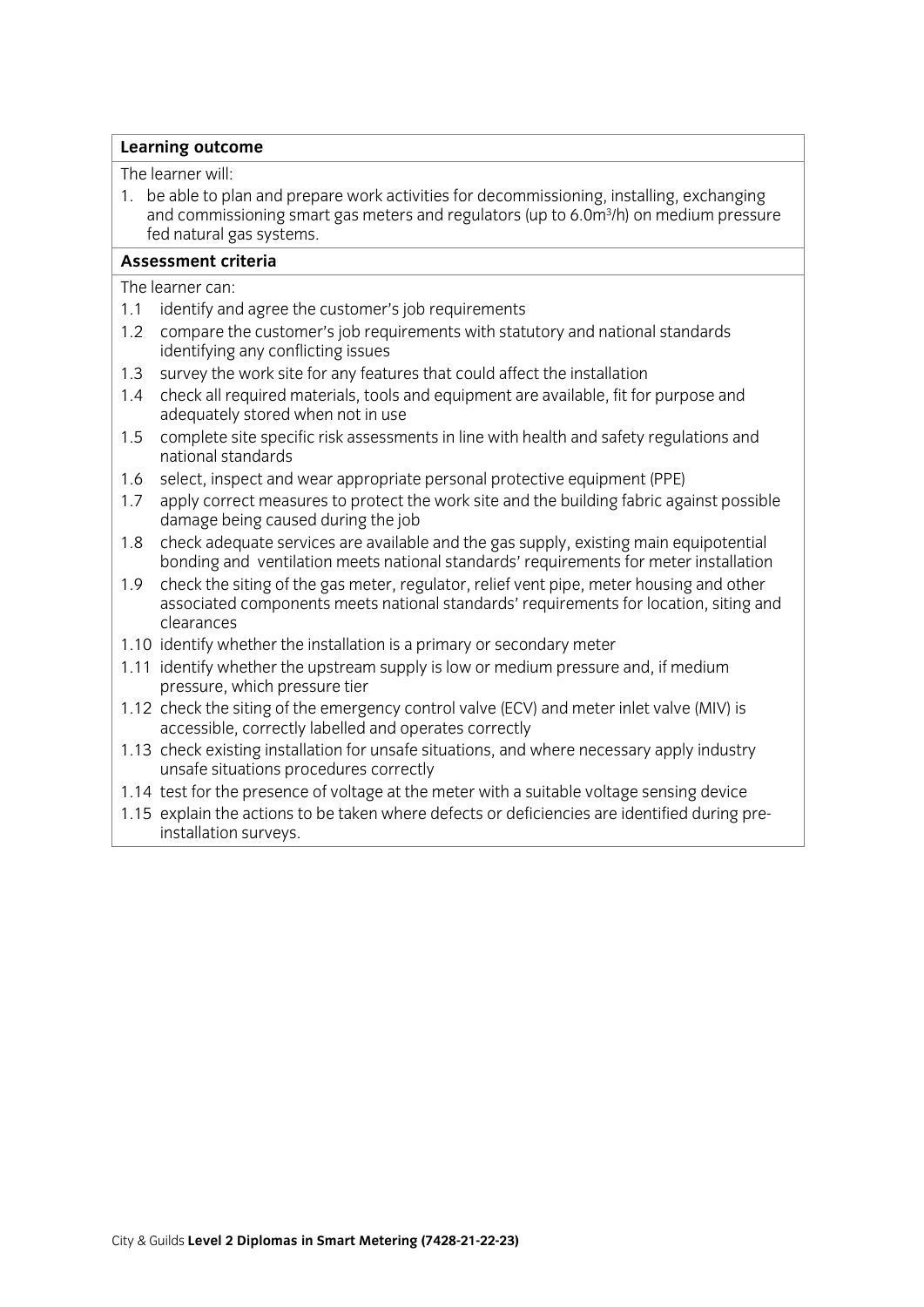**Learning outcome**

The learner will:

1. be able to plan and prepare work activities for decommissioning, installing, exchanging and commissioning smart gas meters and regulators (up to 6.0m$^3$/h) on medium pressure fed natural gas systems.

**Assessment criteria**

The learner can:

- 1.1 identify and agree the customer's job requirements
- 1.2 compare the customer's job requirements with statutory and national standards identifying any conflicting issues
- 1.3 survey the work site for any features that could affect the installation
- 1.4 check all required materials, tools and equipment are available, fit for purpose and adequately stored when not in use
- 1.5 complete site specific risk assessments in line with health and safety regulations and national standards
- 1.6 select, inspect and wear appropriate personal protective equipment (PPE)
- 1.7 apply correct measures to protect the work site and the building fabric against possible damage being caused during the job
- 1.8 check adequate services are available and the gas supply, existing main equipotential bonding and ventilation meets national standards' requirements for meter installation
- 1.9 check the siting of the gas meter, regulator, relief vent pipe, meter housing and other associated components meets national standards' requirements for location, siting and clearances
- 1.10 identify whether the installation is a primary or secondary meter
- 1.11 identify whether the upstream supply is low or medium pressure and, if medium pressure, which pressure tier
- 1.12 check the siting of the emergency control valve (ECV) and meter inlet valve (MIV) is accessible, correctly labelled and operates correctly
- 1.13 check existing installation for unsafe situations, and where necessary apply industry unsafe situations procedures correctly
- 1.14 test for the presence of voltage at the meter with a suitable voltage sensing device
- 1.15 explain the actions to be taken where defects or deficiencies are identified during pre-installation surveys.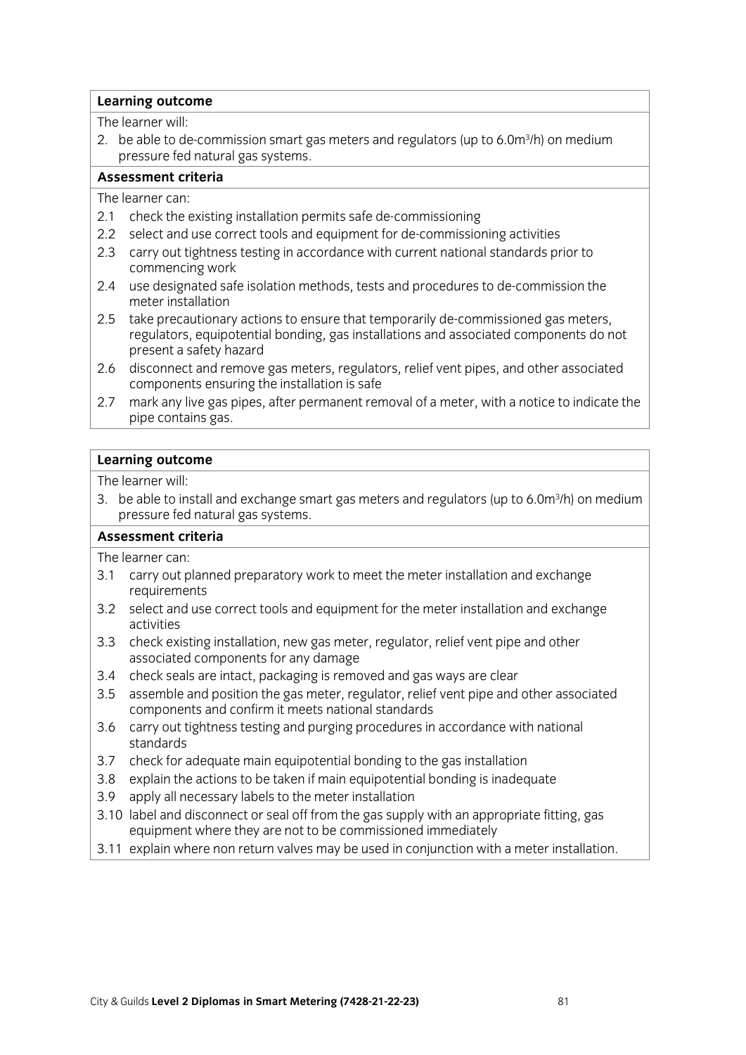**Learning outcome**

The learner will:

2. be able to de-commission smart gas meters and regulators (up to $6.0m^3/h$) on medium pressure fed natural gas systems.

**Assessment criteria**

The learner can:

- 2.1 check the existing installation permits safe de-commissioning
- 2.2 select and use correct tools and equipment for de-commissioning activities
- 2.3 carry out tightness testing in accordance with current national standards prior to commencing work
- 2.4 use designated safe isolation methods, tests and procedures to de-commission the meter installation
- 2.5 take precautionary actions to ensure that temporarily de-commissioned gas meters, regulators, equipotential bonding, gas installations and associated components do not present a safety hazard
- 2.6 disconnect and remove gas meters, regulators, relief vent pipes, and other associated components ensuring the installation is safe
- 2.7 mark any live gas pipes, after permanent removal of a meter, with a notice to indicate the pipe contains gas.

**Learning outcome**

The learner will:

3. be able to install and exchange smart gas meters and regulators (up to $6.0m^3/h$) on medium pressure fed natural gas systems.

**Assessment criteria**

The learner can:

- 3.1 carry out planned preparatory work to meet the meter installation and exchange requirements
- 3.2 select and use correct tools and equipment for the meter installation and exchange activities
- 3.3 check existing installation, new gas meter, regulator, relief vent pipe and other associated components for any damage
- 3.4 check seals are intact, packaging is removed and gas ways are clear
- 3.5 assemble and position the gas meter, regulator, relief vent pipe and other associated components and confirm it meets national standards
- 3.6 carry out tightness testing and purging procedures in accordance with national standards
- 3.7 check for adequate main equipotential bonding to the gas installation
- 3.8 explain the actions to be taken if main equipotential bonding is inadequate
- 3.9 apply all necessary labels to the meter installation
- 3.10 label and disconnect or seal off from the gas supply with an appropriate fitting, gas equipment where they are not to be commissioned immediately
- 3.11 explain where non return valves may be used in conjunction with a meter installation.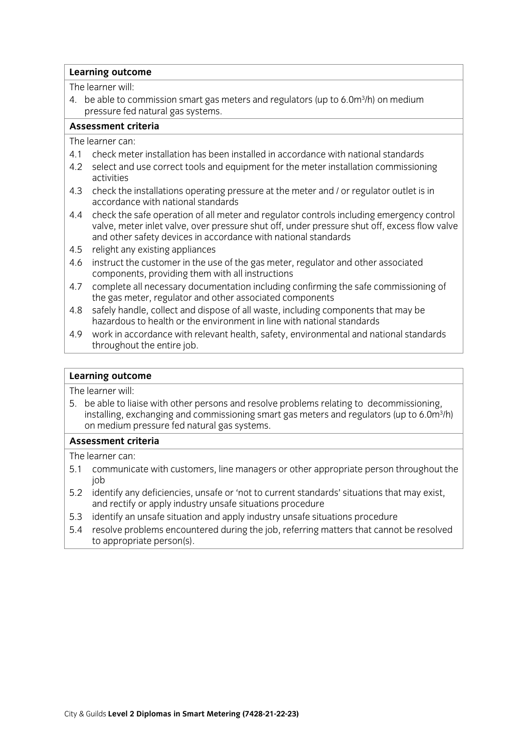**Learning outcome**

The learner will:

4. be able to commission smart gas meters and regulators (up to 6.0m$^3$/h) on medium pressure fed natural gas systems.

**Assessment criteria**

The learner can:

4.1 check meter installation has been installed in accordance with national standards

4.2 select and use correct tools and equipment for the meter installation commissioning activities

4.3 check the installations operating pressure at the meter and / or regulator outlet is in accordance with national standards

4.4 check the safe operation of all meter and regulator controls including emergency control valve, meter inlet valve, over pressure shut off, under pressure shut off, excess flow valve and other safety devices in accordance with national standards

4.5 relight any existing appliances

4.6 instruct the customer in the use of the gas meter, regulator and other associated components, providing them with all instructions

4.7 complete all necessary documentation including confirming the safe commissioning of the gas meter, regulator and other associated components

4.8 safely handle, collect and dispose of all waste, including components that may be hazardous to health or the environment in line with national standards

4.9 work in accordance with relevant health, safety, environmental and national standards throughout the entire job.

**Learning outcome**

The learner will:

5. be able to liaise with other persons and resolve problems relating to decommissioning, installing, exchanging and commissioning smart gas meters and regulators (up to 6.0m$^3$/h) on medium pressure fed natural gas systems.

**Assessment criteria**

The learner can:

5.1 communicate with customers, line managers or other appropriate person throughout the job

5.2 identify any deficiencies, unsafe or 'not to current standards' situations that may exist, and rectify or apply industry unsafe situations procedure

5.3 identify an unsafe situation and apply industry unsafe situations procedure

5.4 resolve problems encountered during the job, referring matters that cannot be resolved to appropriate person(s).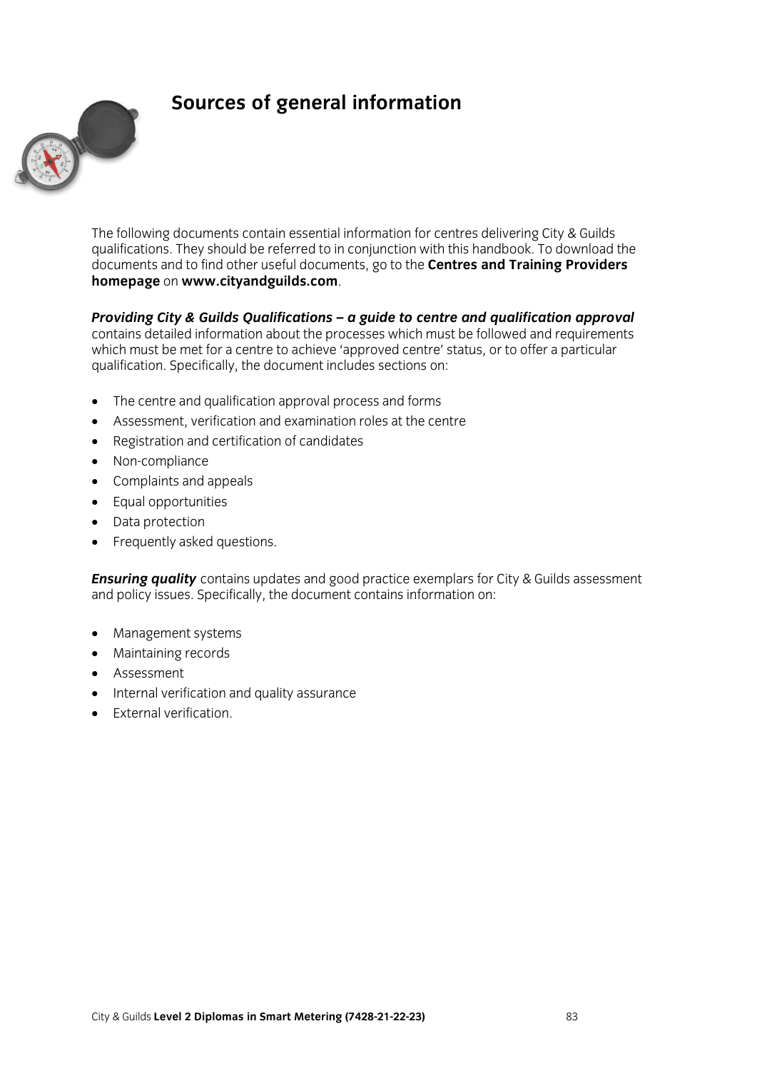# Sources of general information

The following documents contain essential information for centres delivering City & Guilds qualifications. They should be referred to in conjunction with this handbook. To download the documents and to find other useful documents, go to the **Centres and Training Providers homepage** on **www.cityandguilds.com**.

***Providing City & Guilds Qualifications – a guide to centre and qualification approval*** contains detailed information about the processes which must be followed and requirements which must be met for a centre to achieve 'approved centre' status, or to offer a particular qualification. Specifically, the document includes sections on:

- The centre and qualification approval process and forms
- Assessment, verification and examination roles at the centre
- Registration and certification of candidates
- Non-compliance
- Complaints and appeals
- Equal opportunities
- Data protection
- Frequently asked questions.

***Ensuring quality*** contains updates and good practice exemplars for City & Guilds assessment and policy issues. Specifically, the document contains information on:

- Management systems
- Maintaining records
- Assessment
- Internal verification and quality assurance
- External verification.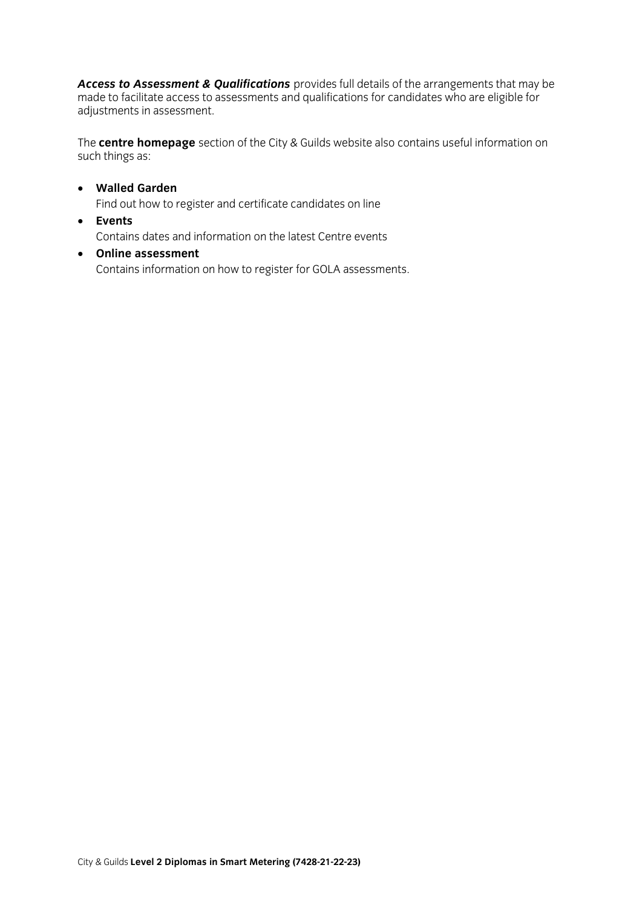***Access to Assessment & Qualifications*** provides full details of the arrangements that may be made to facilitate access to assessments and qualifications for candidates who are eligible for adjustments in assessment.

The **centre homepage** section of the City & Guilds website also contains useful information on such things as:

- **Walled Garden**
  Find out how to register and certificate candidates on line
- **Events**
  Contains dates and information on the latest Centre events
- **Online assessment**
  Contains information on how to register for GOLA assessments.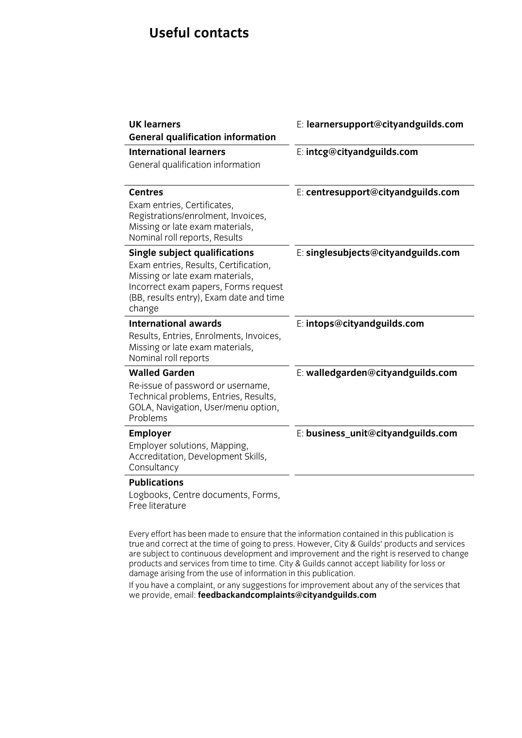# Useful contacts

| | |
|---|---|
| **UK learners**<br>**General qualification information** | E: **learnersupport@cityandguilds.com** |
| **International learners**<br>General qualification information | E: **intcg@cityandguilds.com** |
| **Centres**<br>Exam entries, Certificates, Registrations/enrolment, Invoices, Missing or late exam materials, Nominal roll reports, Results | E: **centresupport@cityandguilds.com** |
| **Single subject qualifications**<br>Exam entries, Results, Certification, Missing or late exam materials, Incorrect exam papers, Forms request (BB, results entry), Exam date and time change | E: **singlesubjects@cityandguilds.com** |
| **International awards**<br>Results, Entries, Enrolments, Invoices, Missing or late exam materials, Nominal roll reports | E: **intops@cityandguilds.com** |
| **Walled Garden**<br>Re-issue of password or username, Technical problems, Entries, Results, GOLA, Navigation, User/menu option, Problems | E: **walledgarden@cityandguilds.com** |
| **Employer**<br>Employer solutions, Mapping, Accreditation, Development Skills, Consultancy | E: **business_unit@cityandguilds.com** |
| **Publications**<br>Logbooks, Centre documents, Forms, Free literature | |

Every effort has been made to ensure that the information contained in this publication is true and correct at the time of going to press. However, City & Guilds' products and services are subject to continuous development and improvement and the right is reserved to change products and services from time to time. City & Guilds cannot accept liability for loss or damage arising from the use of information in this publication.

If you have a complaint, or any suggestions for improvement about any of the services that we provide, email: **feedbackandcomplaints@cityandguilds.com**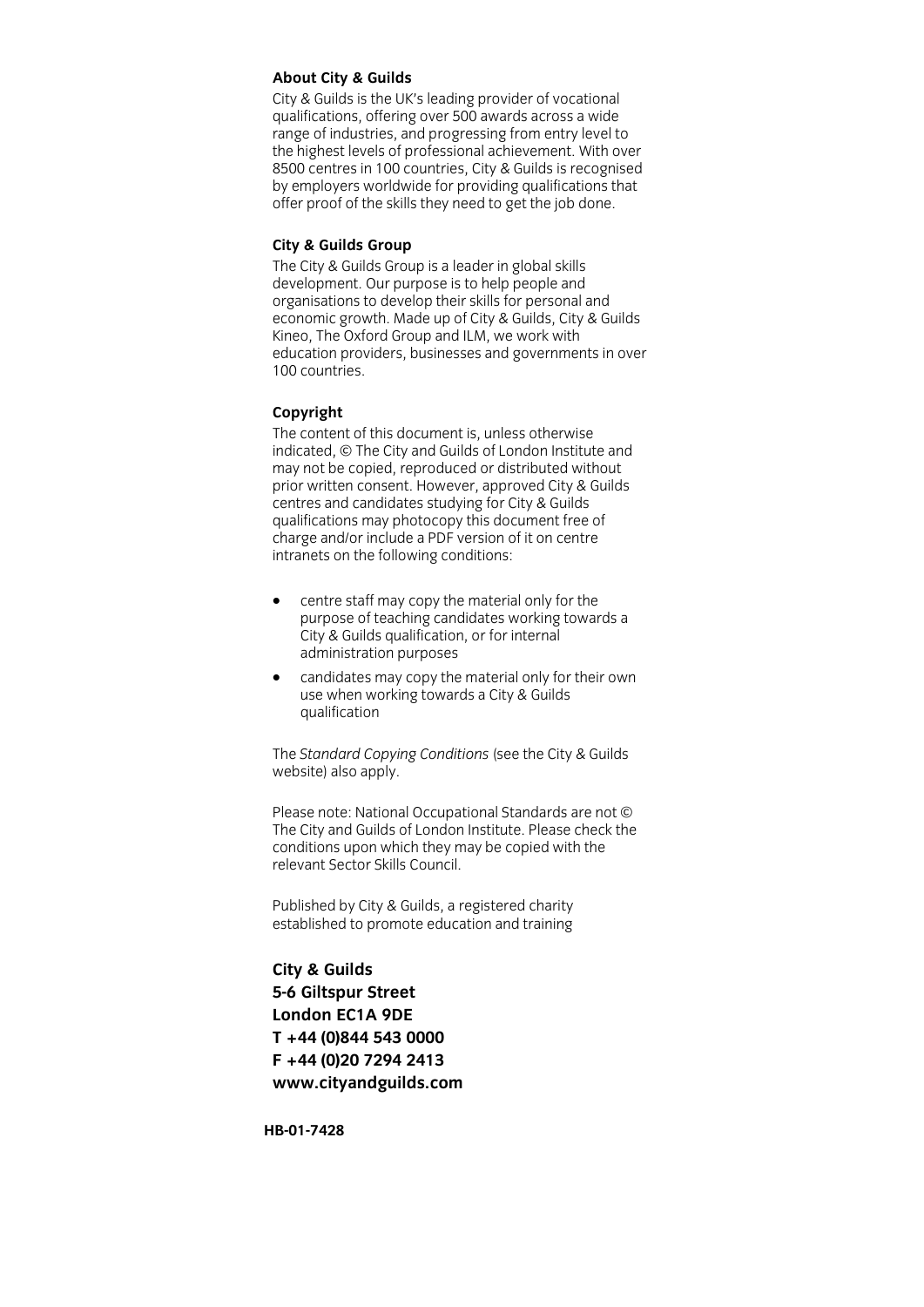**About City & Guilds**

City & Guilds is the UK's leading provider of vocational qualifications, offering over 500 awards across a wide range of industries, and progressing from entry level to the highest levels of professional achievement. With over 8500 centres in 100 countries, City & Guilds is recognised by employers worldwide for providing qualifications that offer proof of the skills they need to get the job done.

**City & Guilds Group**

The City & Guilds Group is a leader in global skills development. Our purpose is to help people and organisations to develop their skills for personal and economic growth. Made up of City & Guilds, City & Guilds Kineo, The Oxford Group and ILM, we work with education providers, businesses and governments in over 100 countries.

**Copyright**

The content of this document is, unless otherwise indicated, © The City and Guilds of London Institute and may not be copied, reproduced or distributed without prior written consent. However, approved City & Guilds centres and candidates studying for City & Guilds qualifications may photocopy this document free of charge and/or include a PDF version of it on centre intranets on the following conditions:

- centre staff may copy the material only for the purpose of teaching candidates working towards a City & Guilds qualification, or for internal administration purposes
- candidates may copy the material only for their own use when working towards a City & Guilds qualification

The *Standard Copying Conditions* (see the City & Guilds website) also apply.

Please note: National Occupational Standards are not © The City and Guilds of London Institute. Please check the conditions upon which they may be copied with the relevant Sector Skills Council.

Published by City & Guilds, a registered charity established to promote education and training

**City & Guilds**
**5-6 Giltspur Street**
**London EC1A 9DE**
**T +44 (0)844 543 0000**
**F +44 (0)20 7294 2413**
**www.cityandguilds.com**

**HB-01-7428**